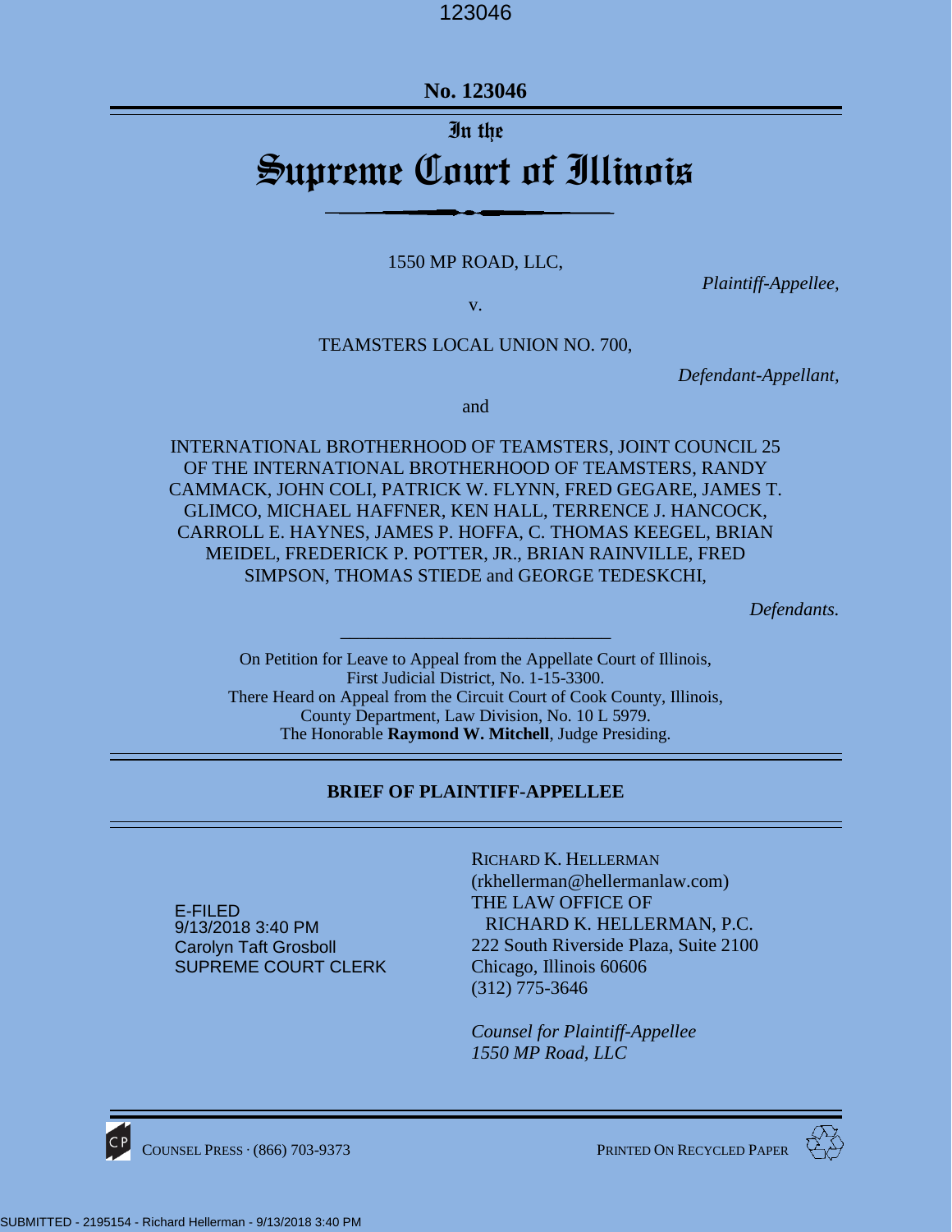**No. 123046**

In the

# Supreme Court of Illinois

1550 MP ROAD, LLC,

*Plaintiff-Appellee,*

v.

TEAMSTERS LOCAL UNION NO. 700,

*Defendant-Appellant,*

and

INTERNATIONAL BROTHERHOOD OF TEAMSTERS, JOINT COUNCIL 25 OF THE INTERNATIONAL BROTHERHOOD OF TEAMSTERS, RANDY CAMMACK, JOHN COLI, PATRICK W. FLYNN, FRED GEGARE, JAMES T. GLIMCO, MICHAEL HAFFNER, KEN HALL, TERRENCE J. HANCOCK, CARROLL E. HAYNES, JAMES P. HOFFA, C. THOMAS KEEGEL, BRIAN MEIDEL, FREDERICK P. POTTER, JR., BRIAN RAINVILLE, FRED SIMPSON, THOMAS STIEDE and GEORGE TEDESKCHI,

*Defendants.*

---

On Petition for Leave to Appeal from the Appellate Court of Illinois, First Judicial District, No. 1-15-3300.
There Heard on Appeal from the Circuit Court of Cook County, Illinois, County Department, Law Division, No. 10 L 5979.
The Honorable **Raymond W. Mitchell**, Judge Presiding.

## BRIEF OF PLAINTIFF-APPELLEE

E-FILED
9/13/2018 3:40 PM
Carolyn Taft Grosboll
SUPREME COURT CLERK

RICHARD K. HELLERMAN
(rkhellerman@hellermanlaw.com)
THE LAW OFFICE OF
RICHARD K. HELLERMAN, P.C.
222 South Riverside Plaza, Suite 2100
Chicago, Illinois 60606
(312) 775-3646

*Counsel for Plaintiff-Appellee*
*1550 MP Road, LLC*

COUNSEL PRESS · (866) 703-9373 PRINTED ON RECYCLED PAPER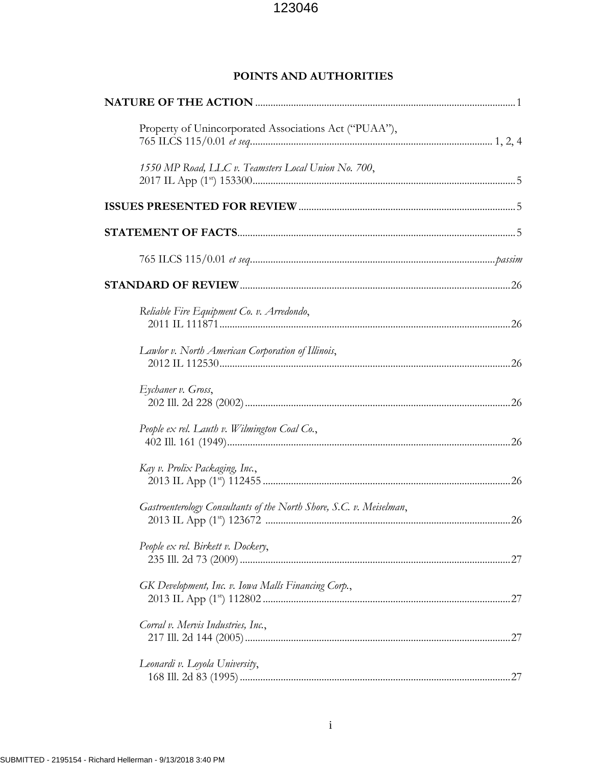## POINTS AND AUTHORITIES

**NATURE OF THE ACTION** .................................................................................................1

Property of Unincorporated Associations Act ("PUAA"), 765 ILCS 115/0.01 *et seq*. ........................................................................................ 1, 2, 4

*1550 MP Road, LLC v. Teamsters Local Union No. 700*, 2017 IL App (1st) 153300.................................................................................................5

**ISSUES PRESENTED FOR REVIEW** ..............................................................................5

**STATEMENT OF FACTS**.....................................................................................................5

765 ILCS 115/0.01 *et seq*. ....................................................................................*passim*

**STANDARD OF REVIEW**....................................................................................................26

*Reliable Fire Equipment Co. v. Arredondo*, 2011 IL 111871...........................................................................................................26

*Lawlor v. North American Corporation of Illinois*, 2012 IL 112530...........................................................................................................26

*Eychaner v. Gross*, 202 Ill. 2d 228 (2002).................................................................................................26

*People ex rel. Lauth v. Wilmington Coal Co.*, 402 Ill. 161 (1949).......................................................................................................26

*Kay v. Prolix Packaging, Inc.*, 2013 IL App (1st) 112455 ..........................................................................................26

*Gastroenterology Consultants of the North Shore, S.C. v. Meiselman*, 2013 IL App (1st) 123672 .........................................................................................26

*People ex rel. Birkett v. Dockery*, 235 Ill. 2d 73 (2009) ...................................................................................................27

*GK Development, Inc. v. Iowa Malls Financing Corp.*, 2013 IL App (1st) 112802..........................................................................................27

*Corral v. Mervis Industries, Inc.*, 217 Ill. 2d 144 (2005).................................................................................................27

*Leonardi v. Loyola University*, 168 Ill. 2d 83 (1995) ...................................................................................................27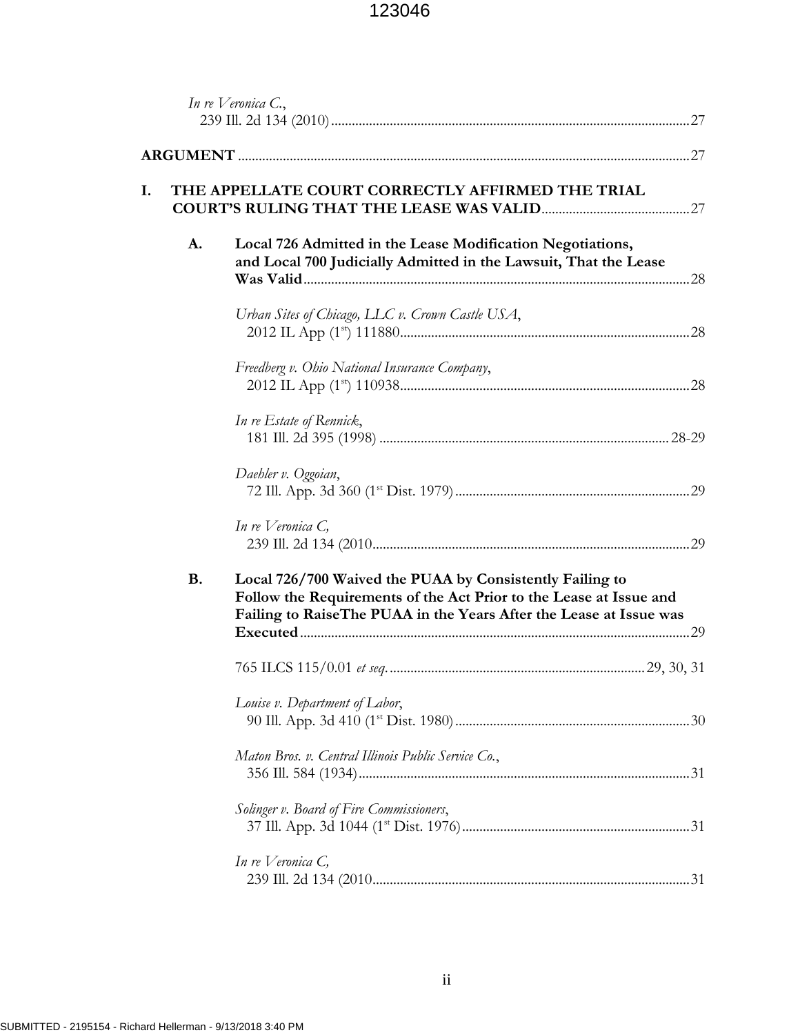*In re Veronica C.*,
239 Ill. 2d 134 (2010) .......................................................................................................27

**ARGUMENT** .................................................................................................................27

**I. THE APPELLATE COURT CORRECTLY AFFIRMED THE TRIAL COURT'S RULING THAT THE LEASE WAS VALID** ...........................................27

**A. Local 726 Admitted in the Lease Modification Negotiations, and Local 700 Judicially Admitted in the Lawsuit, That the Lease Was Valid** ..............................................................................................28

*Urban Sites of Chicago, LLC v. Crown Castle USA*,
2012 IL App (1st) 111880...................................................................................28

*Freedberg v. Ohio National Insurance Company*,
2012 IL App (1st) 110938...................................................................................28

*In re Estate of Rennick*,
181 Ill. 2d 395 (1998) ................................................................................... 28-29

*Daehler v. Oggoian*,
72 Ill. App. 3d 360 (1st Dist. 1979)...................................................................29

*In re Veronica C,*
239 Ill. 2d 134 (2010...........................................................................................29

**B. Local 726/700 Waived the PUAA by Consistently Failing to Follow the Requirements of the Act Prior to the Lease at Issue and Failing to RaiseThe PUAA in the Years After the Lease at Issue was Executed** ................................................................................................29

765 ILCS 115/0.01 *et seq.* ........................................................................ 29, 30, 31

*Louise v. Department of Labor*,
90 Ill. App. 3d 410 (1st Dist. 1980)...................................................................30

*Maton Bros. v. Central Illinois Public Service Co.*,
356 Ill. 584 (1934)...............................................................................................31

*Solinger v. Board of Fire Commissioners*,
37 Ill. App. 3d 1044 (1st Dist. 1976).................................................................31

*In re Veronica C,*
239 Ill. 2d 134 (2010...........................................................................................31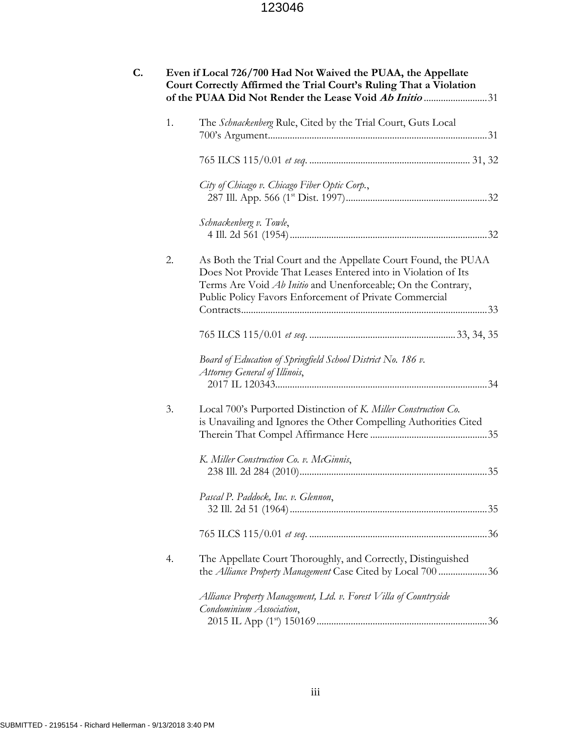**C. Even if Local 726/700 Had Not Waived the PUAA, the Appellate Court Correctly Affirmed the Trial Court's Ruling That a Violation of the PUAA Did Not Render the Lease Void *Ab Initio*** ..........................31

1. The *Schnackenberg* Rule, Cited by the Trial Court, Guts Local 700's Argument.........................................................................................31

   765 ILCS 115/0.01 *et seq*. ................................................................. 31, 32

   *City of Chicago v. Chicago Fiber Optic Corp.*, 287 Ill. App. 566 (1st Dist. 1997)..........................................................32

   *Schnackenberg v. Towle*, 4 Ill. 2d 561 (1954).................................................................................32

2. As Both the Trial Court and the Appellate Court Found, the PUAA Does Not Provide That Leases Entered into in Violation of Its Terms Are Void *Ab Initio* and Unenforceable; On the Contrary, Public Policy Favors Enforcement of Private Commercial Contracts....................................................................................................33

   765 ILCS 115/0.01 *et seq*. ...........................................................33, 34, 35

   *Board of Education of Springfield School District No. 186 v. Attorney General of Illinois*, 2017 IL 120343......................................................................................34

3. Local 700's Purported Distinction of *K. Miller Construction Co.* is Unavailing and Ignores the Other Compelling Authorities Cited Therein That Compel Affirmance Here ................................................35

   *K. Miller Construction Co. v. McGinnis*, 238 Ill. 2d 284 (2010)............................................................................35

   *Pascal P. Paddock, Inc. v. Glennon*, 32 Ill. 2d 51 (1964).................................................................................35

   765 ILCS 115/0.01 *et seq*. ........................................................................36

4. The Appellate Court Thoroughly, and Correctly, Distinguished the *Alliance Property Management* Case Cited by Local 700 ....................36

   *Alliance Property Management, Ltd. v. Forest Villa of Countryside Condominium Association*, 2015 IL App (1st) 150169......................................................................36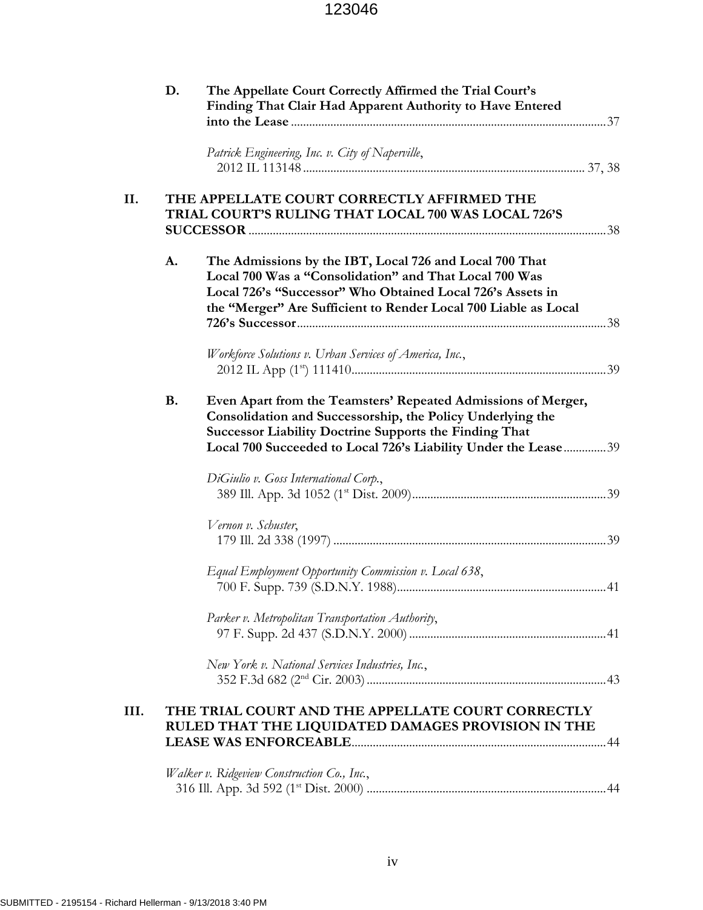**D. The Appellate Court Correctly Affirmed the Trial Court's Finding That Clair Had Apparent Authority to Have Entered into the Lease** .......... 37

*Patrick Engineering, Inc. v. City of Naperville*, 2012 IL 113148 .......... 37, 38

**II. THE APPELLATE COURT CORRECTLY AFFIRMED THE TRIAL COURT'S RULING THAT LOCAL 700 WAS LOCAL 726'S SUCCESSOR** .......... 38

**A. The Admissions by the IBT, Local 726 and Local 700 That Local 700 Was a "Consolidation" and That Local 700 Was Local 726's "Successor" Who Obtained Local 726's Assets in the "Merger" Are Sufficient to Render Local 700 Liable as Local 726's Successor** .......... 38

*Workforce Solutions v. Urban Services of America, Inc.*, 2012 IL App (1st) 111410 .......... 39

**B. Even Apart from the Teamsters' Repeated Admissions of Merger, Consolidation and Successorship, the Policy Underlying the Successor Liability Doctrine Supports the Finding That Local 700 Succeeded to Local 726's Liability Under the Lease** .......... 39

*DiGiulio v. Goss International Corp.*, 389 Ill. App. 3d 1052 (1st Dist. 2009) .......... 39

*Vernon v. Schuster*, 179 Ill. 2d 338 (1997) .......... 39

*Equal Employment Opportunity Commission v. Local 638*, 700 F. Supp. 739 (S.D.N.Y. 1988) .......... 41

*Parker v. Metropolitan Transportation Authority*, 97 F. Supp. 2d 437 (S.D.N.Y. 2000) .......... 41

*New York v. National Services Industries, Inc.*, 352 F.3d 682 (2nd Cir. 2003) .......... 43

**III. THE TRIAL COURT AND THE APPELLATE COURT CORRECTLY RULED THAT THE LIQUIDATED DAMAGES PROVISION IN THE LEASE WAS ENFORCEABLE** .......... 44

*Walker v. Ridgeview Construction Co., Inc.*, 316 Ill. App. 3d 592 (1st Dist. 2000) .......... 44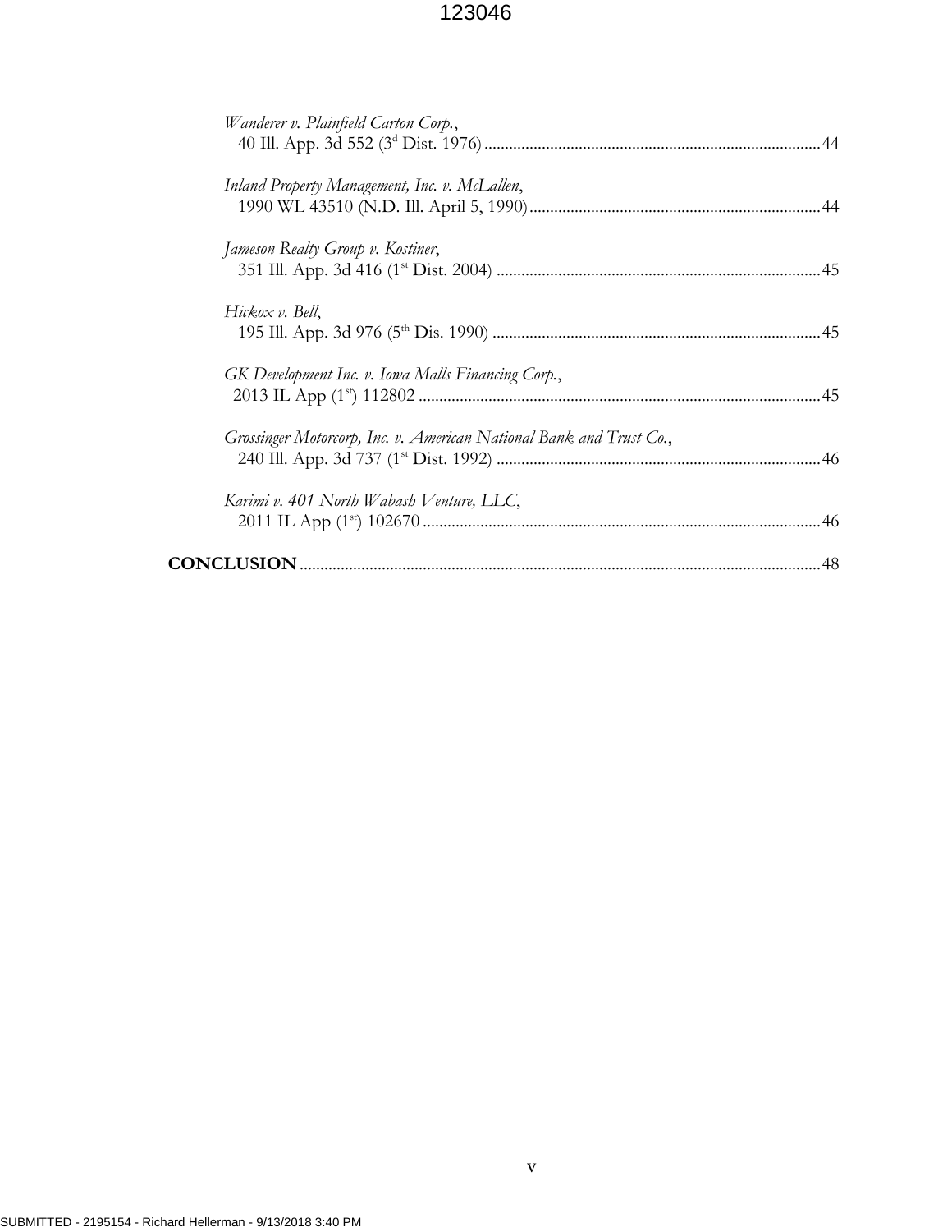*Wanderer v. Plainfield Carton Corp.*,
40 Ill. App. 3d 552 (3[d] Dist. 1976) .................................................................................44

*Inland Property Management, Inc. v. McLallen*,
1990 WL 43510 (N.D. Ill. April 5, 1990) ......................................................................44

*Jameson Realty Group v. Kostiner*,
351 Ill. App. 3d 416 (1[st] Dist. 2004) ..............................................................................45

*Hickox v. Bell*,
195 Ill. App. 3d 976 (5[th] Dis. 1990) ...............................................................................45

*GK Development Inc. v. Iowa Malls Financing Corp.*,
2013 IL App (1[st]) 112802 .................................................................................................45

*Grossinger Motorcorp, Inc. v. American National Bank and Trust Co.*,
240 Ill. App. 3d 737 (1[st] Dist. 1992) ..............................................................................46

*Karimi v. 401 North Wabash Venture, LLC*,
2011 IL App (1[st]) 102670 ................................................................................................46

**CONCLUSION** ............................................................................................................................48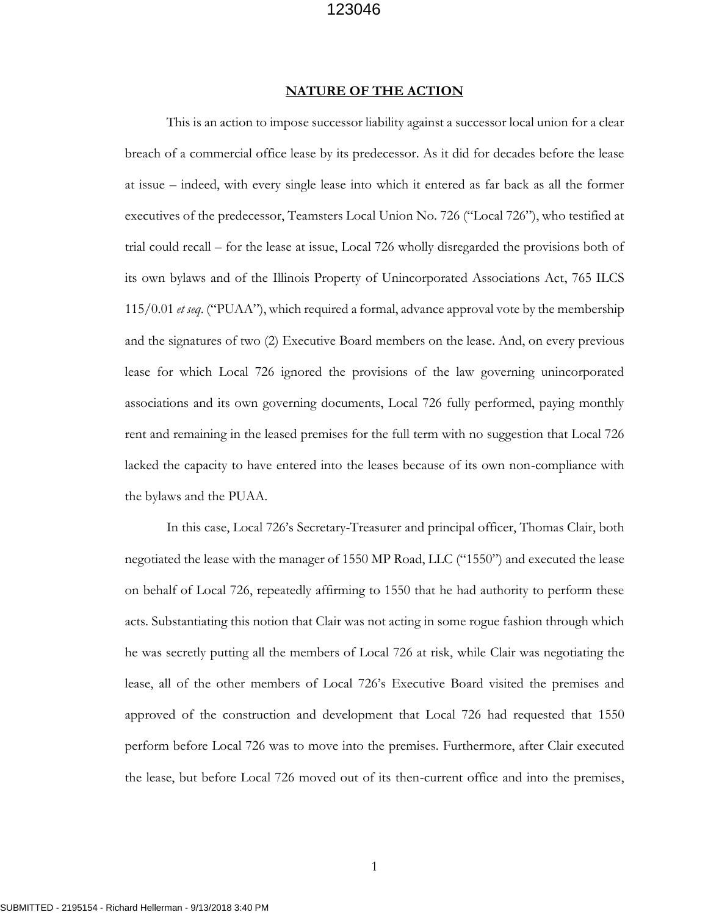## NATURE OF THE ACTION

This is an action to impose successor liability against a successor local union for a clear breach of a commercial office lease by its predecessor. As it did for decades before the lease at issue – indeed, with every single lease into which it entered as far back as all the former executives of the predecessor, Teamsters Local Union No. 726 ("Local 726"), who testified at trial could recall – for the lease at issue, Local 726 wholly disregarded the provisions both of its own bylaws and of the Illinois Property of Unincorporated Associations Act, 765 ILCS 115/0.01 *et seq*. ("PUAA"), which required a formal, advance approval vote by the membership and the signatures of two (2) Executive Board members on the lease. And, on every previous lease for which Local 726 ignored the provisions of the law governing unincorporated associations and its own governing documents, Local 726 fully performed, paying monthly rent and remaining in the leased premises for the full term with no suggestion that Local 726 lacked the capacity to have entered into the leases because of its own non-compliance with the bylaws and the PUAA.

In this case, Local 726's Secretary-Treasurer and principal officer, Thomas Clair, both negotiated the lease with the manager of 1550 MP Road, LLC ("1550") and executed the lease on behalf of Local 726, repeatedly affirming to 1550 that he had authority to perform these acts. Substantiating this notion that Clair was not acting in some rogue fashion through which he was secretly putting all the members of Local 726 at risk, while Clair was negotiating the lease, all of the other members of Local 726's Executive Board visited the premises and approved of the construction and development that Local 726 had requested that 1550 perform before Local 726 was to move into the premises. Furthermore, after Clair executed the lease, but before Local 726 moved out of its then-current office and into the premises,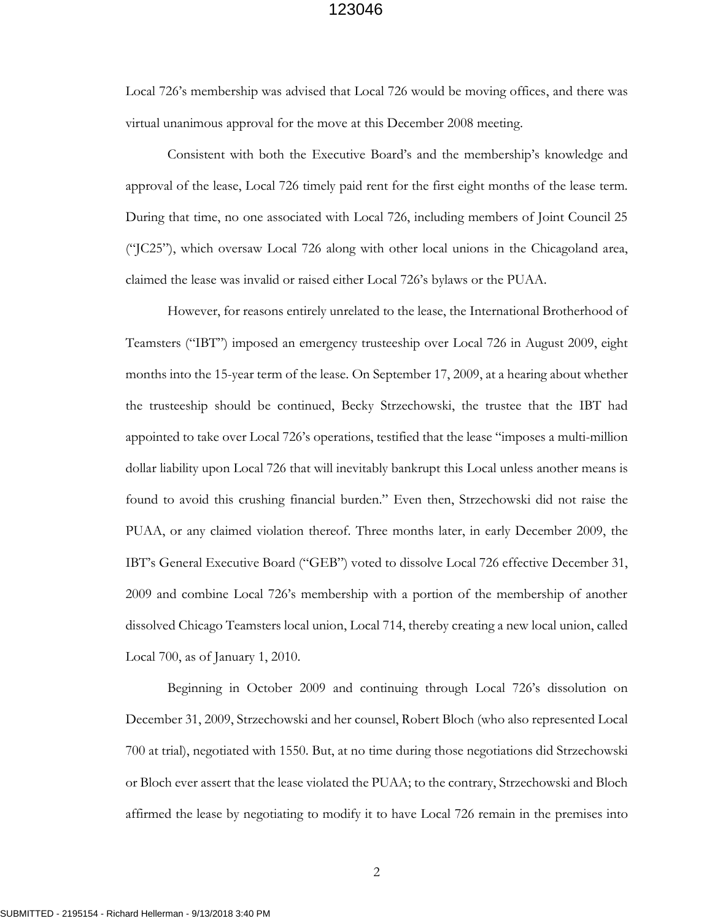Local 726's membership was advised that Local 726 would be moving offices, and there was virtual unanimous approval for the move at this December 2008 meeting.

Consistent with both the Executive Board's and the membership's knowledge and approval of the lease, Local 726 timely paid rent for the first eight months of the lease term. During that time, no one associated with Local 726, including members of Joint Council 25 ("JC25"), which oversaw Local 726 along with other local unions in the Chicagoland area, claimed the lease was invalid or raised either Local 726's bylaws or the PUAA.

However, for reasons entirely unrelated to the lease, the International Brotherhood of Teamsters ("IBT") imposed an emergency trusteeship over Local 726 in August 2009, eight months into the 15-year term of the lease. On September 17, 2009, at a hearing about whether the trusteeship should be continued, Becky Strzechowski, the trustee that the IBT had appointed to take over Local 726's operations, testified that the lease "imposes a multi-million dollar liability upon Local 726 that will inevitably bankrupt this Local unless another means is found to avoid this crushing financial burden." Even then, Strzechowski did not raise the PUAA, or any claimed violation thereof. Three months later, in early December 2009, the IBT's General Executive Board ("GEB") voted to dissolve Local 726 effective December 31, 2009 and combine Local 726's membership with a portion of the membership of another dissolved Chicago Teamsters local union, Local 714, thereby creating a new local union, called Local 700, as of January 1, 2010.

Beginning in October 2009 and continuing through Local 726's dissolution on December 31, 2009, Strzechowski and her counsel, Robert Bloch (who also represented Local 700 at trial), negotiated with 1550. But, at no time during those negotiations did Strzechowski or Bloch ever assert that the lease violated the PUAA; to the contrary, Strzechowski and Bloch affirmed the lease by negotiating to modify it to have Local 726 remain in the premises into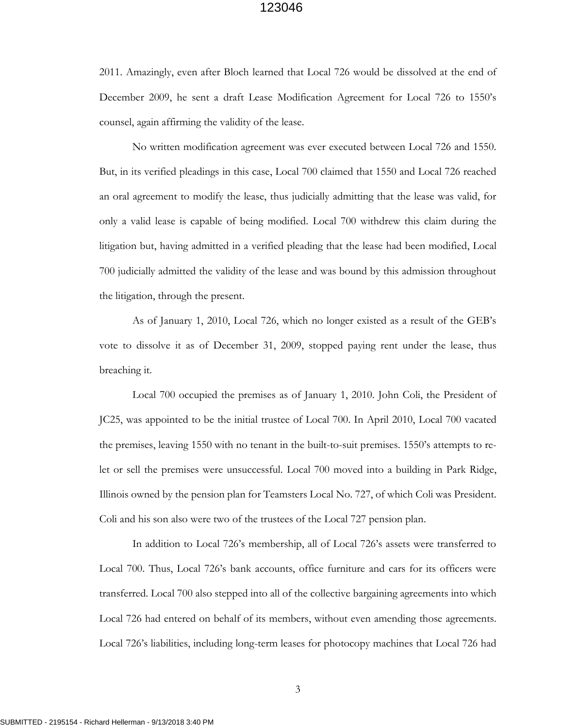2011. Amazingly, even after Bloch learned that Local 726 would be dissolved at the end of December 2009, he sent a draft Lease Modification Agreement for Local 726 to 1550's counsel, again affirming the validity of the lease.

No written modification agreement was ever executed between Local 726 and 1550. But, in its verified pleadings in this case, Local 700 claimed that 1550 and Local 726 reached an oral agreement to modify the lease, thus judicially admitting that the lease was valid, for only a valid lease is capable of being modified. Local 700 withdrew this claim during the litigation but, having admitted in a verified pleading that the lease had been modified, Local 700 judicially admitted the validity of the lease and was bound by this admission throughout the litigation, through the present.

As of January 1, 2010, Local 726, which no longer existed as a result of the GEB's vote to dissolve it as of December 31, 2009, stopped paying rent under the lease, thus breaching it.

Local 700 occupied the premises as of January 1, 2010. John Coli, the President of JC25, was appointed to be the initial trustee of Local 700. In April 2010, Local 700 vacated the premises, leaving 1550 with no tenant in the built-to-suit premises. 1550's attempts to re-let or sell the premises were unsuccessful. Local 700 moved into a building in Park Ridge, Illinois owned by the pension plan for Teamsters Local No. 727, of which Coli was President. Coli and his son also were two of the trustees of the Local 727 pension plan.

In addition to Local 726's membership, all of Local 726's assets were transferred to Local 700. Thus, Local 726's bank accounts, office furniture and cars for its officers were transferred. Local 700 also stepped into all of the collective bargaining agreements into which Local 726 had entered on behalf of its members, without even amending those agreements. Local 726's liabilities, including long-term leases for photocopy machines that Local 726 had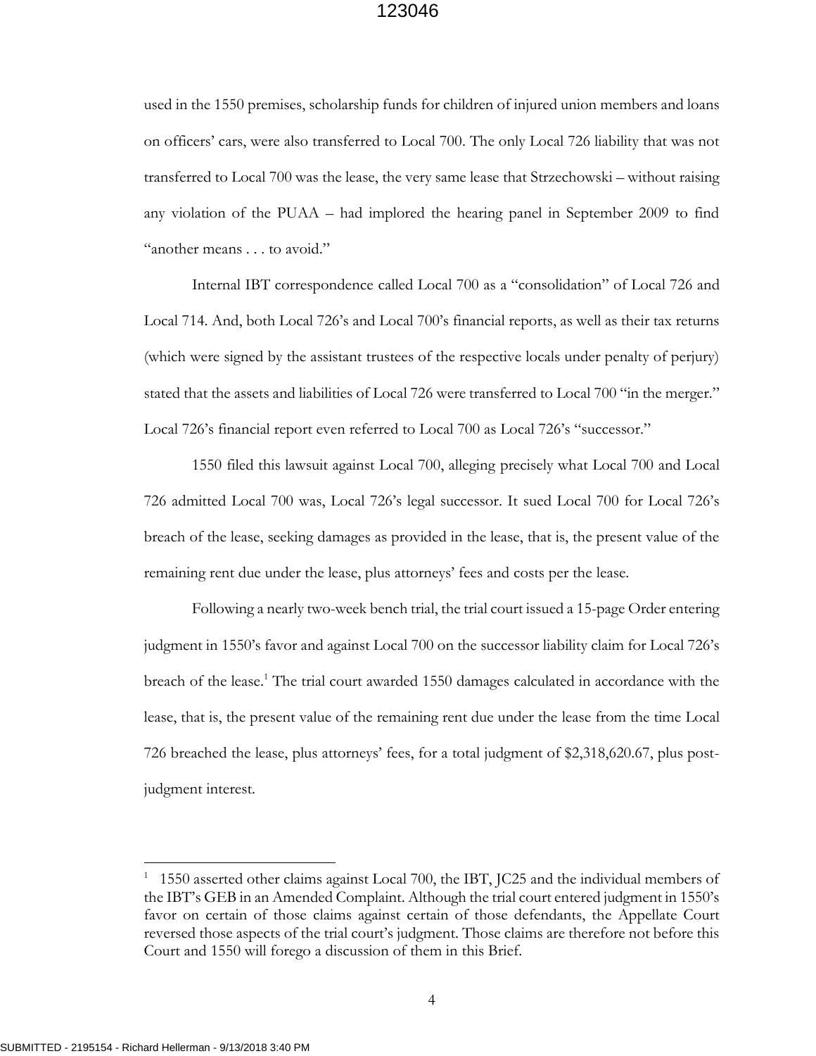used in the 1550 premises, scholarship funds for children of injured union members and loans on officers' cars, were also transferred to Local 700. The only Local 726 liability that was not transferred to Local 700 was the lease, the very same lease that Strzechowski – without raising any violation of the PUAA – had implored the hearing panel in September 2009 to find "another means . . . to avoid."

Internal IBT correspondence called Local 700 as a "consolidation" of Local 726 and Local 714. And, both Local 726's and Local 700's financial reports, as well as their tax returns (which were signed by the assistant trustees of the respective locals under penalty of perjury) stated that the assets and liabilities of Local 726 were transferred to Local 700 "in the merger." Local 726's financial report even referred to Local 700 as Local 726's "successor."

1550 filed this lawsuit against Local 700, alleging precisely what Local 700 and Local 726 admitted Local 700 was, Local 726's legal successor. It sued Local 700 for Local 726's breach of the lease, seeking damages as provided in the lease, that is, the present value of the remaining rent due under the lease, plus attorneys' fees and costs per the lease.

Following a nearly two-week bench trial, the trial court issued a 15-page Order entering judgment in 1550's favor and against Local 700 on the successor liability claim for Local 726's breach of the lease.[1] The trial court awarded 1550 damages calculated in accordance with the lease, that is, the present value of the remaining rent due under the lease from the time Local 726 breached the lease, plus attorneys' fees, for a total judgment of $2,318,620.67, plus post-judgment interest.

---

[1] 1550 asserted other claims against Local 700, the IBT, JC25 and the individual members of the IBT's GEB in an Amended Complaint. Although the trial court entered judgment in 1550's favor on certain of those claims against certain of those defendants, the Appellate Court reversed those aspects of the trial court's judgment. Those claims are therefore not before this Court and 1550 will forego a discussion of them in this Brief.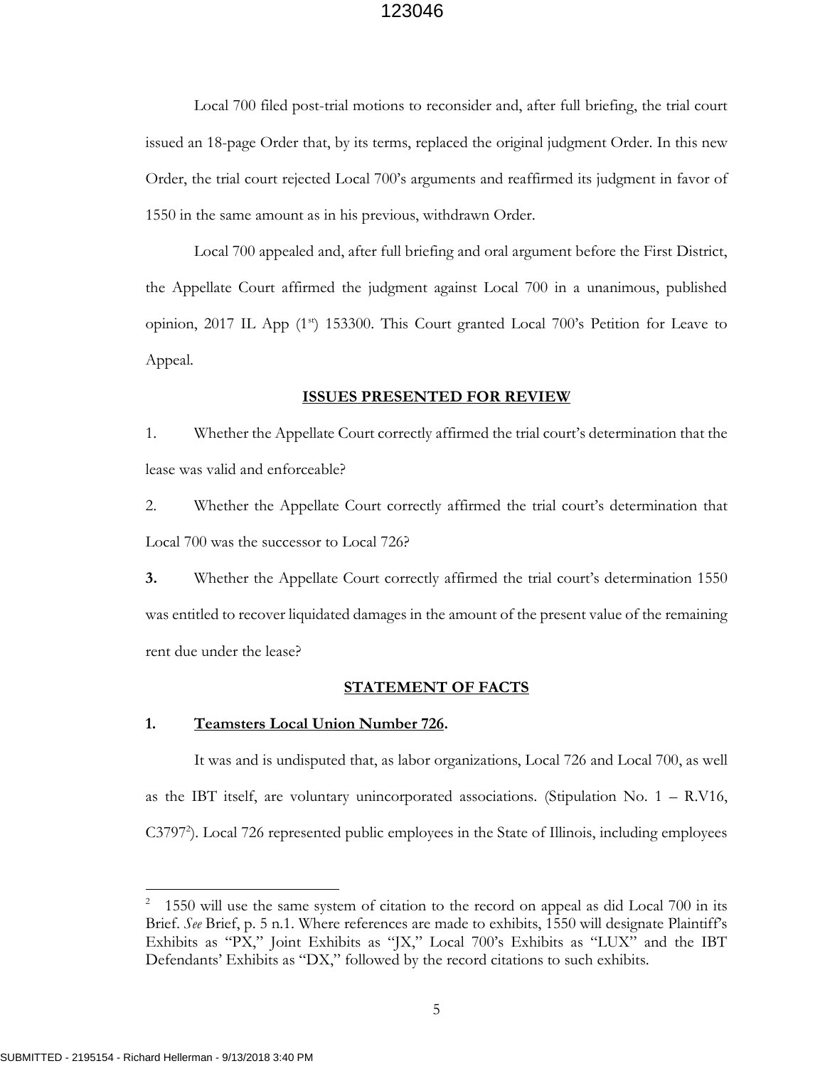Local 700 filed post-trial motions to reconsider and, after full briefing, the trial court issued an 18-page Order that, by its terms, replaced the original judgment Order. In this new Order, the trial court rejected Local 700's arguments and reaffirmed its judgment in favor of 1550 in the same amount as in his previous, withdrawn Order.

Local 700 appealed and, after full briefing and oral argument before the First District, the Appellate Court affirmed the judgment against Local 700 in a unanimous, published opinion, 2017 IL App (1st) 153300. This Court granted Local 700's Petition for Leave to Appeal.

## ISSUES PRESENTED FOR REVIEW

1. Whether the Appellate Court correctly affirmed the trial court's determination that the lease was valid and enforceable?

2. Whether the Appellate Court correctly affirmed the trial court's determination that Local 700 was the successor to Local 726?

**3.** Whether the Appellate Court correctly affirmed the trial court's determination 1550 was entitled to recover liquidated damages in the amount of the present value of the remaining rent due under the lease?

## STATEMENT OF FACTS

### 1. Teamsters Local Union Number 726.

It was and is undisputed that, as labor organizations, Local 726 and Local 700, as well as the IBT itself, are voluntary unincorporated associations. (Stipulation No. 1 – R.V16, C3797[2]). Local 726 represented public employees in the State of Illinois, including employees

[2] 1550 will use the same system of citation to the record on appeal as did Local 700 in its Brief. *See* Brief, p. 5 n.1. Where references are made to exhibits, 1550 will designate Plaintiff's Exhibits as "PX," Joint Exhibits as "JX," Local 700's Exhibits as "LUX" and the IBT Defendants' Exhibits as "DX," followed by the record citations to such exhibits.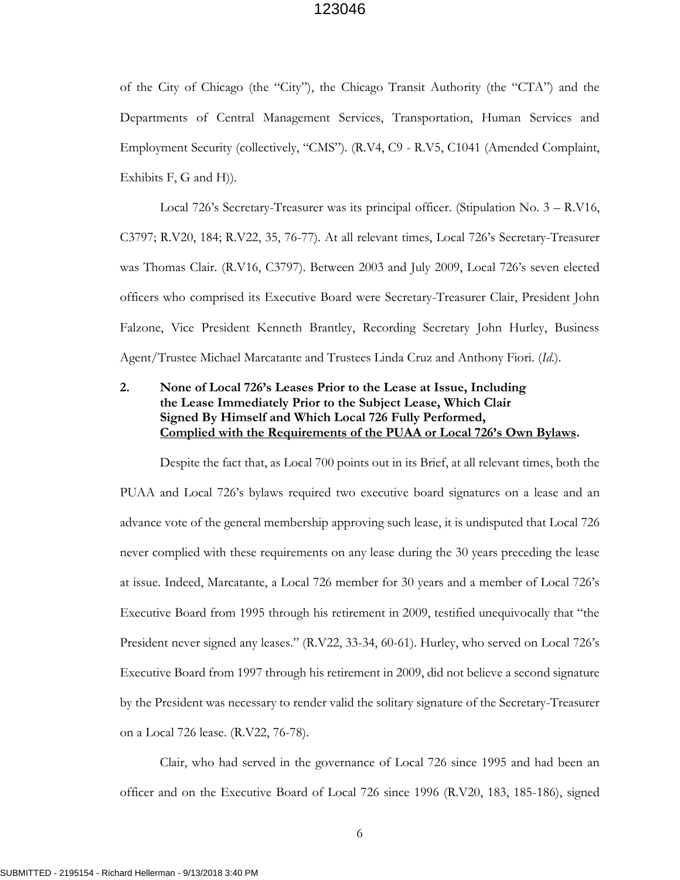of the City of Chicago (the "City"), the Chicago Transit Authority (the "CTA") and the Departments of Central Management Services, Transportation, Human Services and Employment Security (collectively, "CMS"). (R.V4, C9 - R.V5, C1041 (Amended Complaint, Exhibits F, G and H)).

Local 726's Secretary-Treasurer was its principal officer. (Stipulation No. 3 – R.V16, C3797; R.V20, 184; R.V22, 35, 76-77). At all relevant times, Local 726's Secretary-Treasurer was Thomas Clair. (R.V16, C3797). Between 2003 and July 2009, Local 726's seven elected officers who comprised its Executive Board were Secretary-Treasurer Clair, President John Falzone, Vice President Kenneth Brantley, Recording Secretary John Hurley, Business Agent/Trustee Michael Marcatante and Trustees Linda Cruz and Anthony Fiori. (*Id.*).

### 2. None of Local 726's Leases Prior to the Lease at Issue, Including the Lease Immediately Prior to the Subject Lease, Which Clair Signed By Himself and Which Local 726 Fully Performed, Complied with the Requirements of the PUAA or Local 726's Own Bylaws.

Despite the fact that, as Local 700 points out in its Brief, at all relevant times, both the PUAA and Local 726's bylaws required two executive board signatures on a lease and an advance vote of the general membership approving such lease, it is undisputed that Local 726 never complied with these requirements on any lease during the 30 years preceding the lease at issue. Indeed, Marcatante, a Local 726 member for 30 years and a member of Local 726's Executive Board from 1995 through his retirement in 2009, testified unequivocally that "the President never signed any leases." (R.V22, 33-34, 60-61). Hurley, who served on Local 726's Executive Board from 1997 through his retirement in 2009, did not believe a second signature by the President was necessary to render valid the solitary signature of the Secretary-Treasurer on a Local 726 lease. (R.V22, 76-78).

Clair, who had served in the governance of Local 726 since 1995 and had been an officer and on the Executive Board of Local 726 since 1996 (R.V20, 183, 185-186), signed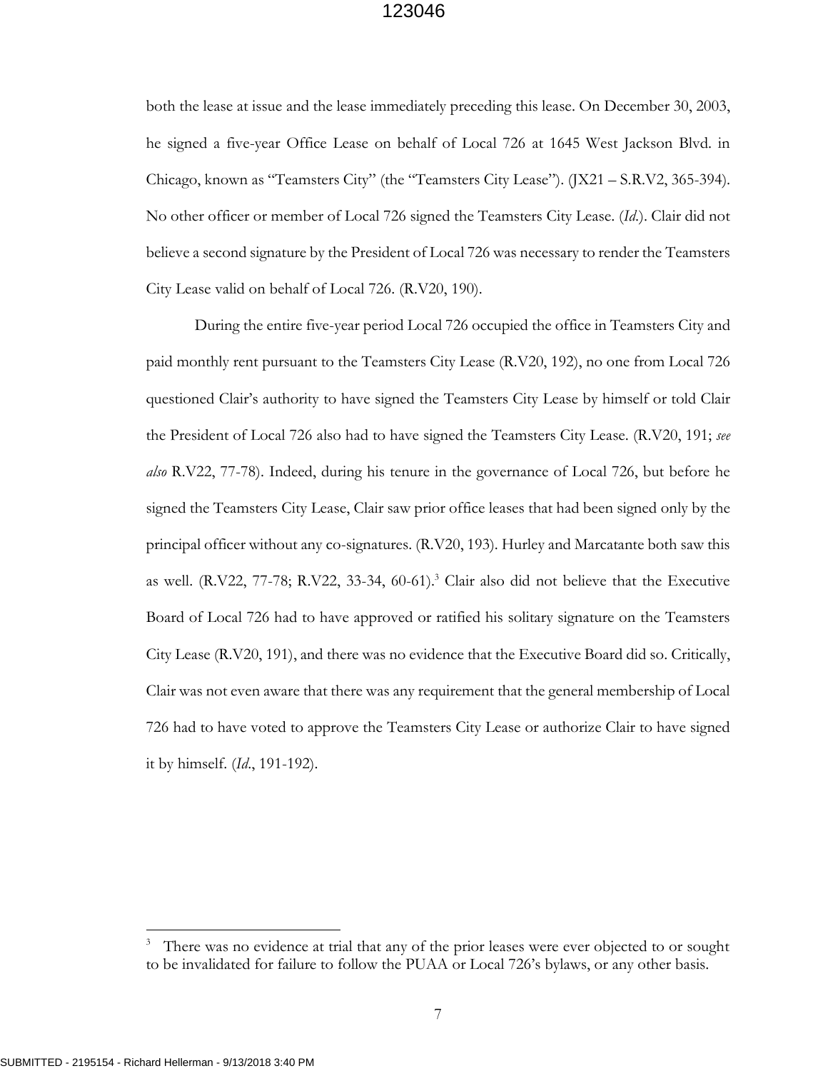both the lease at issue and the lease immediately preceding this lease. On December 30, 2003, he signed a five-year Office Lease on behalf of Local 726 at 1645 West Jackson Blvd. in Chicago, known as "Teamsters City" (the "Teamsters City Lease"). (JX21 – S.R.V2, 365-394). No other officer or member of Local 726 signed the Teamsters City Lease. (*Id*.). Clair did not believe a second signature by the President of Local 726 was necessary to render the Teamsters City Lease valid on behalf of Local 726. (R.V20, 190).

During the entire five-year period Local 726 occupied the office in Teamsters City and paid monthly rent pursuant to the Teamsters City Lease (R.V20, 192), no one from Local 726 questioned Clair's authority to have signed the Teamsters City Lease by himself or told Clair the President of Local 726 also had to have signed the Teamsters City Lease. (R.V20, 191; *see also* R.V22, 77-78). Indeed, during his tenure in the governance of Local 726, but before he signed the Teamsters City Lease, Clair saw prior office leases that had been signed only by the principal officer without any co-signatures. (R.V20, 193). Hurley and Marcatante both saw this as well. (R.V22, 77-78; R.V22, 33-34, 60-61).[3] Clair also did not believe that the Executive Board of Local 726 had to have approved or ratified his solitary signature on the Teamsters City Lease (R.V20, 191), and there was no evidence that the Executive Board did so. Critically, Clair was not even aware that there was any requirement that the general membership of Local 726 had to have voted to approve the Teamsters City Lease or authorize Clair to have signed it by himself. (*Id*., 191-192).

[3] There was no evidence at trial that any of the prior leases were ever objected to or sought to be invalidated for failure to follow the PUAA or Local 726's bylaws, or any other basis.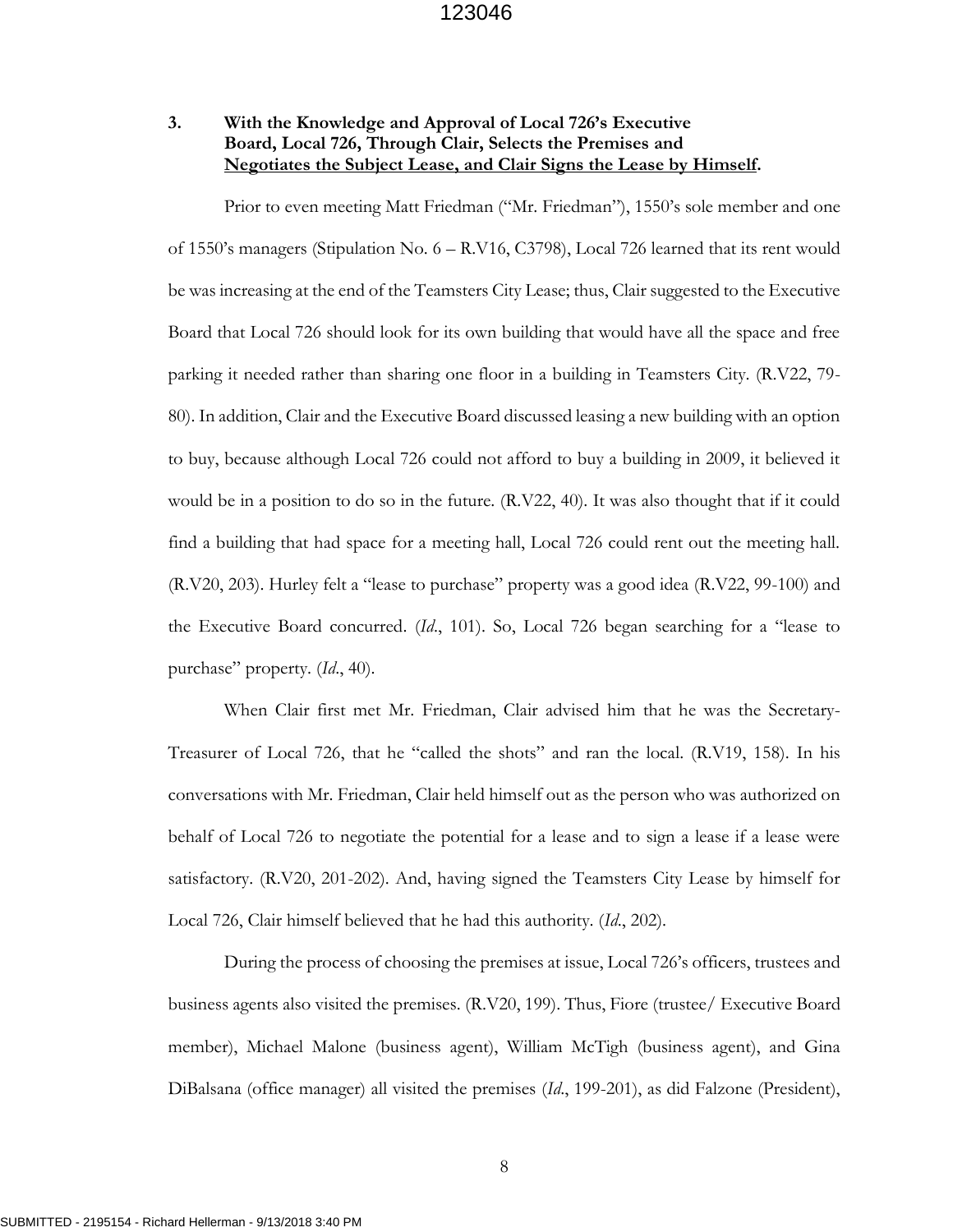### 3. With the Knowledge and Approval of Local 726's Executive Board, Local 726, Through Clair, Selects the Premises and Negotiates the Subject Lease, and Clair Signs the Lease by Himself.

Prior to even meeting Matt Friedman ("Mr. Friedman"), 1550's sole member and one of 1550's managers (Stipulation No. 6 – R.V16, C3798), Local 726 learned that its rent would be was increasing at the end of the Teamsters City Lease; thus, Clair suggested to the Executive Board that Local 726 should look for its own building that would have all the space and free parking it needed rather than sharing one floor in a building in Teamsters City. (R.V22, 79-80). In addition, Clair and the Executive Board discussed leasing a new building with an option to buy, because although Local 726 could not afford to buy a building in 2009, it believed it would be in a position to do so in the future. (R.V22, 40). It was also thought that if it could find a building that had space for a meeting hall, Local 726 could rent out the meeting hall. (R.V20, 203). Hurley felt a "lease to purchase" property was a good idea (R.V22, 99-100) and the Executive Board concurred. (*Id*., 101). So, Local 726 began searching for a "lease to purchase" property. (*Id*., 40).

When Clair first met Mr. Friedman, Clair advised him that he was the Secretary-Treasurer of Local 726, that he "called the shots" and ran the local. (R.V19, 158). In his conversations with Mr. Friedman, Clair held himself out as the person who was authorized on behalf of Local 726 to negotiate the potential for a lease and to sign a lease if a lease were satisfactory. (R.V20, 201-202). And, having signed the Teamsters City Lease by himself for Local 726, Clair himself believed that he had this authority. (*Id*., 202).

During the process of choosing the premises at issue, Local 726's officers, trustees and business agents also visited the premises. (R.V20, 199). Thus, Fiore (trustee/ Executive Board member), Michael Malone (business agent), William McTigh (business agent), and Gina DiBalsana (office manager) all visited the premises (*Id*., 199-201), as did Falzone (President),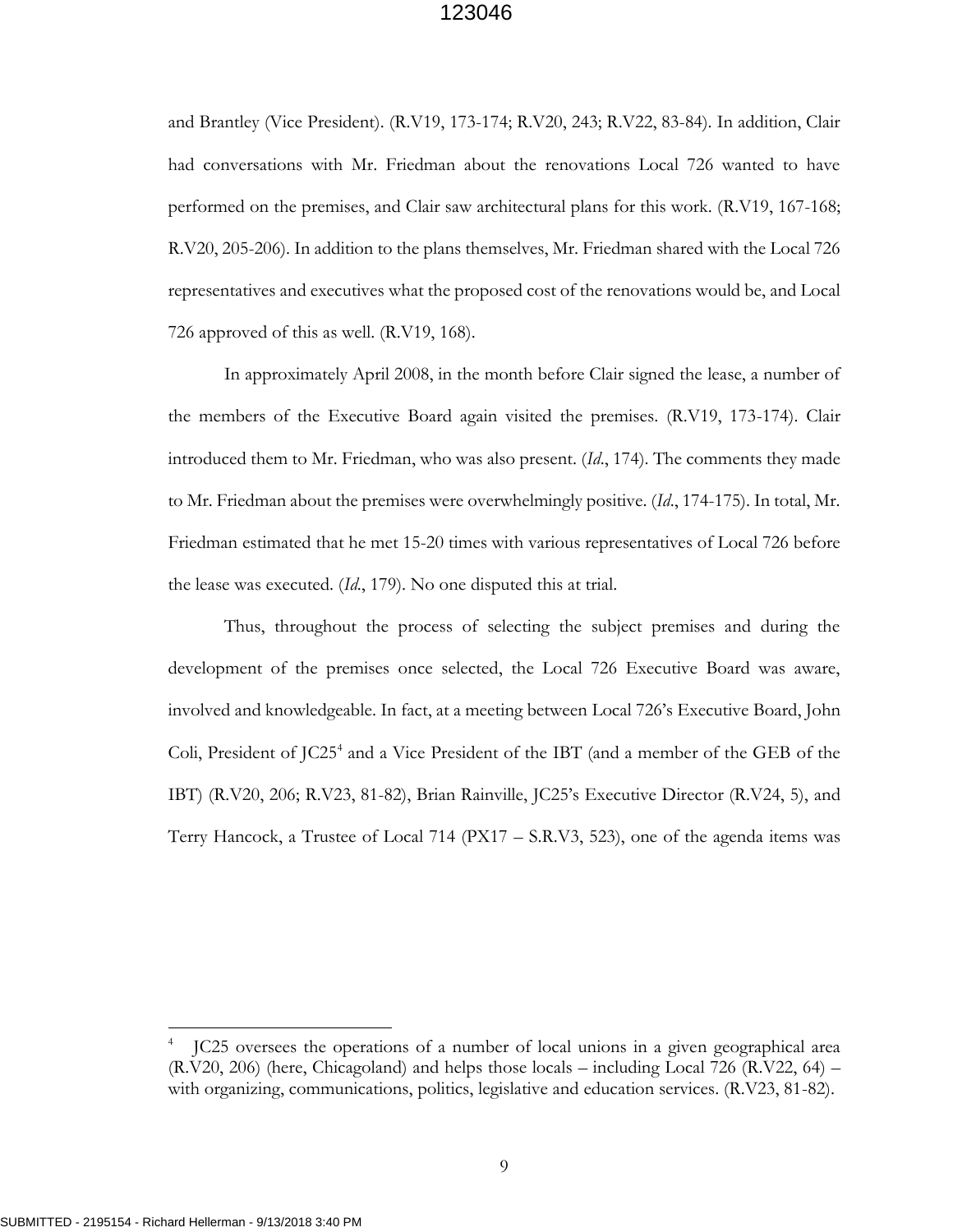and Brantley (Vice President). (R.V19, 173-174; R.V20, 243; R.V22, 83-84). In addition, Clair had conversations with Mr. Friedman about the renovations Local 726 wanted to have performed on the premises, and Clair saw architectural plans for this work. (R.V19, 167-168; R.V20, 205-206). In addition to the plans themselves, Mr. Friedman shared with the Local 726 representatives and executives what the proposed cost of the renovations would be, and Local 726 approved of this as well. (R.V19, 168).

In approximately April 2008, in the month before Clair signed the lease, a number of the members of the Executive Board again visited the premises. (R.V19, 173-174). Clair introduced them to Mr. Friedman, who was also present. (*Id*., 174). The comments they made to Mr. Friedman about the premises were overwhelmingly positive. (*Id*., 174-175). In total, Mr. Friedman estimated that he met 15-20 times with various representatives of Local 726 before the lease was executed. (*Id*., 179). No one disputed this at trial.

Thus, throughout the process of selecting the subject premises and during the development of the premises once selected, the Local 726 Executive Board was aware, involved and knowledgeable. In fact, at a meeting between Local 726's Executive Board, John Coli, President of JC25[4] and a Vice President of the IBT (and a member of the GEB of the IBT) (R.V20, 206; R.V23, 81-82), Brian Rainville, JC25's Executive Director (R.V24, 5), and Terry Hancock, a Trustee of Local 714 (PX17 – S.R.V3, 523), one of the agenda items was

---

[4] JC25 oversees the operations of a number of local unions in a given geographical area (R.V20, 206) (here, Chicagoland) and helps those locals – including Local 726 (R.V22, 64) – with organizing, communications, politics, legislative and education services. (R.V23, 81-82).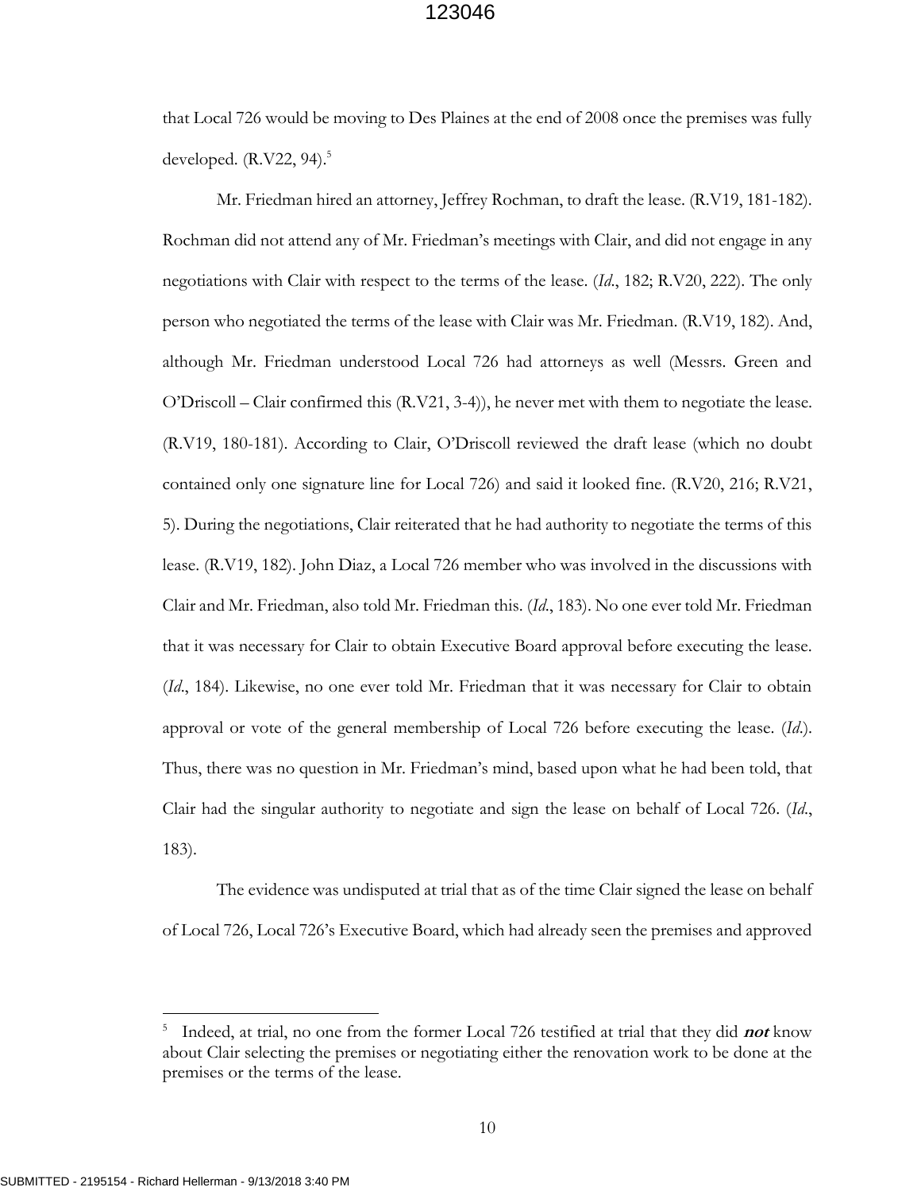that Local 726 would be moving to Des Plaines at the end of 2008 once the premises was fully developed. (R.V22, 94).[5]

Mr. Friedman hired an attorney, Jeffrey Rochman, to draft the lease. (R.V19, 181-182). Rochman did not attend any of Mr. Friedman's meetings with Clair, and did not engage in any negotiations with Clair with respect to the terms of the lease. (*Id*., 182; R.V20, 222). The only person who negotiated the terms of the lease with Clair was Mr. Friedman. (R.V19, 182). And, although Mr. Friedman understood Local 726 had attorneys as well (Messrs. Green and O'Driscoll – Clair confirmed this (R.V21, 3-4)), he never met with them to negotiate the lease. (R.V19, 180-181). According to Clair, O'Driscoll reviewed the draft lease (which no doubt contained only one signature line for Local 726) and said it looked fine. (R.V20, 216; R.V21, 5). During the negotiations, Clair reiterated that he had authority to negotiate the terms of this lease. (R.V19, 182). John Diaz, a Local 726 member who was involved in the discussions with Clair and Mr. Friedman, also told Mr. Friedman this. (*Id*., 183). No one ever told Mr. Friedman that it was necessary for Clair to obtain Executive Board approval before executing the lease. (*Id*., 184). Likewise, no one ever told Mr. Friedman that it was necessary for Clair to obtain approval or vote of the general membership of Local 726 before executing the lease. (*Id*.). Thus, there was no question in Mr. Friedman's mind, based upon what he had been told, that Clair had the singular authority to negotiate and sign the lease on behalf of Local 726. (*Id*., 183).

The evidence was undisputed at trial that as of the time Clair signed the lease on behalf of Local 726, Local 726's Executive Board, which had already seen the premises and approved

---

[5] Indeed, at trial, no one from the former Local 726 testified at trial that they did ***not*** know about Clair selecting the premises or negotiating either the renovation work to be done at the premises or the terms of the lease.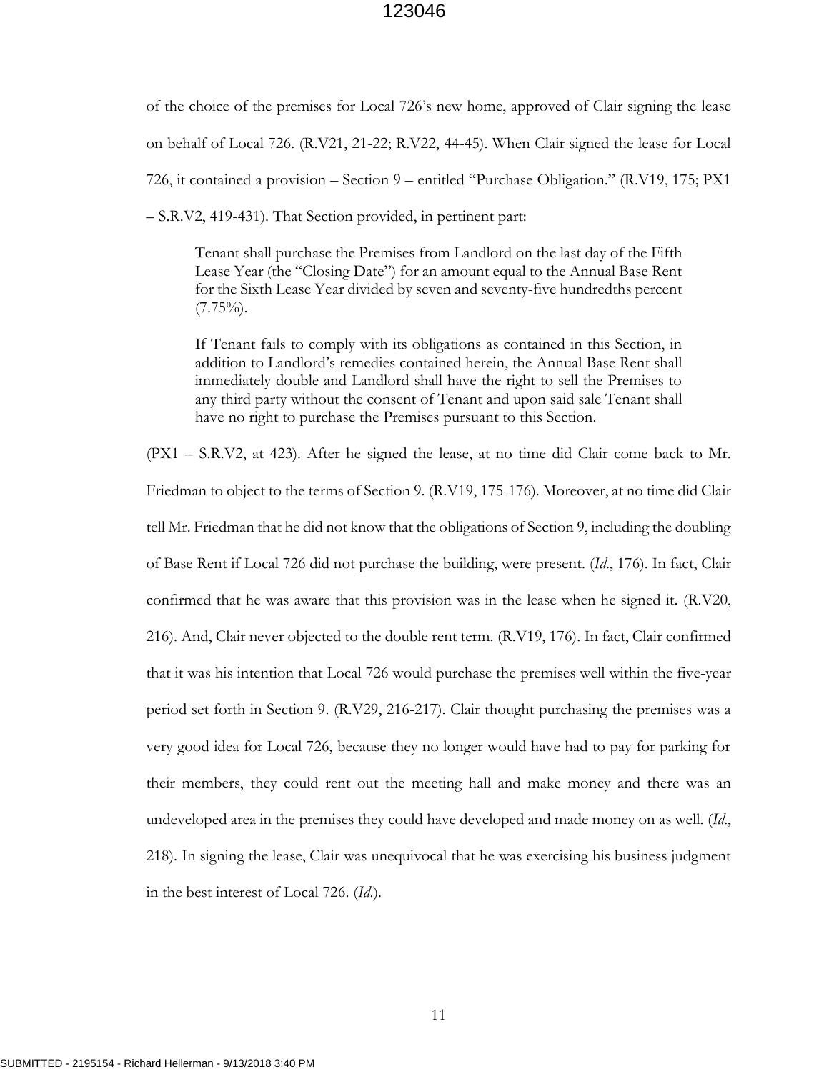of the choice of the premises for Local 726's new home, approved of Clair signing the lease on behalf of Local 726. (R.V21, 21-22; R.V22, 44-45). When Clair signed the lease for Local 726, it contained a provision – Section 9 – entitled "Purchase Obligation." (R.V19, 175; PX1 – S.R.V2, 419-431). That Section provided, in pertinent part:

> Tenant shall purchase the Premises from Landlord on the last day of the Fifth Lease Year (the "Closing Date") for an amount equal to the Annual Base Rent for the Sixth Lease Year divided by seven and seventy-five hundredths percent (7.75%).
>
> If Tenant fails to comply with its obligations as contained in this Section, in addition to Landlord's remedies contained herein, the Annual Base Rent shall immediately double and Landlord shall have the right to sell the Premises to any third party without the consent of Tenant and upon said sale Tenant shall have no right to purchase the Premises pursuant to this Section.

(PX1 – S.R.V2, at 423). After he signed the lease, at no time did Clair come back to Mr. Friedman to object to the terms of Section 9. (R.V19, 175-176). Moreover, at no time did Clair tell Mr. Friedman that he did not know that the obligations of Section 9, including the doubling of Base Rent if Local 726 did not purchase the building, were present. (*Id*., 176). In fact, Clair confirmed that he was aware that this provision was in the lease when he signed it. (R.V20, 216). And, Clair never objected to the double rent term. (R.V19, 176). In fact, Clair confirmed that it was his intention that Local 726 would purchase the premises well within the five-year period set forth in Section 9. (R.V29, 216-217). Clair thought purchasing the premises was a very good idea for Local 726, because they no longer would have had to pay for parking for their members, they could rent out the meeting hall and make money and there was an undeveloped area in the premises they could have developed and made money on as well. (*Id*., 218). In signing the lease, Clair was unequivocal that he was exercising his business judgment in the best interest of Local 726. (*Id*.).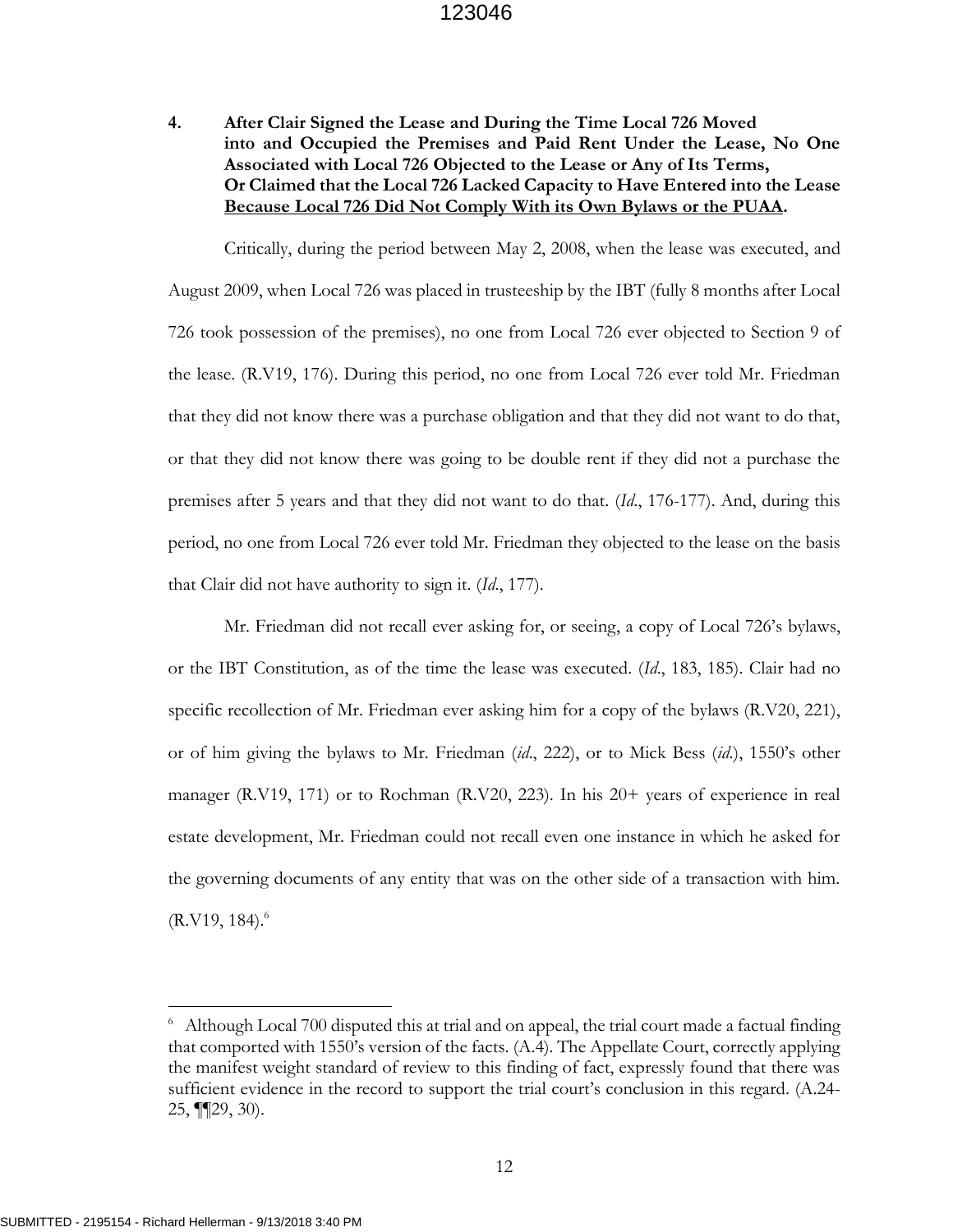**4. After Clair Signed the Lease and During the Time Local 726 Moved into and Occupied the Premises and Paid Rent Under the Lease, No One Associated with Local 726 Objected to the Lease or Any of Its Terms, Or Claimed that the Local 726 Lacked Capacity to Have Entered into the Lease <u>Because Local 726 Did Not Comply With its Own Bylaws or the PUAA</u>.**

Critically, during the period between May 2, 2008, when the lease was executed, and August 2009, when Local 726 was placed in trusteeship by the IBT (fully 8 months after Local 726 took possession of the premises), no one from Local 726 ever objected to Section 9 of the lease. (R.V19, 176). During this period, no one from Local 726 ever told Mr. Friedman that they did not know there was a purchase obligation and that they did not want to do that, or that they did not know there was going to be double rent if they did not a purchase the premises after 5 years and that they did not want to do that. (*Id*., 176-177). And, during this period, no one from Local 726 ever told Mr. Friedman they objected to the lease on the basis that Clair did not have authority to sign it. (*Id*., 177).

Mr. Friedman did not recall ever asking for, or seeing, a copy of Local 726's bylaws, or the IBT Constitution, as of the time the lease was executed. (*Id*., 183, 185). Clair had no specific recollection of Mr. Friedman ever asking him for a copy of the bylaws (R.V20, 221), or of him giving the bylaws to Mr. Friedman (*id*., 222), or to Mick Bess (*id*.), 1550's other manager (R.V19, 171) or to Rochman (R.V20, 223). In his 20+ years of experience in real estate development, Mr. Friedman could not recall even one instance in which he asked for the governing documents of any entity that was on the other side of a transaction with him. (R.V19, 184).[6]

---

[6] Although Local 700 disputed this at trial and on appeal, the trial court made a factual finding that comported with 1550's version of the facts. (A.4). The Appellate Court, correctly applying the manifest weight standard of review to this finding of fact, expressly found that there was sufficient evidence in the record to support the trial court's conclusion in this regard. (A.24-25, ¶¶29, 30).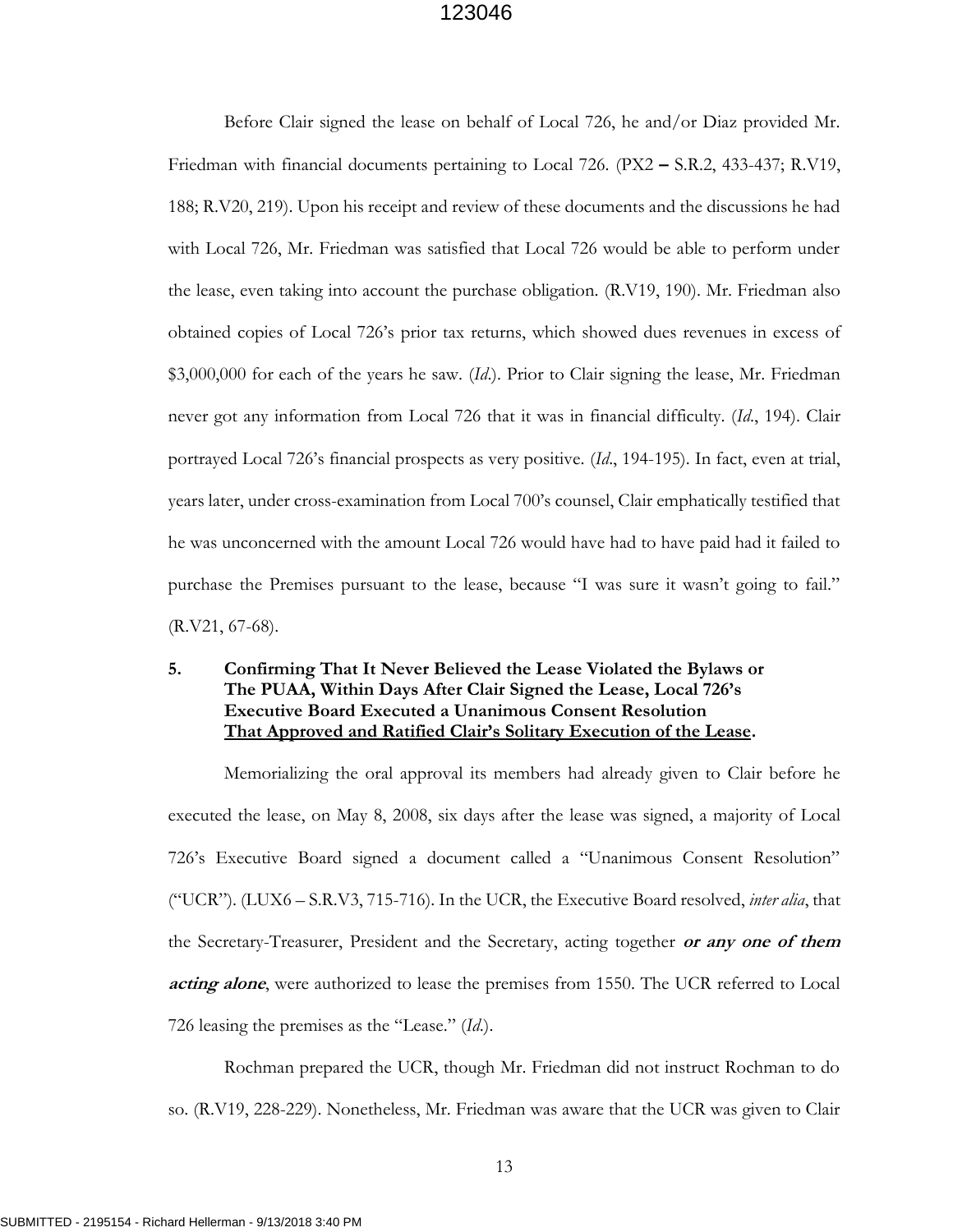Before Clair signed the lease on behalf of Local 726, he and/or Diaz provided Mr. Friedman with financial documents pertaining to Local 726. (PX2 – S.R.2, 433-437; R.V19, 188; R.V20, 219). Upon his receipt and review of these documents and the discussions he had with Local 726, Mr. Friedman was satisfied that Local 726 would be able to perform under the lease, even taking into account the purchase obligation. (R.V19, 190). Mr. Friedman also obtained copies of Local 726's prior tax returns, which showed dues revenues in excess of $3,000,000 for each of the years he saw. (*Id*.). Prior to Clair signing the lease, Mr. Friedman never got any information from Local 726 that it was in financial difficulty. (*Id*., 194). Clair portrayed Local 726's financial prospects as very positive. (*Id*., 194-195). In fact, even at trial, years later, under cross-examination from Local 700's counsel, Clair emphatically testified that he was unconcerned with the amount Local 726 would have had to have paid had it failed to purchase the Premises pursuant to the lease, because "I was sure it wasn't going to fail." (R.V21, 67-68).

### 5. Confirming That It Never Believed the Lease Violated the Bylaws or The PUAA, Within Days After Clair Signed the Lease, Local 726's Executive Board Executed a Unanimous Consent Resolution <u>That Approved and Ratified Clair's Solitary Execution of the Lease</u>.

Memorializing the oral approval its members had already given to Clair before he executed the lease, on May 8, 2008, six days after the lease was signed, a majority of Local 726's Executive Board signed a document called a "Unanimous Consent Resolution" ("UCR"). (LUX6 – S.R.V3, 715-716). In the UCR, the Executive Board resolved, *inter alia*, that the Secretary-Treasurer, President and the Secretary, acting together ***or any one of them acting alone***, were authorized to lease the premises from 1550. The UCR referred to Local 726 leasing the premises as the "Lease." (*Id*.).

Rochman prepared the UCR, though Mr. Friedman did not instruct Rochman to do so. (R.V19, 228-229). Nonetheless, Mr. Friedman was aware that the UCR was given to Clair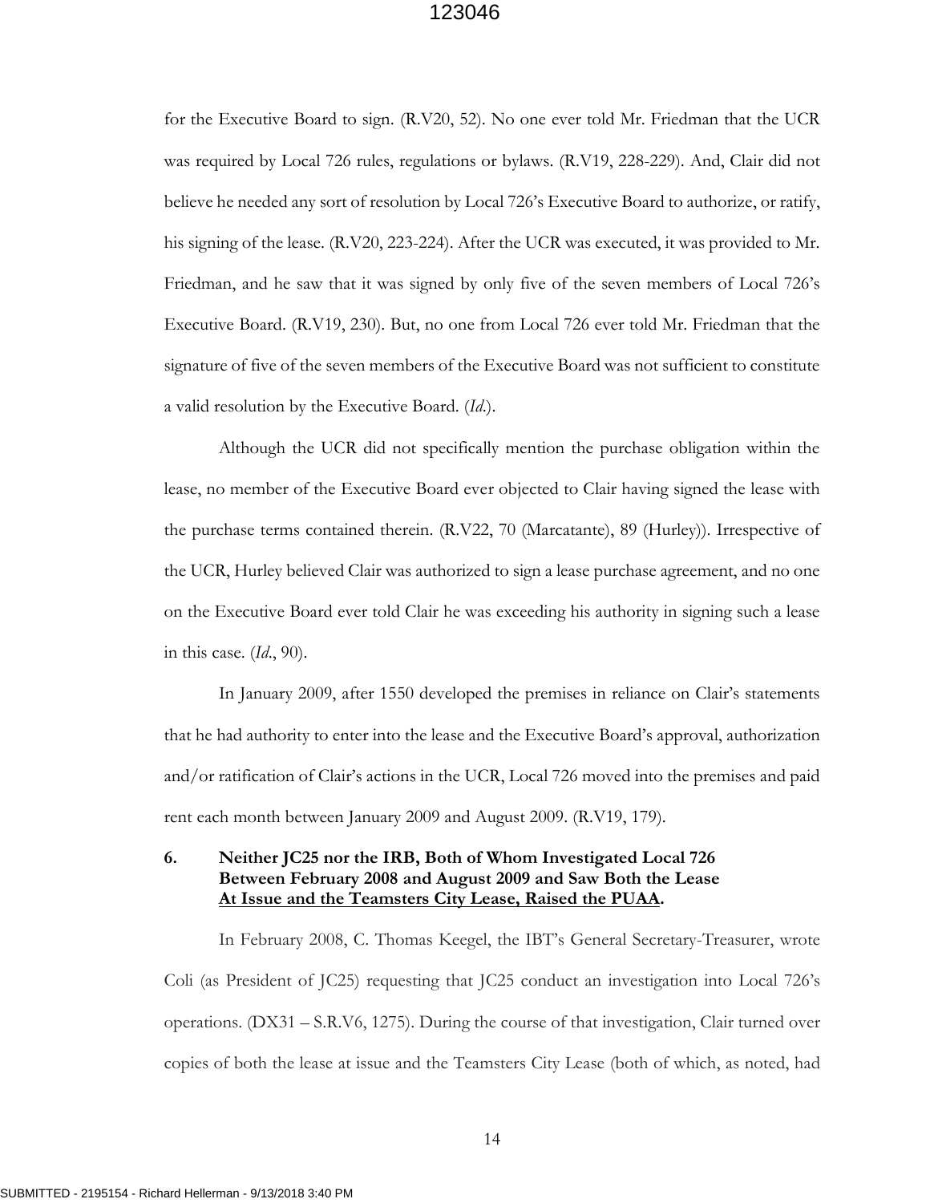for the Executive Board to sign. (R.V20, 52). No one ever told Mr. Friedman that the UCR was required by Local 726 rules, regulations or bylaws. (R.V19, 228-229). And, Clair did not believe he needed any sort of resolution by Local 726's Executive Board to authorize, or ratify, his signing of the lease. (R.V20, 223-224). After the UCR was executed, it was provided to Mr. Friedman, and he saw that it was signed by only five of the seven members of Local 726's Executive Board. (R.V19, 230). But, no one from Local 726 ever told Mr. Friedman that the signature of five of the seven members of the Executive Board was not sufficient to constitute a valid resolution by the Executive Board. (*Id*.).

Although the UCR did not specifically mention the purchase obligation within the lease, no member of the Executive Board ever objected to Clair having signed the lease with the purchase terms contained therein. (R.V22, 70 (Marcatante), 89 (Hurley)). Irrespective of the UCR, Hurley believed Clair was authorized to sign a lease purchase agreement, and no one on the Executive Board ever told Clair he was exceeding his authority in signing such a lease in this case. (*Id*., 90).

In January 2009, after 1550 developed the premises in reliance on Clair's statements that he had authority to enter into the lease and the Executive Board's approval, authorization and/or ratification of Clair's actions in the UCR, Local 726 moved into the premises and paid rent each month between January 2009 and August 2009. (R.V19, 179).

### 6. Neither JC25 nor the IRB, Both of Whom Investigated Local 726 Between February 2008 and August 2009 and Saw Both the Lease At Issue and the Teamsters City Lease, Raised the PUAA.

In February 2008, C. Thomas Keegel, the IBT's General Secretary-Treasurer, wrote Coli (as President of JC25) requesting that JC25 conduct an investigation into Local 726's operations. (DX31 – S.R.V6, 1275). During the course of that investigation, Clair turned over copies of both the lease at issue and the Teamsters City Lease (both of which, as noted, had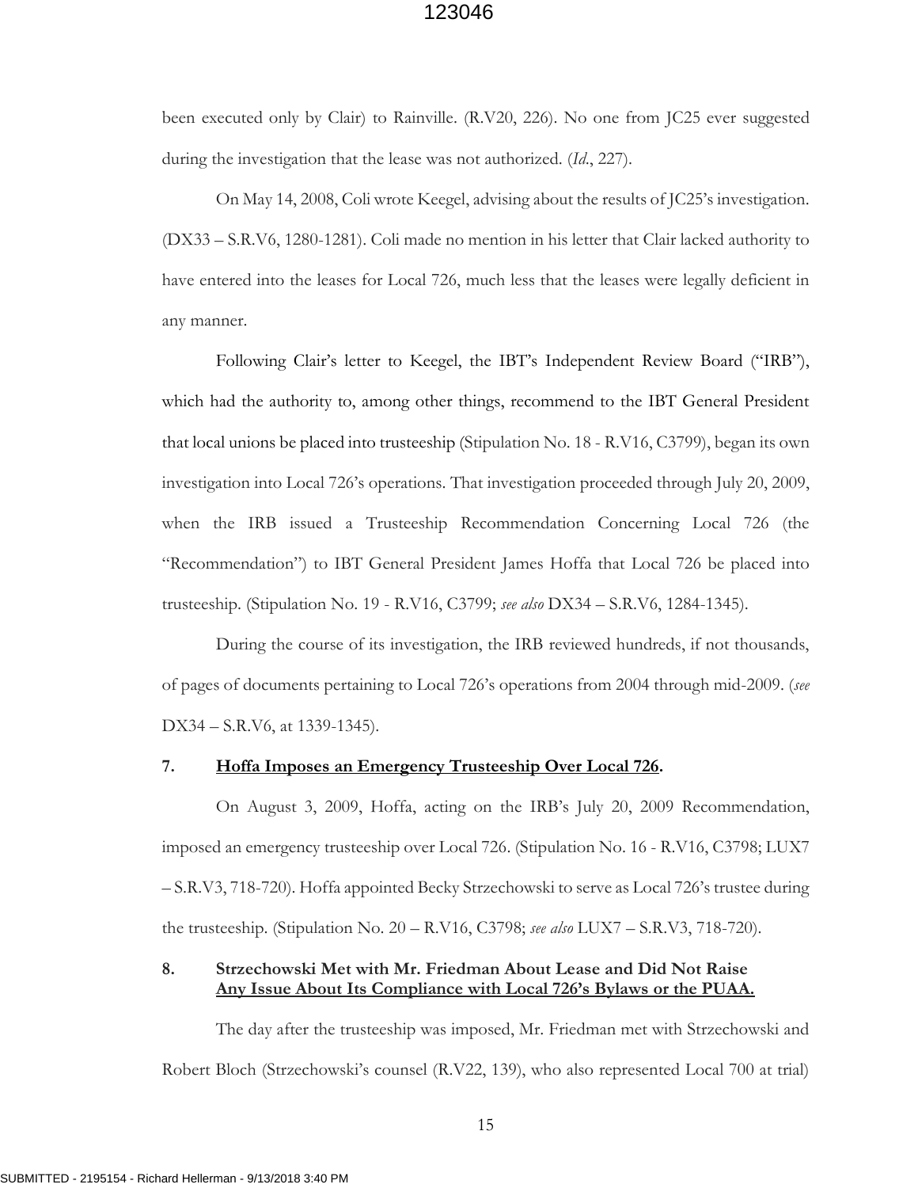been executed only by Clair) to Rainville. (R.V20, 226). No one from JC25 ever suggested during the investigation that the lease was not authorized. (*Id*., 227).

On May 14, 2008, Coli wrote Keegel, advising about the results of JC25's investigation. (DX33 – S.R.V6, 1280-1281). Coli made no mention in his letter that Clair lacked authority to have entered into the leases for Local 726, much less that the leases were legally deficient in any manner.

Following Clair's letter to Keegel, the IBT's Independent Review Board ("IRB"), which had the authority to, among other things, recommend to the IBT General President that local unions be placed into trusteeship (Stipulation No. 18 - R.V16, C3799), began its own investigation into Local 726's operations. That investigation proceeded through July 20, 2009, when the IRB issued a Trusteeship Recommendation Concerning Local 726 (the "Recommendation") to IBT General President James Hoffa that Local 726 be placed into trusteeship. (Stipulation No. 19 - R.V16, C3799; *see also* DX34 – S.R.V6, 1284-1345).

During the course of its investigation, the IRB reviewed hundreds, if not thousands, of pages of documents pertaining to Local 726's operations from 2004 through mid-2009. (*see* DX34 – S.R.V6, at 1339-1345).

### 7. Hoffa Imposes an Emergency Trusteeship Over Local 726.

On August 3, 2009, Hoffa, acting on the IRB's July 20, 2009 Recommendation, imposed an emergency trusteeship over Local 726. (Stipulation No. 16 - R.V16, C3798; LUX7 – S.R.V3, 718-720). Hoffa appointed Becky Strzechowski to serve as Local 726's trustee during the trusteeship. (Stipulation No. 20 – R.V16, C3798; *see also* LUX7 – S.R.V3, 718-720).

### 8. Strzechowski Met with Mr. Friedman About Lease and Did Not Raise Any Issue About Its Compliance with Local 726's Bylaws or the PUAA.

The day after the trusteeship was imposed, Mr. Friedman met with Strzechowski and Robert Bloch (Strzechowski's counsel (R.V22, 139), who also represented Local 700 at trial)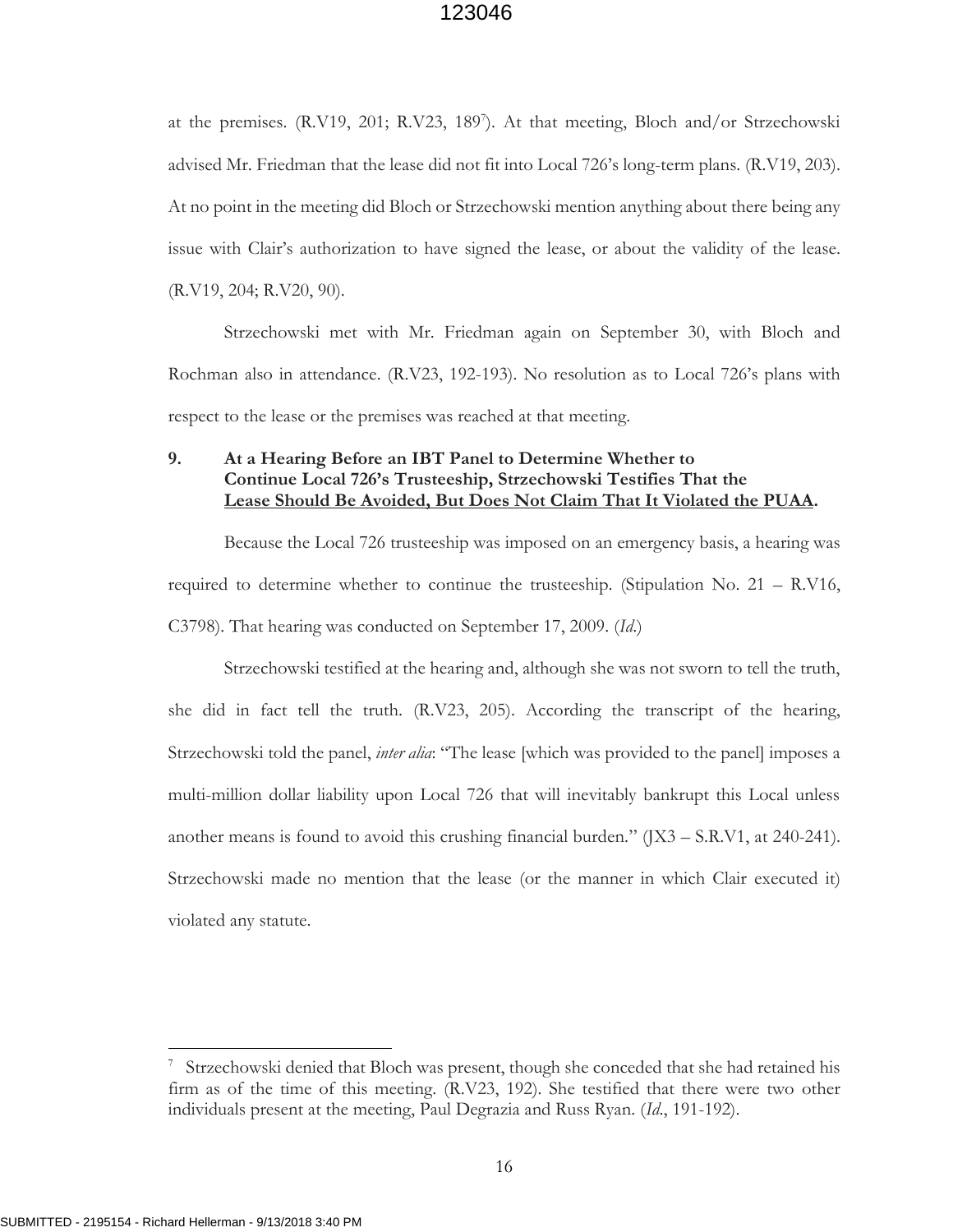at the premises. (R.V19, 201; R.V23, 189[7]). At that meeting, Bloch and/or Strzechowski advised Mr. Friedman that the lease did not fit into Local 726's long-term plans. (R.V19, 203). At no point in the meeting did Bloch or Strzechowski mention anything about there being any issue with Clair's authorization to have signed the lease, or about the validity of the lease. (R.V19, 204; R.V20, 90).

Strzechowski met with Mr. Friedman again on September 30, with Bloch and Rochman also in attendance. (R.V23, 192-193). No resolution as to Local 726's plans with respect to the lease or the premises was reached at that meeting.

### 9. At a Hearing Before an IBT Panel to Determine Whether to Continue Local 726's Trusteeship, Strzechowski Testifies That the Lease Should Be Avoided, But Does Not Claim That It Violated the PUAA.

Because the Local 726 trusteeship was imposed on an emergency basis, a hearing was required to determine whether to continue the trusteeship. (Stipulation No. 21 – R.V16, C3798). That hearing was conducted on September 17, 2009. (*Id*.)

Strzechowski testified at the hearing and, although she was not sworn to tell the truth, she did in fact tell the truth. (R.V23, 205). According the transcript of the hearing, Strzechowski told the panel, *inter alia*: "The lease [which was provided to the panel] imposes a multi-million dollar liability upon Local 726 that will inevitably bankrupt this Local unless another means is found to avoid this crushing financial burden." (JX3 – S.R.V1, at 240-241). Strzechowski made no mention that the lease (or the manner in which Clair executed it) violated any statute.

[7] Strzechowski denied that Bloch was present, though she conceded that she had retained his firm as of the time of this meeting. (R.V23, 192). She testified that there were two other individuals present at the meeting, Paul Degrazia and Russ Ryan. (*Id*., 191-192).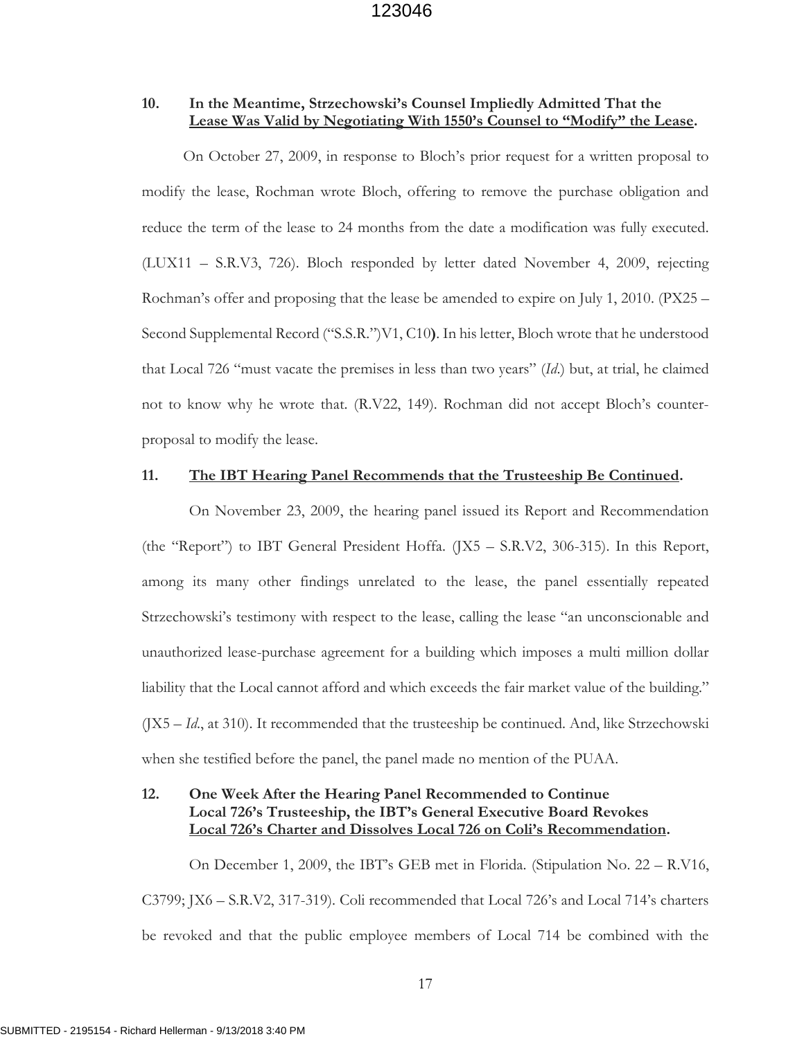**10. In the Meantime, Strzechowski's Counsel Impliedly Admitted That the Lease Was Valid by Negotiating With 1550's Counsel to "Modify" the Lease.**

On October 27, 2009, in response to Bloch's prior request for a written proposal to modify the lease, Rochman wrote Bloch, offering to remove the purchase obligation and reduce the term of the lease to 24 months from the date a modification was fully executed. (LUX11 – S.R.V3, 726). Bloch responded by letter dated November 4, 2009, rejecting Rochman's offer and proposing that the lease be amended to expire on July 1, 2010. (PX25 – Second Supplemental Record ("S.S.R.")V1, C10). In his letter, Bloch wrote that he understood that Local 726 "must vacate the premises in less than two years" (*Id*.) but, at trial, he claimed not to know why he wrote that. (R.V22, 149). Rochman did not accept Bloch's counter-proposal to modify the lease.

**11. The IBT Hearing Panel Recommends that the Trusteeship Be Continued.**

On November 23, 2009, the hearing panel issued its Report and Recommendation (the "Report") to IBT General President Hoffa. (JX5 – S.R.V2, 306-315). In this Report, among its many other findings unrelated to the lease, the panel essentially repeated Strzechowski's testimony with respect to the lease, calling the lease "an unconscionable and unauthorized lease-purchase agreement for a building which imposes a multi million dollar liability that the Local cannot afford and which exceeds the fair market value of the building." (JX5 – *Id*., at 310). It recommended that the trusteeship be continued. And, like Strzechowski when she testified before the panel, the panel made no mention of the PUAA.

**12. One Week After the Hearing Panel Recommended to Continue Local 726's Trusteeship, the IBT's General Executive Board Revokes Local 726's Charter and Dissolves Local 726 on Coli's Recommendation.**

On December 1, 2009, the IBT's GEB met in Florida. (Stipulation No. 22 – R.V16, C3799; JX6 – S.R.V2, 317-319). Coli recommended that Local 726's and Local 714's charters be revoked and that the public employee members of Local 714 be combined with the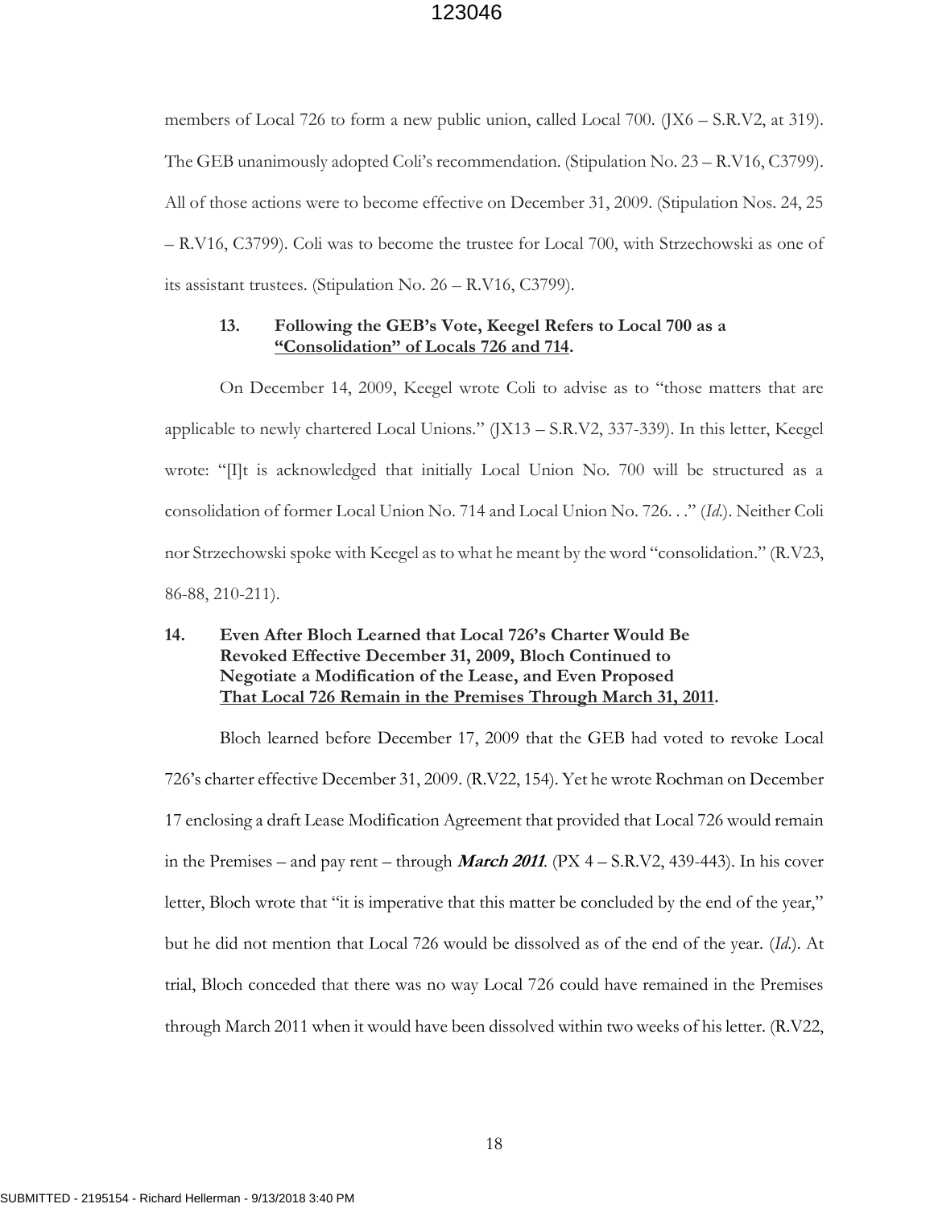members of Local 726 to form a new public union, called Local 700. (JX6 – S.R.V2, at 319). The GEB unanimously adopted Coli's recommendation. (Stipulation No. 23 – R.V16, C3799). All of those actions were to become effective on December 31, 2009. (Stipulation Nos. 24, 25 – R.V16, C3799). Coli was to become the trustee for Local 700, with Strzechowski as one of its assistant trustees. (Stipulation No. 26 – R.V16, C3799).

### 13. Following the GEB's Vote, Keegel Refers to Local 700 as a <u>"Consolidation" of Locals 726 and 714</u>.

On December 14, 2009, Keegel wrote Coli to advise as to "those matters that are applicable to newly chartered Local Unions." (JX13 – S.R.V2, 337-339). In this letter, Keegel wrote: "[I]t is acknowledged that initially Local Union No. 700 will be structured as a consolidation of former Local Union No. 714 and Local Union No. 726. . ." (*Id.*). Neither Coli nor Strzechowski spoke with Keegel as to what he meant by the word "consolidation." (R.V23, 86-88, 210-211).

### 14. Even After Bloch Learned that Local 726's Charter Would Be Revoked Effective December 31, 2009, Bloch Continued to Negotiate a Modification of the Lease, and Even Proposed <u>That Local 726 Remain in the Premises Through March 31, 2011</u>.

Bloch learned before December 17, 2009 that the GEB had voted to revoke Local 726's charter effective December 31, 2009. (R.V22, 154). Yet he wrote Rochman on December 17 enclosing a draft Lease Modification Agreement that provided that Local 726 would remain in the Premises – and pay rent – through ***March 2011***. (PX 4 – S.R.V2, 439-443). In his cover letter, Bloch wrote that "it is imperative that this matter be concluded by the end of the year," but he did not mention that Local 726 would be dissolved as of the end of the year. (*Id.*). At trial, Bloch conceded that there was no way Local 726 could have remained in the Premises through March 2011 when it would have been dissolved within two weeks of his letter. (R.V22,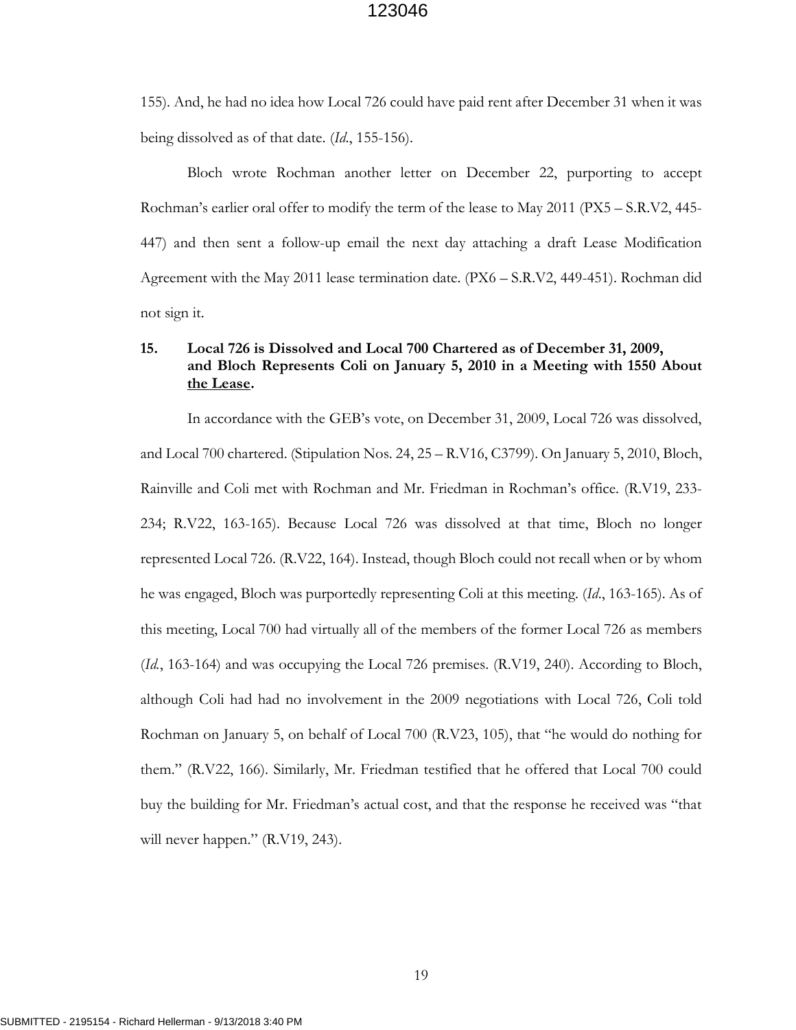155). And, he had no idea how Local 726 could have paid rent after December 31 when it was being dissolved as of that date. (*Id*., 155-156).

Bloch wrote Rochman another letter on December 22, purporting to accept Rochman's earlier oral offer to modify the term of the lease to May 2011 (PX5 – S.R.V2, 445-447) and then sent a follow-up email the next day attaching a draft Lease Modification Agreement with the May 2011 lease termination date. (PX6 – S.R.V2, 449-451). Rochman did not sign it.

### 15. Local 726 is Dissolved and Local 700 Chartered as of December 31, 2009, and Bloch Represents Coli on January 5, 2010 in a Meeting with 1550 About <u>the Lease</u>.

In accordance with the GEB's vote, on December 31, 2009, Local 726 was dissolved, and Local 700 chartered. (Stipulation Nos. 24, 25 – R.V16, C3799). On January 5, 2010, Bloch, Rainville and Coli met with Rochman and Mr. Friedman in Rochman's office. (R.V19, 233-234; R.V22, 163-165). Because Local 726 was dissolved at that time, Bloch no longer represented Local 726. (R.V22, 164). Instead, though Bloch could not recall when or by whom he was engaged, Bloch was purportedly representing Coli at this meeting. (*Id*., 163-165). As of this meeting, Local 700 had virtually all of the members of the former Local 726 as members (*Id*., 163-164) and was occupying the Local 726 premises. (R.V19, 240). According to Bloch, although Coli had had no involvement in the 2009 negotiations with Local 726, Coli told Rochman on January 5, on behalf of Local 700 (R.V23, 105), that "he would do nothing for them." (R.V22, 166). Similarly, Mr. Friedman testified that he offered that Local 700 could buy the building for Mr. Friedman's actual cost, and that the response he received was "that will never happen." (R.V19, 243).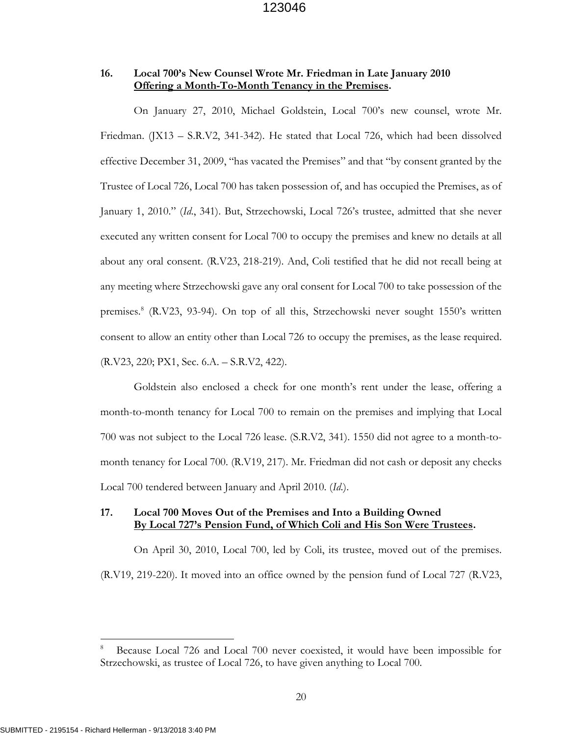**16. Local 700's New Counsel Wrote Mr. Friedman in Late January 2010 <u>Offering a Month-To-Month Tenancy in the Premises</u>.**

On January 27, 2010, Michael Goldstein, Local 700's new counsel, wrote Mr. Friedman. (JX13 – S.R.V2, 341-342). He stated that Local 726, which had been dissolved effective December 31, 2009, "has vacated the Premises" and that "by consent granted by the Trustee of Local 726, Local 700 has taken possession of, and has occupied the Premises, as of January 1, 2010." (*Id*., 341). But, Strzechowski, Local 726's trustee, admitted that she never executed any written consent for Local 700 to occupy the premises and knew no details at all about any oral consent. (R.V23, 218-219). And, Coli testified that he did not recall being at any meeting where Strzechowski gave any oral consent for Local 700 to take possession of the premises.[8] (R.V23, 93-94). On top of all this, Strzechowski never sought 1550's written consent to allow an entity other than Local 726 to occupy the premises, as the lease required. (R.V23, 220; PX1, Sec. 6.A. – S.R.V2, 422).

Goldstein also enclosed a check for one month's rent under the lease, offering a month-to-month tenancy for Local 700 to remain on the premises and implying that Local 700 was not subject to the Local 726 lease. (S.R.V2, 341). 1550 did not agree to a month-to-month tenancy for Local 700. (R.V19, 217). Mr. Friedman did not cash or deposit any checks Local 700 tendered between January and April 2010. (*Id*.).

**17. Local 700 Moves Out of the Premises and Into a Building Owned <u>By Local 727's Pension Fund, of Which Coli and His Son Were Trustees</u>.**

On April 30, 2010, Local 700, led by Coli, its trustee, moved out of the premises. (R.V19, 219-220). It moved into an office owned by the pension fund of Local 727 (R.V23,

---

[8] Because Local 726 and Local 700 never coexisted, it would have been impossible for Strzechowski, as trustee of Local 726, to have given anything to Local 700.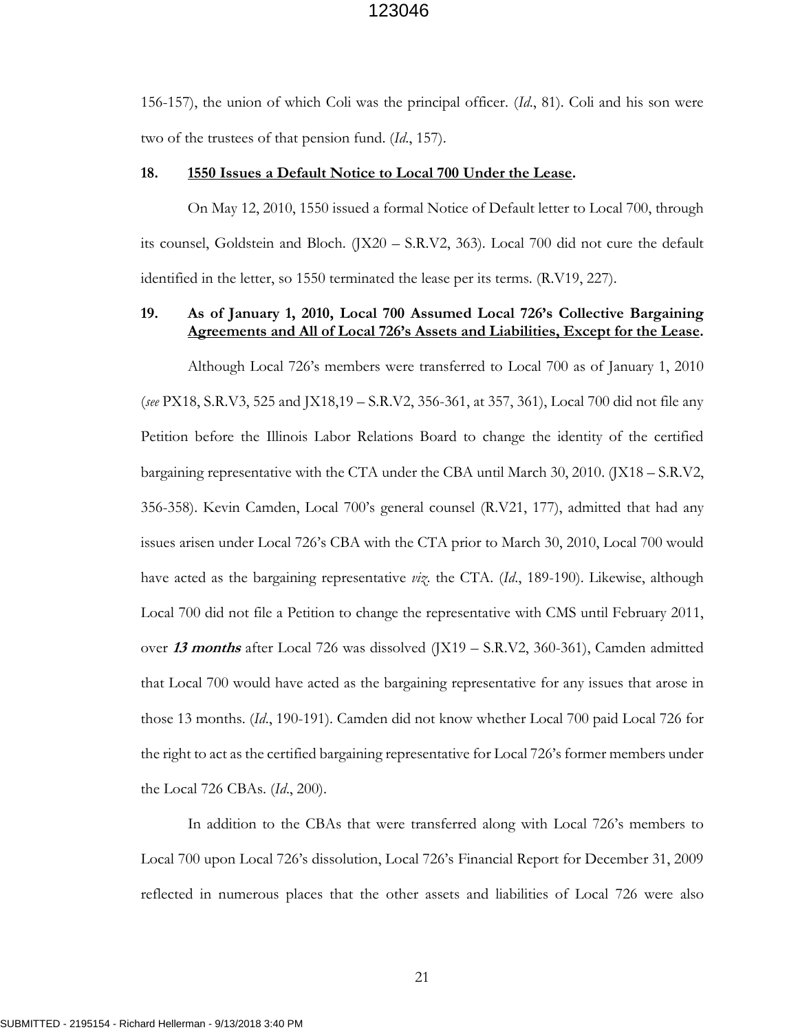156-157), the union of which Coli was the principal officer. (*Id*., 81). Coli and his son were two of the trustees of that pension fund. (*Id*., 157).

**18. <u>1550 Issues a Default Notice to Local 700 Under the Lease</u>.**

On May 12, 2010, 1550 issued a formal Notice of Default letter to Local 700, through its counsel, Goldstein and Bloch. (JX20 – S.R.V2, 363). Local 700 did not cure the default identified in the letter, so 1550 terminated the lease per its terms. (R.V19, 227).

**19. As of January 1, 2010, Local 700 Assumed Local 726's Collective Bargaining <u>Agreements and All of Local 726's Assets and Liabilities, Except for the Lease</u>.**

Although Local 726's members were transferred to Local 700 as of January 1, 2010 (*see* PX18, S.R.V3, 525 and JX18,19 – S.R.V2, 356-361, at 357, 361), Local 700 did not file any Petition before the Illinois Labor Relations Board to change the identity of the certified bargaining representative with the CTA under the CBA until March 30, 2010. (JX18 – S.R.V2, 356-358). Kevin Camden, Local 700's general counsel (R.V21, 177), admitted that had any issues arisen under Local 726's CBA with the CTA prior to March 30, 2010, Local 700 would have acted as the bargaining representative *viz*. the CTA. (*Id*., 189-190). Likewise, although Local 700 did not file a Petition to change the representative with CMS until February 2011, over ***13 months*** after Local 726 was dissolved (JX19 – S.R.V2, 360-361), Camden admitted that Local 700 would have acted as the bargaining representative for any issues that arose in those 13 months. (*Id*., 190-191). Camden did not know whether Local 700 paid Local 726 for the right to act as the certified bargaining representative for Local 726's former members under the Local 726 CBAs. (*Id*., 200).

In addition to the CBAs that were transferred along with Local 726's members to Local 700 upon Local 726's dissolution, Local 726's Financial Report for December 31, 2009 reflected in numerous places that the other assets and liabilities of Local 726 were also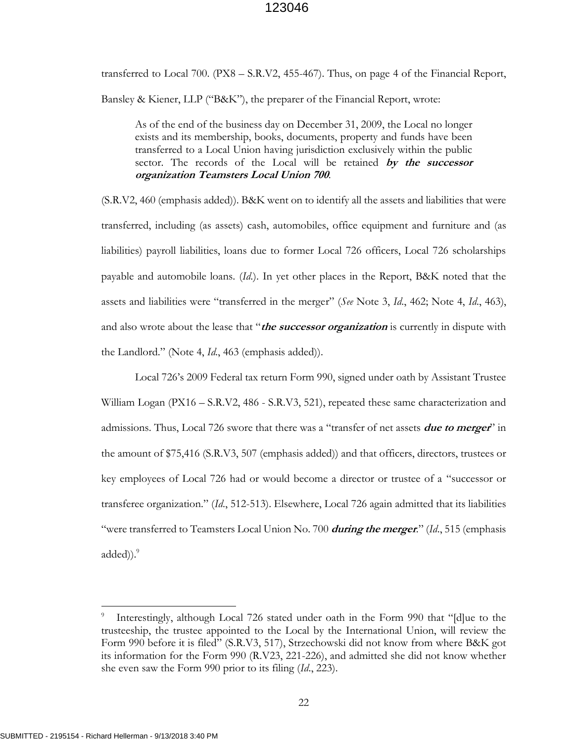transferred to Local 700. (PX8 – S.R.V2, 455-467). Thus, on page 4 of the Financial Report, Bansley & Kiener, LLP ("B&K"), the preparer of the Financial Report, wrote:

> As of the end of the business day on December 31, 2009, the Local no longer exists and its membership, books, documents, property and funds have been transferred to a Local Union having jurisdiction exclusively within the public sector. The records of the Local will be retained ***by the successor organization Teamsters Local Union 700***.

(S.R.V2, 460 (emphasis added)). B&K went on to identify all the assets and liabilities that were transferred, including (as assets) cash, automobiles, office equipment and furniture and (as liabilities) payroll liabilities, loans due to former Local 726 officers, Local 726 scholarships payable and automobile loans. (*Id*.). In yet other places in the Report, B&K noted that the assets and liabilities were "transferred in the merger" (*See* Note 3, *Id*., 462; Note 4, *Id*., 463), and also wrote about the lease that "***the successor organization*** is currently in dispute with the Landlord." (Note 4, *Id*., 463 (emphasis added)).

Local 726's 2009 Federal tax return Form 990, signed under oath by Assistant Trustee William Logan (PX16 – S.R.V2, 486 - S.R.V3, 521), repeated these same characterization and admissions. Thus, Local 726 swore that there was a "transfer of net assets ***due to merger***" in the amount of $75,416 (S.R.V3, 507 (emphasis added)) and that officers, directors, trustees or key employees of Local 726 had or would become a director or trustee of a "successor or transferee organization." (*Id*., 512-513). Elsewhere, Local 726 again admitted that its liabilities "were transferred to Teamsters Local Union No. 700 ***during the merger***." (*Id*., 515 (emphasis added)).[9]

---

[9] Interestingly, although Local 726 stated under oath in the Form 990 that "[d]ue to the trusteeship, the trustee appointed to the Local by the International Union, will review the Form 990 before it is filed" (S.R.V3, 517), Strzechowski did not know from where B&K got its information for the Form 990 (R.V23, 221-226), and admitted she did not know whether she even saw the Form 990 prior to its filing (*Id*., 223).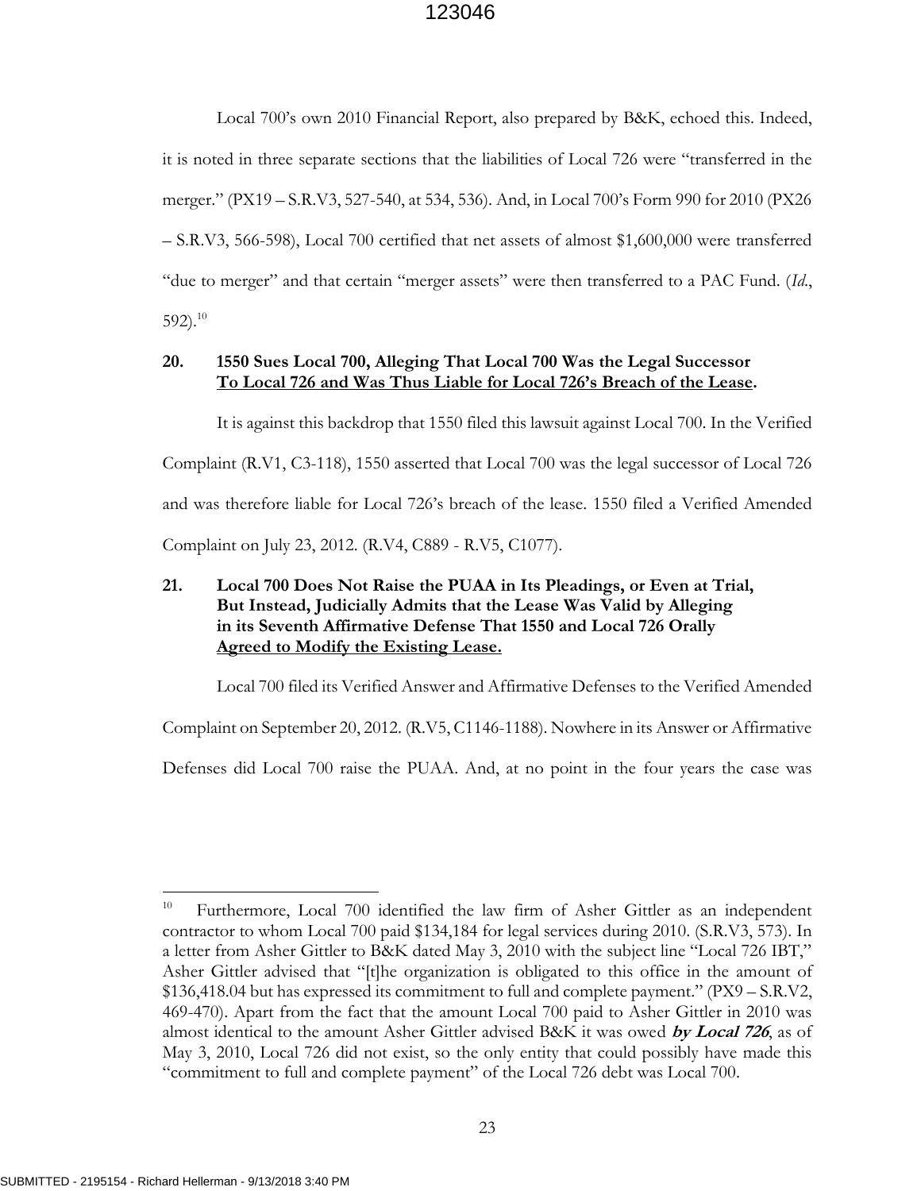Local 700's own 2010 Financial Report, also prepared by B&K, echoed this. Indeed, it is noted in three separate sections that the liabilities of Local 726 were "transferred in the merger." (PX19 – S.R.V3, 527-540, at 534, 536). And, in Local 700's Form 990 for 2010 (PX26 – S.R.V3, 566-598), Local 700 certified that net assets of almost $1,600,000 were transferred "due to merger" and that certain "merger assets" were then transferred to a PAC Fund. (*Id.*, 592).[10]

### 20. 1550 Sues Local 700, Alleging That Local 700 Was the Legal Successor <u>To Local 726 and Was Thus Liable for Local 726's Breach of the Lease</u>.

It is against this backdrop that 1550 filed this lawsuit against Local 700. In the Verified Complaint (R.V1, C3-118), 1550 asserted that Local 700 was the legal successor of Local 726 and was therefore liable for Local 726's breach of the lease. 1550 filed a Verified Amended Complaint on July 23, 2012. (R.V4, C889 - R.V5, C1077).

### 21. Local 700 Does Not Raise the PUAA in Its Pleadings, or Even at Trial, But Instead, Judicially Admits that the Lease Was Valid by Alleging in its Seventh Affirmative Defense That 1550 and Local 726 Orally <u>Agreed to Modify the Existing Lease.</u>

Local 700 filed its Verified Answer and Affirmative Defenses to the Verified Amended Complaint on September 20, 2012. (R.V5, C1146-1188). Nowhere in its Answer or Affirmative Defenses did Local 700 raise the PUAA. And, at no point in the four years the case was

---

[10] Furthermore, Local 700 identified the law firm of Asher Gittler as an independent contractor to whom Local 700 paid $134,184 for legal services during 2010. (S.R.V3, 573). In a letter from Asher Gittler to B&K dated May 3, 2010 with the subject line "Local 726 IBT," Asher Gittler advised that "[t]he organization is obligated to this office in the amount of $136,418.04 but has expressed its commitment to full and complete payment." (PX9 – S.R.V2, 469-470). Apart from the fact that the amount Local 700 paid to Asher Gittler in 2010 was almost identical to the amount Asher Gittler advised B&K it was owed ***by Local 726***, as of May 3, 2010, Local 726 did not exist, so the only entity that could possibly have made this "commitment to full and complete payment" of the Local 726 debt was Local 700.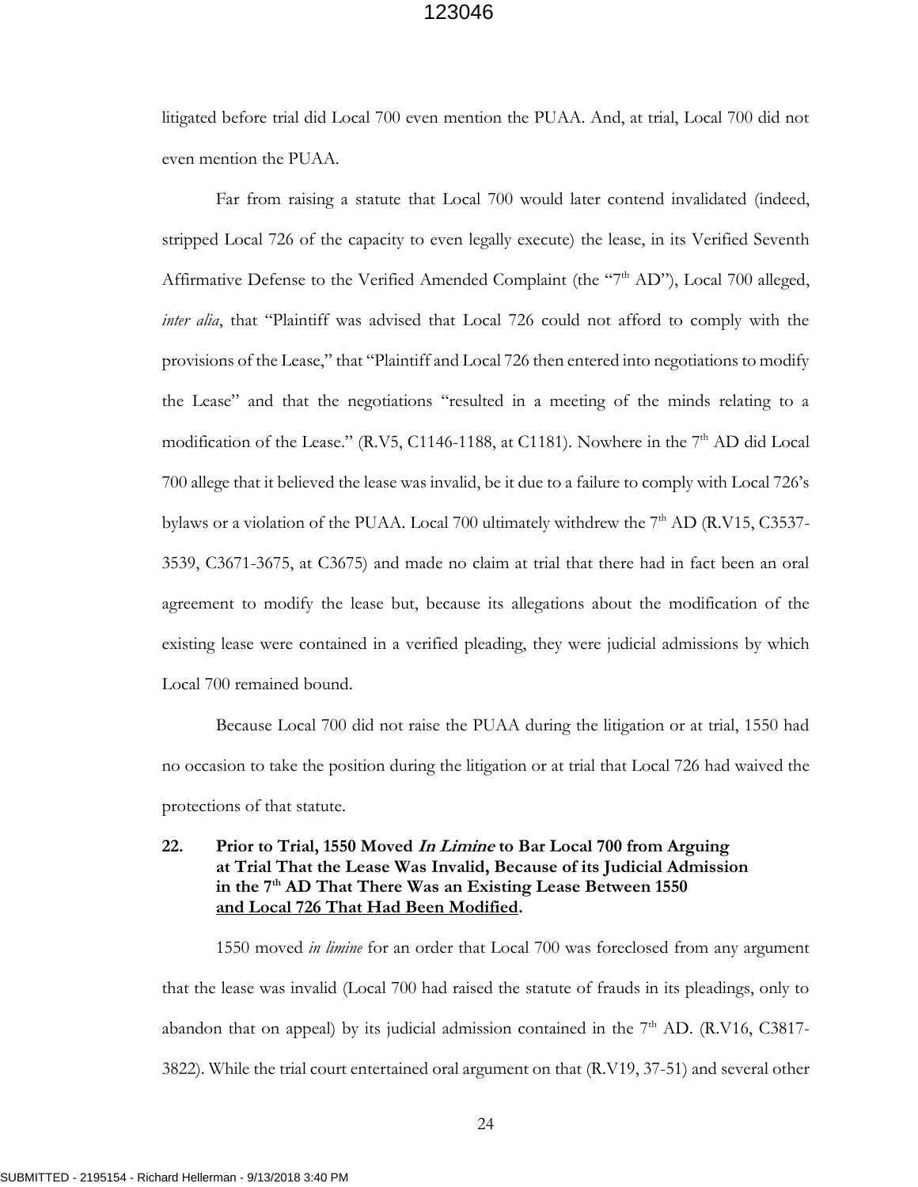litigated before trial did Local 700 even mention the PUAA. And, at trial, Local 700 did not even mention the PUAA.

Far from raising a statute that Local 700 would later contend invalidated (indeed, stripped Local 726 of the capacity to even legally execute) the lease, in its Verified Seventh Affirmative Defense to the Verified Amended Complaint (the "7th AD"), Local 700 alleged, *inter alia*, that "Plaintiff was advised that Local 726 could not afford to comply with the provisions of the Lease," that "Plaintiff and Local 726 then entered into negotiations to modify the Lease" and that the negotiations "resulted in a meeting of the minds relating to a modification of the Lease." (R.V5, C1146-1188, at C1181). Nowhere in the 7th AD did Local 700 allege that it believed the lease was invalid, be it due to a failure to comply with Local 726's bylaws or a violation of the PUAA. Local 700 ultimately withdrew the 7th AD (R.V15, C3537-3539, C3671-3675, at C3675) and made no claim at trial that there had in fact been an oral agreement to modify the lease but, because its allegations about the modification of the existing lease were contained in a verified pleading, they were judicial admissions by which Local 700 remained bound.

Because Local 700 did not raise the PUAA during the litigation or at trial, 1550 had no occasion to take the position during the litigation or at trial that Local 726 had waived the protections of that statute.

### 22. Prior to Trial, 1550 Moved *In Limine* to Bar Local 700 from Arguing at Trial That the Lease Was Invalid, Because of its Judicial Admission in the 7th AD That There Was an Existing Lease Between 1550 and Local 726 That Had Been Modified.

1550 moved *in limine* for an order that Local 700 was foreclosed from any argument that the lease was invalid (Local 700 had raised the statute of frauds in its pleadings, only to abandon that on appeal) by its judicial admission contained in the 7th AD. (R.V16, C3817-3822). While the trial court entertained oral argument on that (R.V19, 37-51) and several other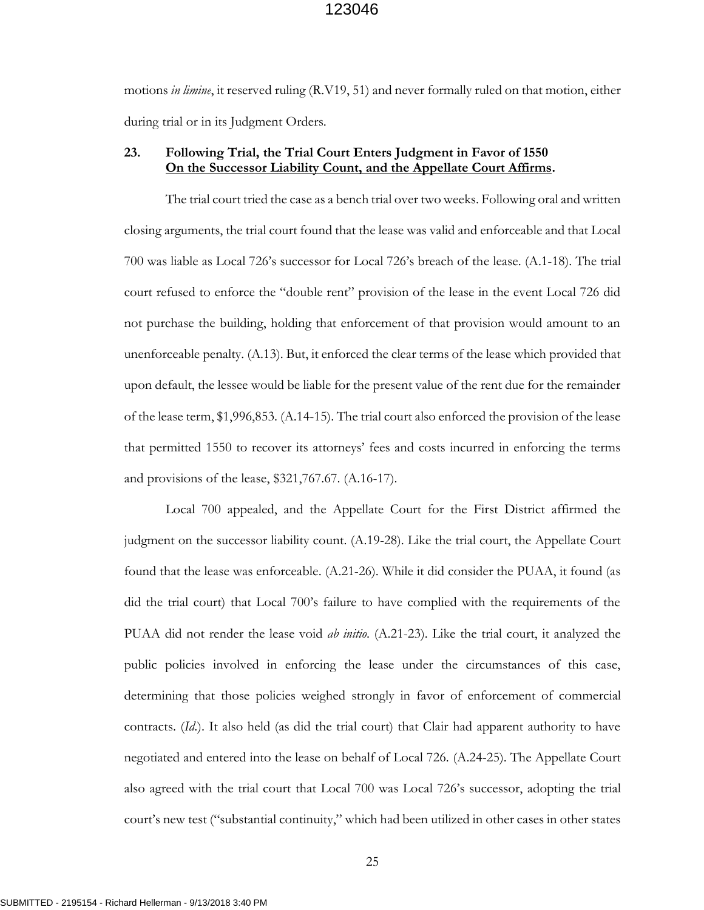motions *in limine*, it reserved ruling (R.V19, 51) and never formally ruled on that motion, either during trial or in its Judgment Orders.

### 23. Following Trial, the Trial Court Enters Judgment in Favor of 1550 On the Successor Liability Count, and the Appellate Court Affirms.

The trial court tried the case as a bench trial over two weeks. Following oral and written closing arguments, the trial court found that the lease was valid and enforceable and that Local 700 was liable as Local 726's successor for Local 726's breach of the lease. (A.1-18). The trial court refused to enforce the "double rent" provision of the lease in the event Local 726 did not purchase the building, holding that enforcement of that provision would amount to an unenforceable penalty. (A.13). But, it enforced the clear terms of the lease which provided that upon default, the lessee would be liable for the present value of the rent due for the remainder of the lease term, $1,996,853. (A.14-15). The trial court also enforced the provision of the lease that permitted 1550 to recover its attorneys' fees and costs incurred in enforcing the terms and provisions of the lease, $321,767.67. (A.16-17).

Local 700 appealed, and the Appellate Court for the First District affirmed the judgment on the successor liability count. (A.19-28). Like the trial court, the Appellate Court found that the lease was enforceable. (A.21-26). While it did consider the PUAA, it found (as did the trial court) that Local 700's failure to have complied with the requirements of the PUAA did not render the lease void *ab initio*. (A.21-23). Like the trial court, it analyzed the public policies involved in enforcing the lease under the circumstances of this case, determining that those policies weighed strongly in favor of enforcement of commercial contracts. (*Id*.). It also held (as did the trial court) that Clair had apparent authority to have negotiated and entered into the lease on behalf of Local 726. (A.24-25). The Appellate Court also agreed with the trial court that Local 700 was Local 726's successor, adopting the trial court's new test ("substantial continuity," which had been utilized in other cases in other states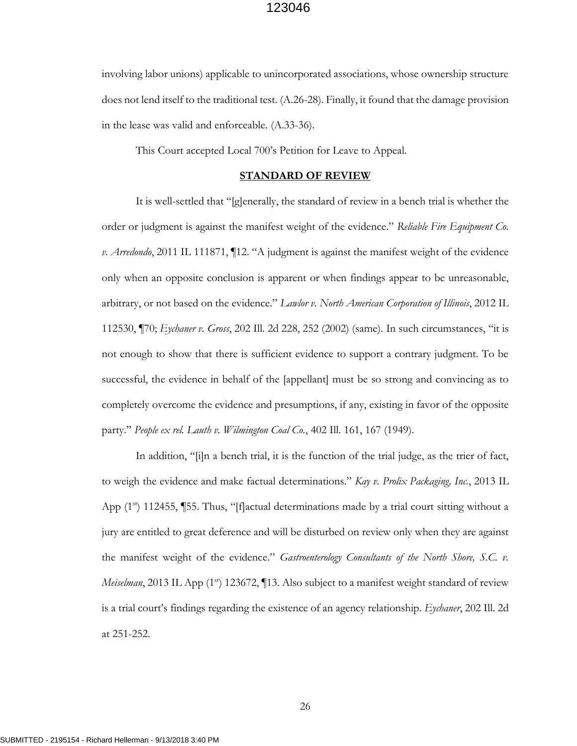involving labor unions) applicable to unincorporated associations, whose ownership structure does not lend itself to the traditional test. (A.26-28). Finally, it found that the damage provision in the lease was valid and enforceable. (A.33-36).

This Court accepted Local 700's Petition for Leave to Appeal.

## **STANDARD OF REVIEW**

It is well-settled that "[g]enerally, the standard of review in a bench trial is whether the order or judgment is against the manifest weight of the evidence." *Reliable Fire Equipment Co. v. Arredondo*, 2011 IL 111871, ¶12. "A judgment is against the manifest weight of the evidence only when an opposite conclusion is apparent or when findings appear to be unreasonable, arbitrary, or not based on the evidence." *Lawlor v. North American Corporation of Illinois*, 2012 IL 112530, ¶70; *Eychaner v. Gross*, 202 Ill. 2d 228, 252 (2002) (same). In such circumstances, "it is not enough to show that there is sufficient evidence to support a contrary judgment. To be successful, the evidence in behalf of the [appellant] must be so strong and convincing as to completely overcome the evidence and presumptions, if any, existing in favor of the opposite party." *People ex rel. Lauth v. Wilmington Coal Co.*, 402 Ill. 161, 167 (1949).

In addition, "[i]n a bench trial, it is the function of the trial judge, as the trier of fact, to weigh the evidence and make factual determinations." *Kay v. Prolix Packaging, Inc.*, 2013 IL App (1st) 112455, ¶55. Thus, "[f]actual determinations made by a trial court sitting without a jury are entitled to great deference and will be disturbed on review only when they are against the manifest weight of the evidence." *Gastroenterology Consultants of the North Shore, S.C. v. Meiselman*, 2013 IL App (1st) 123672, ¶13. Also subject to a manifest weight standard of review is a trial court's findings regarding the existence of an agency relationship. *Eychaner*, 202 Ill. 2d at 251-252.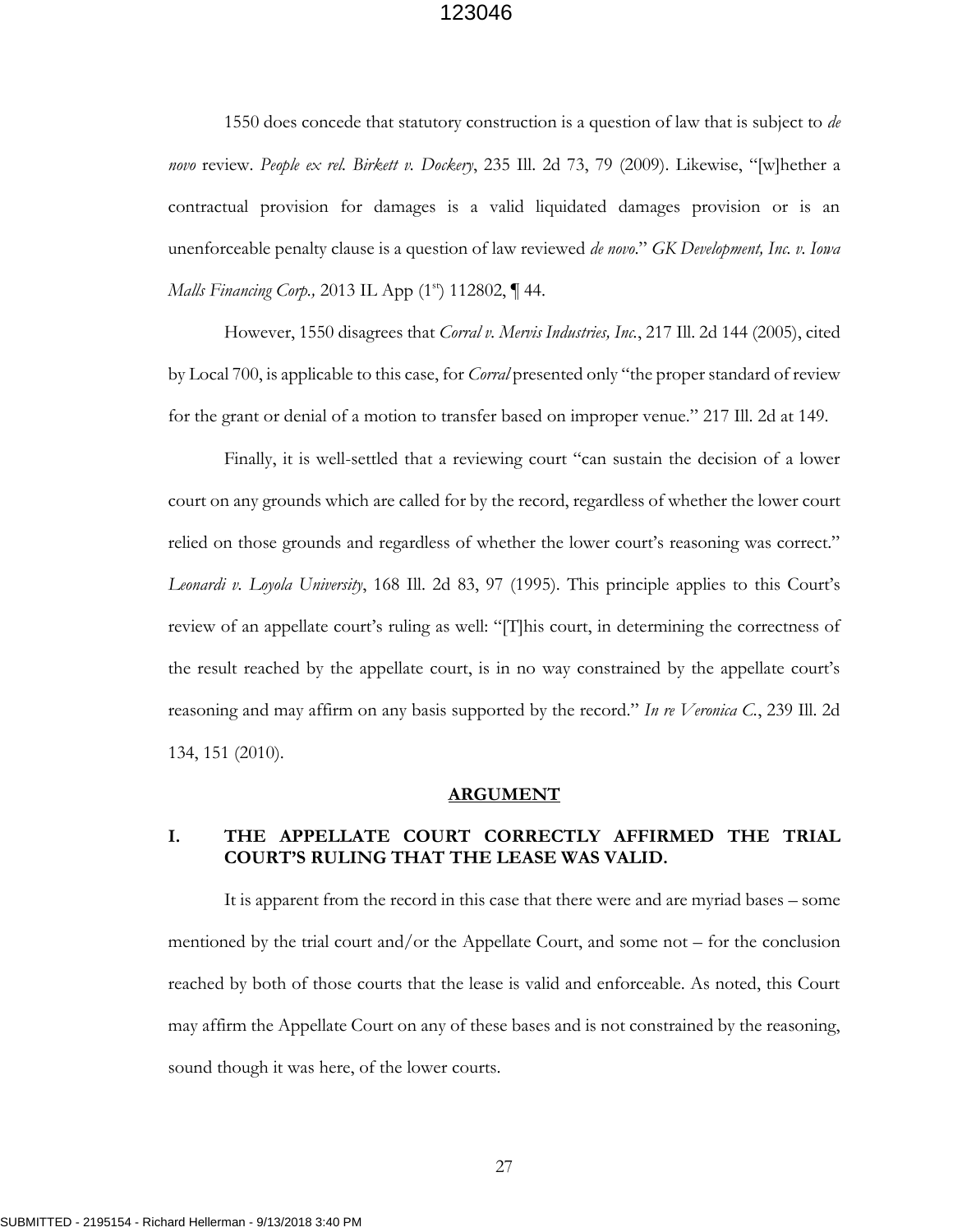1550 does concede that statutory construction is a question of law that is subject to *de novo* review. *People ex rel. Birkett v. Dockery*, 235 Ill. 2d 73, 79 (2009). Likewise, "[w]hether a contractual provision for damages is a valid liquidated damages provision or is an unenforceable penalty clause is a question of law reviewed *de novo*." *GK Development, Inc. v. Iowa Malls Financing Corp.,* 2013 IL App (1st) 112802, ¶ 44.

However, 1550 disagrees that *Corral v. Mervis Industries, Inc.*, 217 Ill. 2d 144 (2005), cited by Local 700, is applicable to this case, for *Corral* presented only "the proper standard of review for the grant or denial of a motion to transfer based on improper venue." 217 Ill. 2d at 149.

Finally, it is well-settled that a reviewing court "can sustain the decision of a lower court on any grounds which are called for by the record, regardless of whether the lower court relied on those grounds and regardless of whether the lower court's reasoning was correct." *Leonardi v. Loyola University*, 168 Ill. 2d 83, 97 (1995). This principle applies to this Court's review of an appellate court's ruling as well: "[T]his court, in determining the correctness of the result reached by the appellate court, is in no way constrained by the appellate court's reasoning and may affirm on any basis supported by the record." *In re Veronica C.*, 239 Ill. 2d 134, 151 (2010).

## ARGUMENT

### I. THE APPELLATE COURT CORRECTLY AFFIRMED THE TRIAL COURT'S RULING THAT THE LEASE WAS VALID.

It is apparent from the record in this case that there were and are myriad bases – some mentioned by the trial court and/or the Appellate Court, and some not – for the conclusion reached by both of those courts that the lease is valid and enforceable. As noted, this Court may affirm the Appellate Court on any of these bases and is not constrained by the reasoning, sound though it was here, of the lower courts.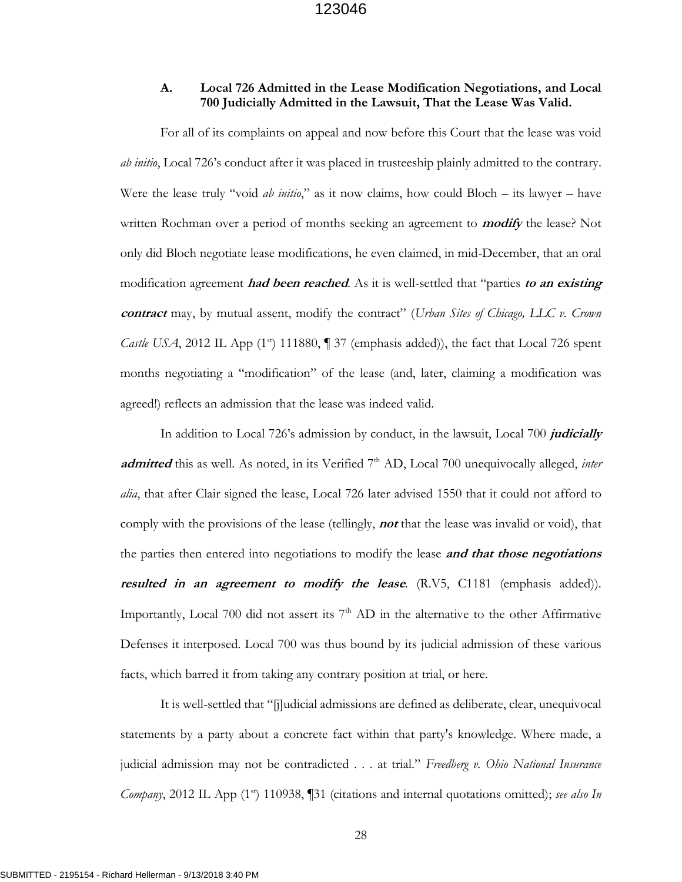### A. Local 726 Admitted in the Lease Modification Negotiations, and Local 700 Judicially Admitted in the Lawsuit, That the Lease Was Valid.

For all of its complaints on appeal and now before this Court that the lease was void *ab initio*, Local 726's conduct after it was placed in trusteeship plainly admitted to the contrary. Were the lease truly "void *ab initio*," as it now claims, how could Bloch – its lawyer – have written Rochman over a period of months seeking an agreement to ***modify*** the lease? Not only did Bloch negotiate lease modifications, he even claimed, in mid-December, that an oral modification agreement ***had been reached***. As it is well-settled that "parties ***to an existing contract*** may, by mutual assent, modify the contract" (*Urban Sites of Chicago, LLC v. Crown Castle USA*, 2012 IL App (1[st]) 111880, ¶ 37 (emphasis added)), the fact that Local 726 spent months negotiating a "modification" of the lease (and, later, claiming a modification was agreed!) reflects an admission that the lease was indeed valid.

In addition to Local 726's admission by conduct, in the lawsuit, Local 700 ***judicially admitted*** this as well. As noted, in its Verified 7[th] AD, Local 700 unequivocally alleged, *inter alia*, that after Clair signed the lease, Local 726 later advised 1550 that it could not afford to comply with the provisions of the lease (tellingly, ***not*** that the lease was invalid or void), that the parties then entered into negotiations to modify the lease ***and that those negotiations resulted in an agreement to modify the lease***. (R.V5, C1181 (emphasis added)). Importantly, Local 700 did not assert its 7[th] AD in the alternative to the other Affirmative Defenses it interposed. Local 700 was thus bound by its judicial admission of these various facts, which barred it from taking any contrary position at trial, or here.

It is well-settled that "[j]udicial admissions are defined as deliberate, clear, unequivocal statements by a party about a concrete fact within that party's knowledge. Where made, a judicial admission may not be contradicted . . . at trial." *Freedberg v. Ohio National Insurance Company*, 2012 IL App (1[st]) 110938, ¶31 (citations and internal quotations omitted); *see also In*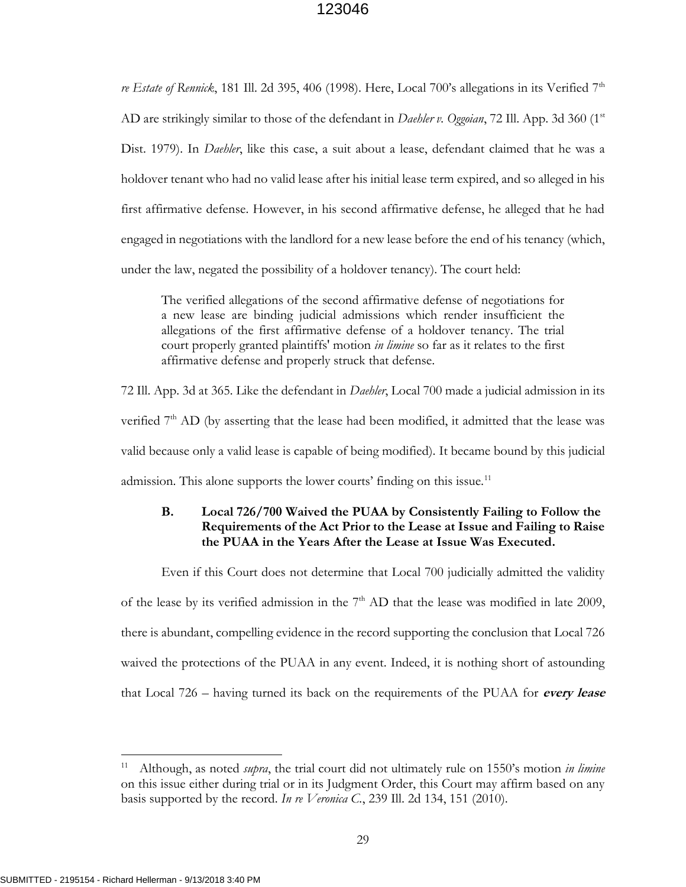*re Estate of Rennick*, 181 Ill. 2d 395, 406 (1998). Here, Local 700's allegations in its Verified 7th AD are strikingly similar to those of the defendant in *Daehler v. Oggoian*, 72 Ill. App. 3d 360 (1st Dist. 1979). In *Daehler*, like this case, a suit about a lease, defendant claimed that he was a holdover tenant who had no valid lease after his initial lease term expired, and so alleged in his first affirmative defense. However, in his second affirmative defense, he alleged that he had engaged in negotiations with the landlord for a new lease before the end of his tenancy (which, under the law, negated the possibility of a holdover tenancy). The court held:

> The verified allegations of the second affirmative defense of negotiations for a new lease are binding judicial admissions which render insufficient the allegations of the first affirmative defense of a holdover tenancy. The trial court properly granted plaintiffs' motion *in limine* so far as it relates to the first affirmative defense and properly struck that defense.

72 Ill. App. 3d at 365. Like the defendant in *Daehler*, Local 700 made a judicial admission in its verified 7th AD (by asserting that the lease had been modified, it admitted that the lease was valid because only a valid lease is capable of being modified). It became bound by this judicial admission. This alone supports the lower courts' finding on this issue.[11]

### B. Local 726/700 Waived the PUAA by Consistently Failing to Follow the Requirements of the Act Prior to the Lease at Issue and Failing to Raise the PUAA in the Years After the Lease at Issue Was Executed.

Even if this Court does not determine that Local 700 judicially admitted the validity of the lease by its verified admission in the 7th AD that the lease was modified in late 2009, there is abundant, compelling evidence in the record supporting the conclusion that Local 726 waived the protections of the PUAA in any event. Indeed, it is nothing short of astounding that Local 726 – having turned its back on the requirements of the PUAA for ***every lease***

---

[11] Although, as noted *supra*, the trial court did not ultimately rule on 1550's motion *in limine* on this issue either during trial or in its Judgment Order, this Court may affirm based on any basis supported by the record. *In re Veronica C.*, 239 Ill. 2d 134, 151 (2010).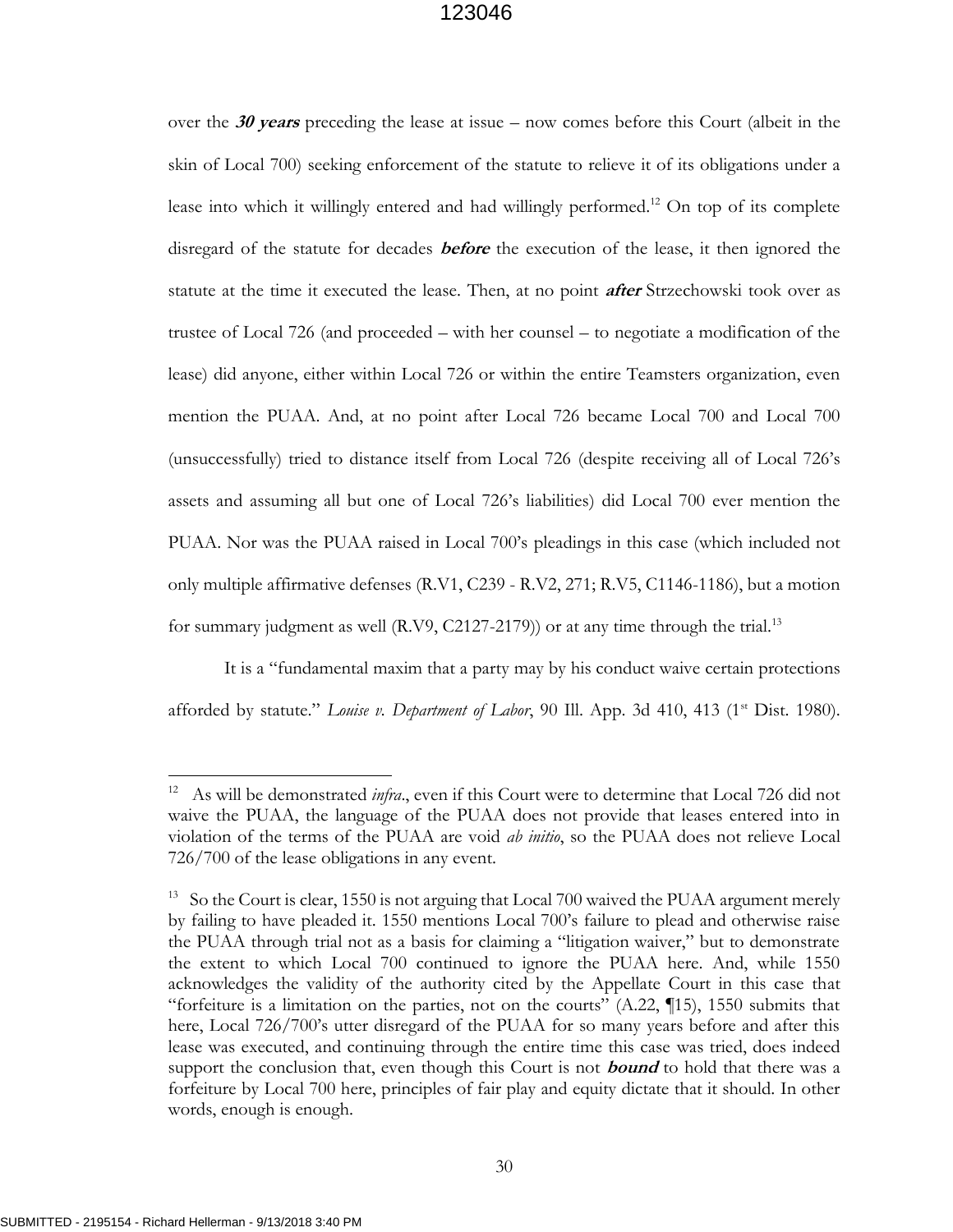over the ***30 years*** preceding the lease at issue – now comes before this Court (albeit in the skin of Local 700) seeking enforcement of the statute to relieve it of its obligations under a lease into which it willingly entered and had willingly performed.[12] On top of its complete disregard of the statute for decades ***before*** the execution of the lease, it then ignored the statute at the time it executed the lease. Then, at no point ***after*** Strzechowski took over as trustee of Local 726 (and proceeded – with her counsel – to negotiate a modification of the lease) did anyone, either within Local 726 or within the entire Teamsters organization, even mention the PUAA. And, at no point after Local 726 became Local 700 and Local 700 (unsuccessfully) tried to distance itself from Local 726 (despite receiving all of Local 726's assets and assuming all but one of Local 726's liabilities) did Local 700 ever mention the PUAA. Nor was the PUAA raised in Local 700's pleadings in this case (which included not only multiple affirmative defenses (R.V1, C239 - R.V2, 271; R.V5, C1146-1186), but a motion for summary judgment as well (R.V9, C2127-2179)) or at any time through the trial.[13]

It is a "fundamental maxim that a party may by his conduct waive certain protections afforded by statute." *Louise v. Department of Labor*, 90 Ill. App. 3d 410, 413 (1st Dist. 1980).

---

[12] As will be demonstrated *infra*., even if this Court were to determine that Local 726 did not waive the PUAA, the language of the PUAA does not provide that leases entered into in violation of the terms of the PUAA are void *ab initio*, so the PUAA does not relieve Local 726/700 of the lease obligations in any event.

[13] So the Court is clear, 1550 is not arguing that Local 700 waived the PUAA argument merely by failing to have pleaded it. 1550 mentions Local 700's failure to plead and otherwise raise the PUAA through trial not as a basis for claiming a "litigation waiver," but to demonstrate the extent to which Local 700 continued to ignore the PUAA here. And, while 1550 acknowledges the validity of the authority cited by the Appellate Court in this case that "forfeiture is a limitation on the parties, not on the courts" (A.22, ¶15), 1550 submits that here, Local 726/700's utter disregard of the PUAA for so many years before and after this lease was executed, and continuing through the entire time this case was tried, does indeed support the conclusion that, even though this Court is not ***bound*** to hold that there was a forfeiture by Local 700 here, principles of fair play and equity dictate that it should. In other words, enough is enough.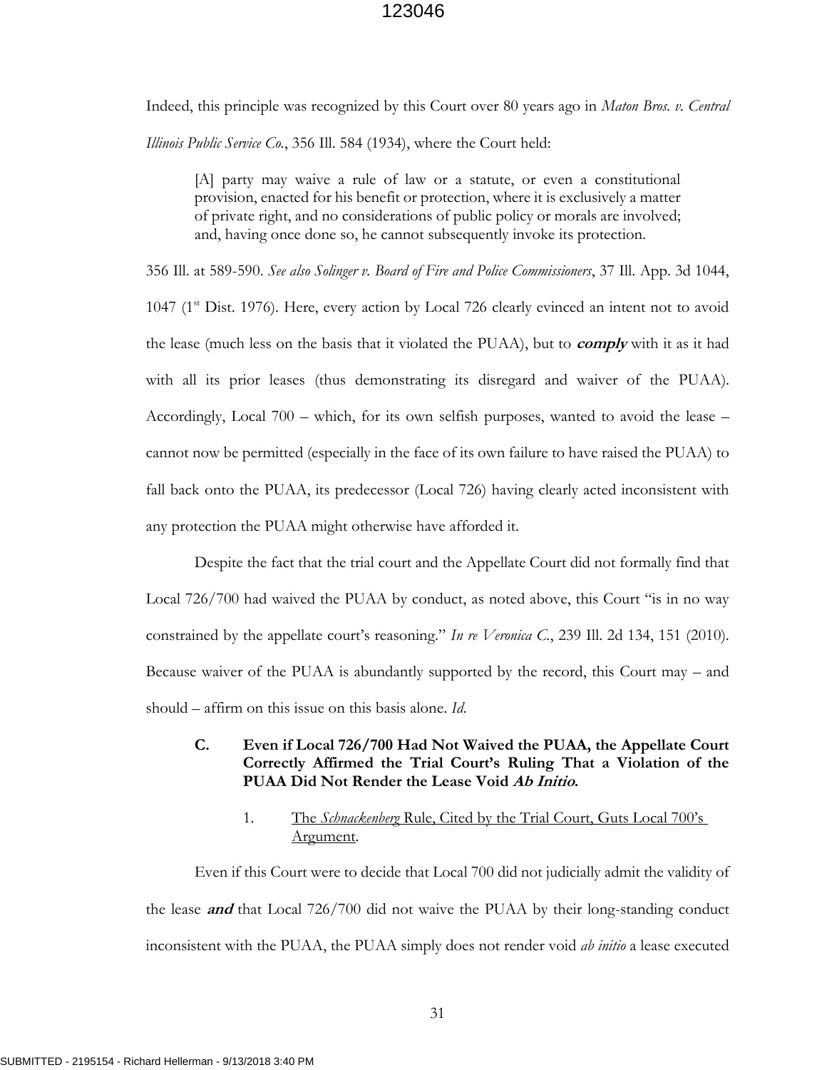Indeed, this principle was recognized by this Court over 80 years ago in *Maton Bros. v. Central Illinois Public Service Co.*, 356 Ill. 584 (1934), where the Court held:

> [A] party may waive a rule of law or a statute, or even a constitutional provision, enacted for his benefit or protection, where it is exclusively a matter of private right, and no considerations of public policy or morals are involved; and, having once done so, he cannot subsequently invoke its protection.

356 Ill. at 589-590. *See also Solinger v. Board of Fire and Police Commissioners*, 37 Ill. App. 3d 1044, 1047 (1st Dist. 1976). Here, every action by Local 726 clearly evinced an intent not to avoid the lease (much less on the basis that it violated the PUAA), but to ***comply*** with it as it had with all its prior leases (thus demonstrating its disregard and waiver of the PUAA). Accordingly, Local 700 – which, for its own selfish purposes, wanted to avoid the lease – cannot now be permitted (especially in the face of its own failure to have raised the PUAA) to fall back onto the PUAA, its predecessor (Local 726) having clearly acted inconsistent with any protection the PUAA might otherwise have afforded it.

Despite the fact that the trial court and the Appellate Court did not formally find that Local 726/700 had waived the PUAA by conduct, as noted above, this Court "is in no way constrained by the appellate court's reasoning." *In re Veronica C.*, 239 Ill. 2d 134, 151 (2010). Because waiver of the PUAA is abundantly supported by the record, this Court may – and should – affirm on this issue on this basis alone. *Id.*

### C. Even if Local 726/700 Had Not Waived the PUAA, the Appellate Court Correctly Affirmed the Trial Court's Ruling That a Violation of the PUAA Did Not Render the Lease Void *Ab Initio.*

#### 1. The *Schnackenberg* Rule, Cited by the Trial Court, Guts Local 700's Argument.

Even if this Court were to decide that Local 700 did not judicially admit the validity of the lease ***and*** that Local 726/700 did not waive the PUAA by their long-standing conduct inconsistent with the PUAA, the PUAA simply does not render void *ab initio* a lease executed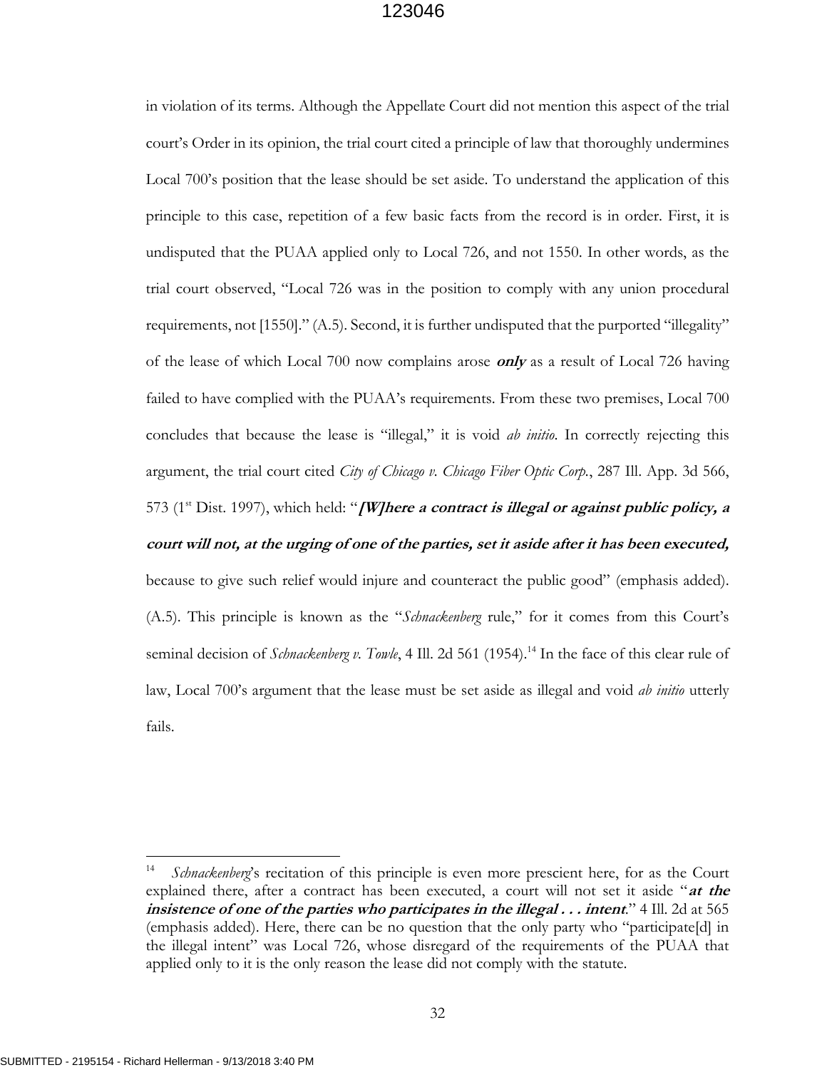in violation of its terms. Although the Appellate Court did not mention this aspect of the trial court's Order in its opinion, the trial court cited a principle of law that thoroughly undermines Local 700's position that the lease should be set aside. To understand the application of this principle to this case, repetition of a few basic facts from the record is in order. First, it is undisputed that the PUAA applied only to Local 726, and not 1550. In other words, as the trial court observed, "Local 726 was in the position to comply with any union procedural requirements, not [1550]." (A.5). Second, it is further undisputed that the purported "illegality" of the lease of which Local 700 now complains arose ***only*** as a result of Local 726 having failed to have complied with the PUAA's requirements. From these two premises, Local 700 concludes that because the lease is "illegal," it is void *ab initio*. In correctly rejecting this argument, the trial court cited *City of Chicago v. Chicago Fiber Optic Corp.*, 287 Ill. App. 3d 566, 573 (1st Dist. 1997), which held: "***[W]here a contract is illegal or against public policy, a court will not, at the urging of one of the parties, set it aside after it has been executed,*** because to give such relief would injure and counteract the public good" (emphasis added). (A.5). This principle is known as the "*Schnackenberg* rule," for it comes from this Court's seminal decision of *Schnackenberg v. Towle*, 4 Ill. 2d 561 (1954).[14] In the face of this clear rule of law, Local 700's argument that the lease must be set aside as illegal and void *ab initio* utterly fails.

---

[14] *Schnackenberg*'s recitation of this principle is even more prescient here, for as the Court explained there, after a contract has been executed, a court will not set it aside "***at the insistence of one of the parties who participates in the illegal . . . intent***." 4 Ill. 2d at 565 (emphasis added). Here, there can be no question that the only party who "participate[d] in the illegal intent" was Local 726, whose disregard of the requirements of the PUAA that applied only to it is the only reason the lease did not comply with the statute.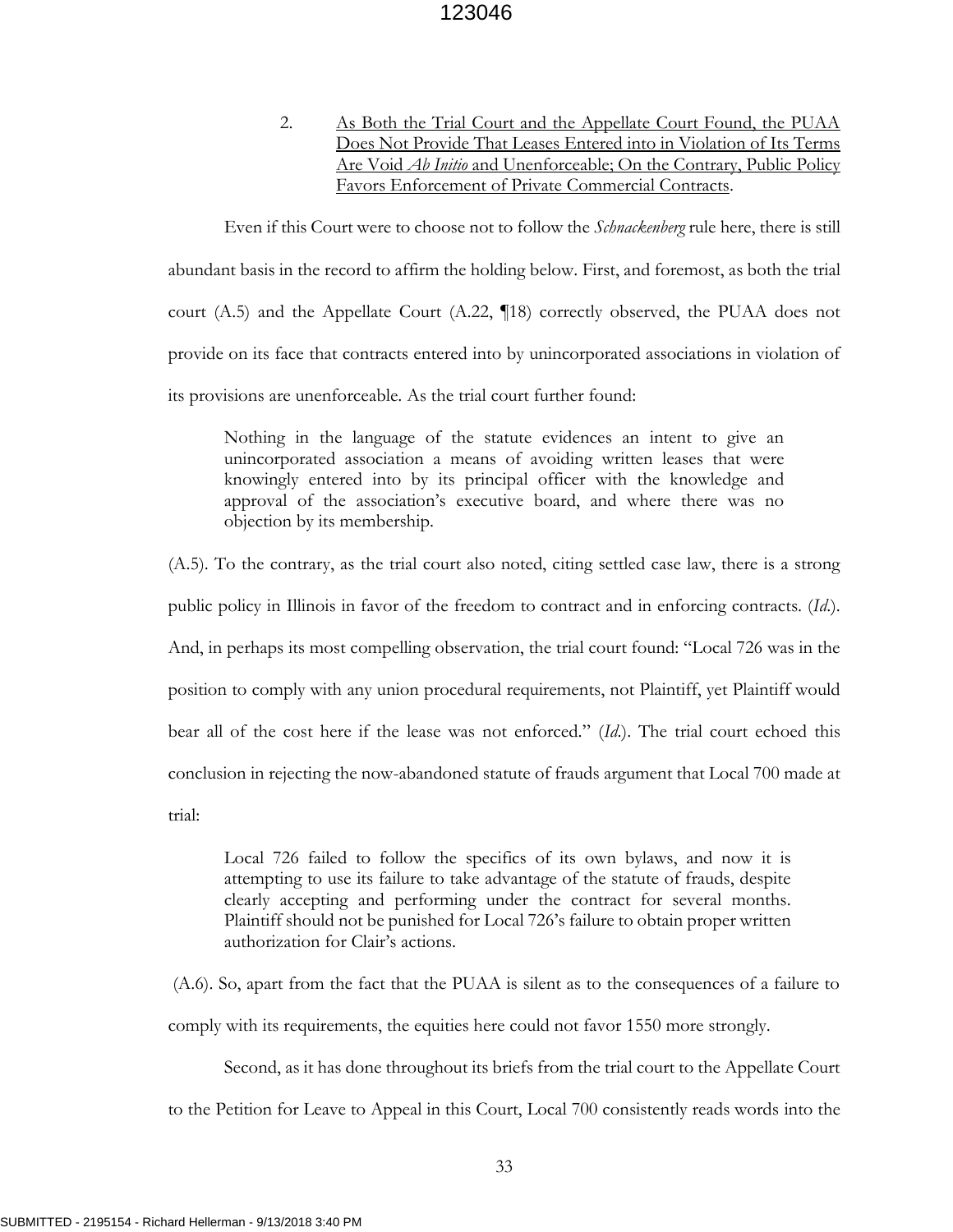2. <u>As Both the Trial Court and the Appellate Court Found, the PUAA Does Not Provide That Leases Entered into in Violation of Its Terms Are Void *Ab Initio* and Unenforceable; On the Contrary, Public Policy Favors Enforcement of Private Commercial Contracts</u>.

Even if this Court were to choose not to follow the *Schnackenberg* rule here, there is still abundant basis in the record to affirm the holding below. First, and foremost, as both the trial court (A.5) and the Appellate Court (A.22, ¶18) correctly observed, the PUAA does not provide on its face that contracts entered into by unincorporated associations in violation of its provisions are unenforceable. As the trial court further found:

> Nothing in the language of the statute evidences an intent to give an unincorporated association a means of avoiding written leases that were knowingly entered into by its principal officer with the knowledge and approval of the association's executive board, and where there was no objection by its membership.

(A.5). To the contrary, as the trial court also noted, citing settled case law, there is a strong public policy in Illinois in favor of the freedom to contract and in enforcing contracts. (*Id.*). And, in perhaps its most compelling observation, the trial court found: "Local 726 was in the position to comply with any union procedural requirements, not Plaintiff, yet Plaintiff would bear all of the cost here if the lease was not enforced." (*Id.*). The trial court echoed this conclusion in rejecting the now-abandoned statute of frauds argument that Local 700 made at trial:

> Local 726 failed to follow the specifics of its own bylaws, and now it is attempting to use its failure to take advantage of the statute of frauds, despite clearly accepting and performing under the contract for several months. Plaintiff should not be punished for Local 726's failure to obtain proper written authorization for Clair's actions.

(A.6). So, apart from the fact that the PUAA is silent as to the consequences of a failure to comply with its requirements, the equities here could not favor 1550 more strongly.

Second, as it has done throughout its briefs from the trial court to the Appellate Court to the Petition for Leave to Appeal in this Court, Local 700 consistently reads words into the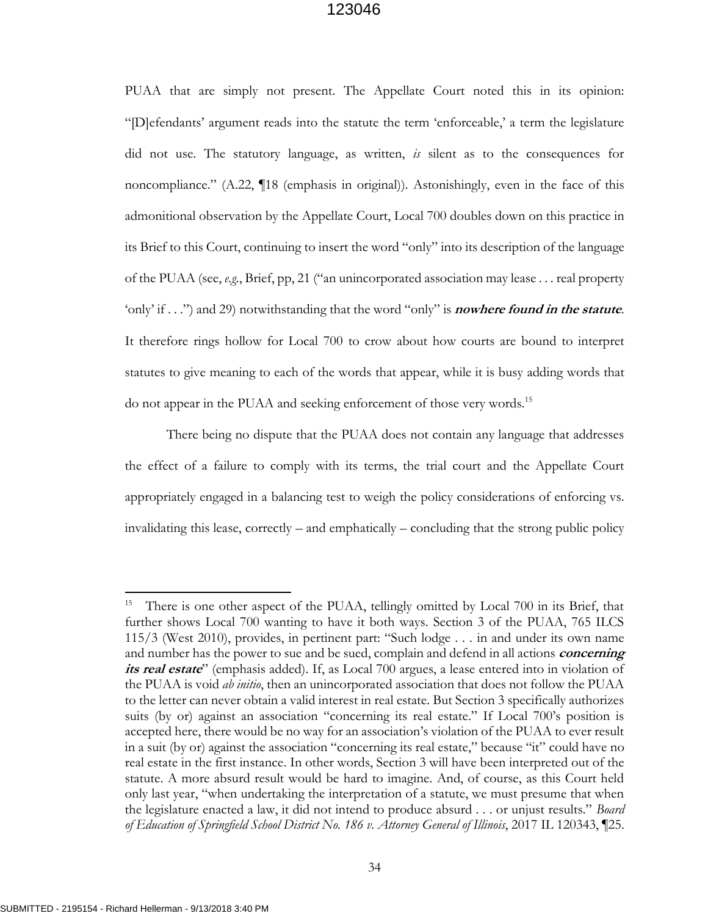PUAA that are simply not present. The Appellate Court noted this in its opinion: "[D]efendants' argument reads into the statute the term 'enforceable,' a term the legislature did not use. The statutory language, as written, *is* silent as to the consequences for noncompliance." (A.22, ¶18 (emphasis in original)). Astonishingly, even in the face of this admonitional observation by the Appellate Court, Local 700 doubles down on this practice in its Brief to this Court, continuing to insert the word "only" into its description of the language of the PUAA (see, *e.g.*, Brief, pp, 21 ("an unincorporated association may lease . . . real property 'only' if . . .") and 29) notwithstanding that the word "only" is ***nowhere found in the statute***. It therefore rings hollow for Local 700 to crow about how courts are bound to interpret statutes to give meaning to each of the words that appear, while it is busy adding words that do not appear in the PUAA and seeking enforcement of those very words.[15]

There being no dispute that the PUAA does not contain any language that addresses the effect of a failure to comply with its terms, the trial court and the Appellate Court appropriately engaged in a balancing test to weigh the policy considerations of enforcing vs. invalidating this lease, correctly – and emphatically – concluding that the strong public policy

---

[15] There is one other aspect of the PUAA, tellingly omitted by Local 700 in its Brief, that further shows Local 700 wanting to have it both ways. Section 3 of the PUAA, 765 ILCS 115/3 (West 2010), provides, in pertinent part: "Such lodge . . . in and under its own name and number has the power to sue and be sued, complain and defend in all actions ***concerning its real estate***" (emphasis added). If, as Local 700 argues, a lease entered into in violation of the PUAA is void *ab initio*, then an unincorporated association that does not follow the PUAA to the letter can never obtain a valid interest in real estate. But Section 3 specifically authorizes suits (by or) against an association "concerning its real estate." If Local 700's position is accepted here, there would be no way for an association's violation of the PUAA to ever result in a suit (by or) against the association "concerning its real estate," because "it" could have no real estate in the first instance. In other words, Section 3 will have been interpreted out of the statute. A more absurd result would be hard to imagine. And, of course, as this Court held only last year, "when undertaking the interpretation of a statute, we must presume that when the legislature enacted a law, it did not intend to produce absurd . . . or unjust results." *Board of Education of Springfield School District No. 186 v. Attorney General of Illinois*, 2017 IL 120343, ¶25.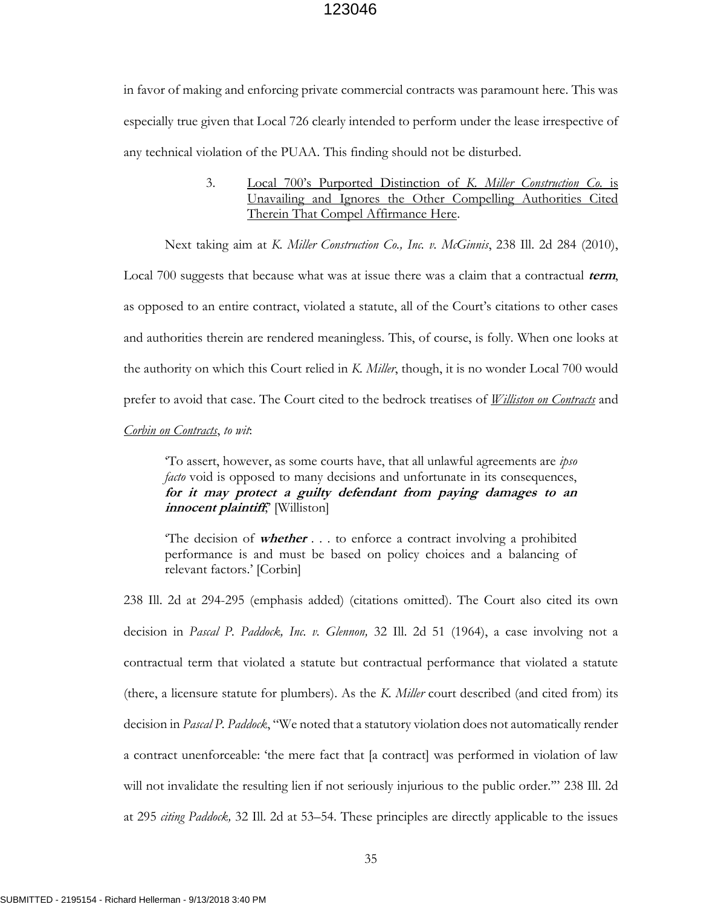in favor of making and enforcing private commercial contracts was paramount here. This was especially true given that Local 726 clearly intended to perform under the lease irrespective of any technical violation of the PUAA. This finding should not be disturbed.

3. Local 700's Purported Distinction of *K. Miller Construction Co.* is Unavailing and Ignores the Other Compelling Authorities Cited Therein That Compel Affirmance Here.

Next taking aim at *K. Miller Construction Co., Inc. v. McGinnis*, 238 Ill. 2d 284 (2010), Local 700 suggests that because what was at issue there was a claim that a contractual ***term***, as opposed to an entire contract, violated a statute, all of the Court's citations to other cases and authorities therein are rendered meaningless. This, of course, is folly. When one looks at the authority on which this Court relied in *K. Miller*, though, it is no wonder Local 700 would prefer to avoid that case. The Court cited to the bedrock treatises of *Williston on Contracts* and *Corbin on Contracts*, *to wit*:

> 'To assert, however, as some courts have, that all unlawful agreements are *ipso facto* void is opposed to many decisions and unfortunate in its consequences, ***for it may protect a guilty defendant from paying damages to an innocent plaintiff***.' [Williston]

> 'The decision of ***whether*** . . . to enforce a contract involving a prohibited performance is and must be based on policy choices and a balancing of relevant factors.' [Corbin]

238 Ill. 2d at 294-295 (emphasis added) (citations omitted). The Court also cited its own decision in *Pascal P. Paddock, Inc. v. Glennon,* 32 Ill. 2d 51 (1964), a case involving not a contractual term that violated a statute but contractual performance that violated a statute (there, a licensure statute for plumbers). As the *K. Miller* court described (and cited from) its decision in *Pascal P. Paddock*, "We noted that a statutory violation does not automatically render a contract unenforceable: 'the mere fact that [a contract] was performed in violation of law will not invalidate the resulting lien if not seriously injurious to the public order.'" 238 Ill. 2d at 295 *citing Paddock,* 32 Ill. 2d at 53–54. These principles are directly applicable to the issues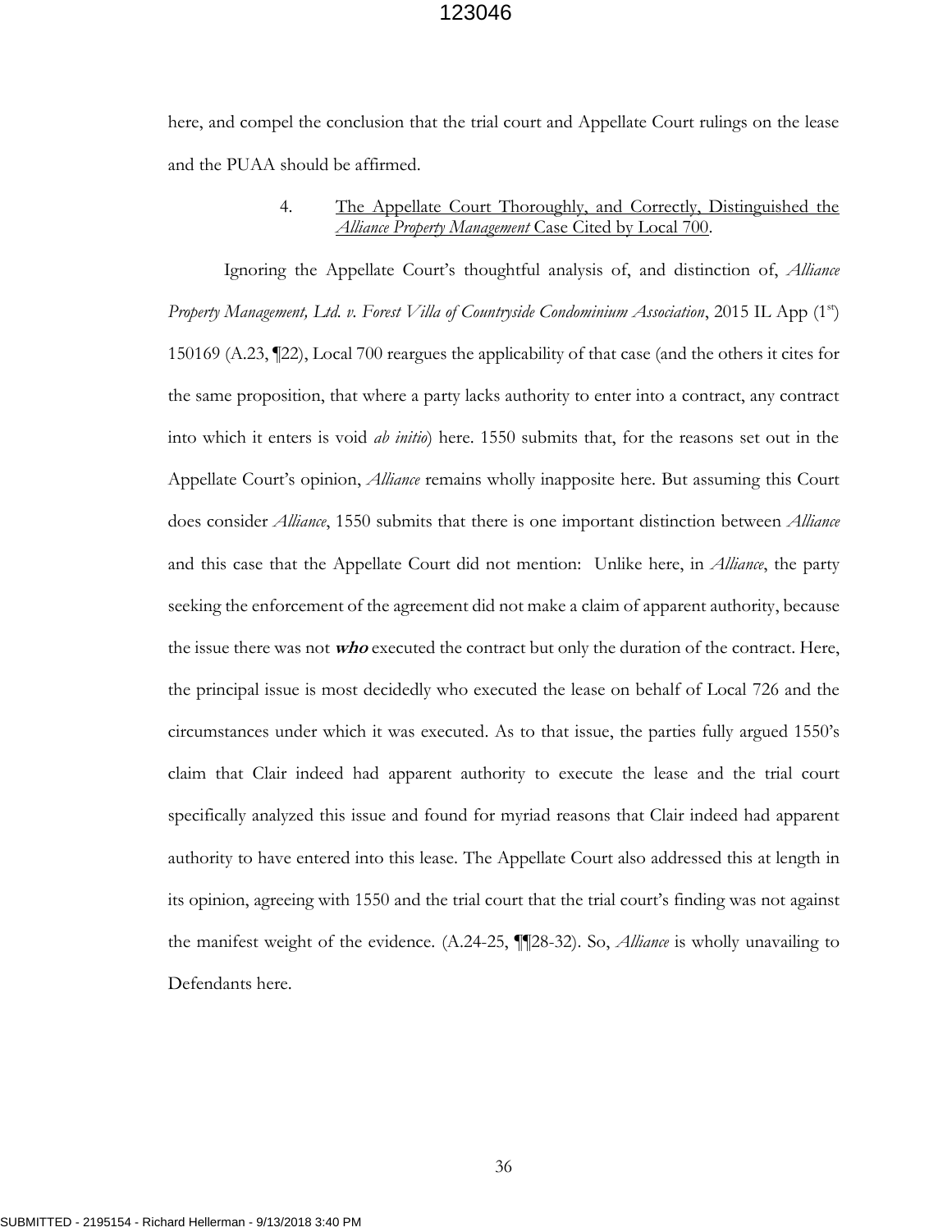here, and compel the conclusion that the trial court and Appellate Court rulings on the lease and the PUAA should be affirmed.

4. The Appellate Court Thoroughly, and Correctly, Distinguished the *Alliance Property Management* Case Cited by Local 700.

Ignoring the Appellate Court's thoughtful analysis of, and distinction of, *Alliance Property Management, Ltd. v. Forest Villa of Countryside Condominium Association*, 2015 IL App (1st) 150169 (A.23, ¶22), Local 700 reargues the applicability of that case (and the others it cites for the same proposition, that where a party lacks authority to enter into a contract, any contract into which it enters is void *ab initio*) here. 1550 submits that, for the reasons set out in the Appellate Court's opinion, *Alliance* remains wholly inapposite here. But assuming this Court does consider *Alliance*, 1550 submits that there is one important distinction between *Alliance* and this case that the Appellate Court did not mention: Unlike here, in *Alliance*, the party seeking the enforcement of the agreement did not make a claim of apparent authority, because the issue there was not ***who*** executed the contract but only the duration of the contract. Here, the principal issue is most decidedly who executed the lease on behalf of Local 726 and the circumstances under which it was executed. As to that issue, the parties fully argued 1550's claim that Clair indeed had apparent authority to execute the lease and the trial court specifically analyzed this issue and found for myriad reasons that Clair indeed had apparent authority to have entered into this lease. The Appellate Court also addressed this at length in its opinion, agreeing with 1550 and the trial court that the trial court's finding was not against the manifest weight of the evidence. (A.24-25, ¶¶28-32). So, *Alliance* is wholly unavailing to Defendants here.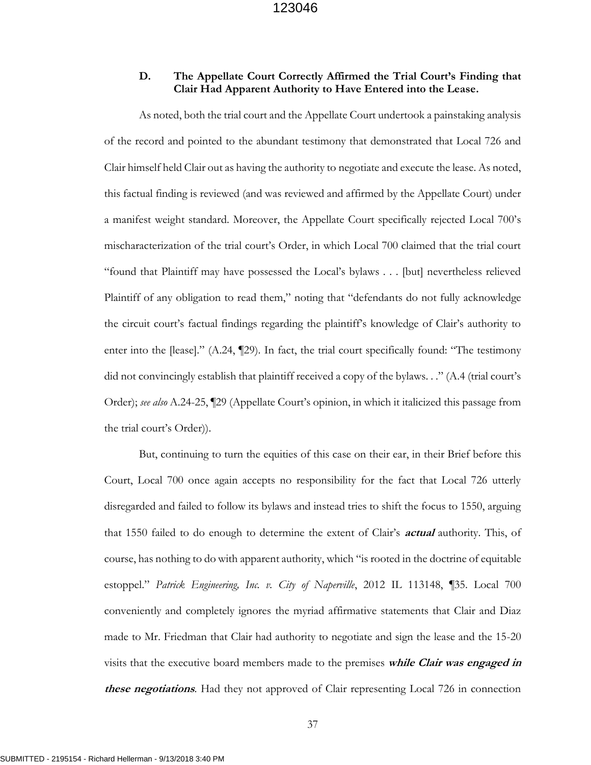### D. The Appellate Court Correctly Affirmed the Trial Court's Finding that Clair Had Apparent Authority to Have Entered into the Lease.

As noted, both the trial court and the Appellate Court undertook a painstaking analysis of the record and pointed to the abundant testimony that demonstrated that Local 726 and Clair himself held Clair out as having the authority to negotiate and execute the lease. As noted, this factual finding is reviewed (and was reviewed and affirmed by the Appellate Court) under a manifest weight standard. Moreover, the Appellate Court specifically rejected Local 700's mischaracterization of the trial court's Order, in which Local 700 claimed that the trial court "found that Plaintiff may have possessed the Local's bylaws . . . [but] nevertheless relieved Plaintiff of any obligation to read them," noting that "defendants do not fully acknowledge the circuit court's factual findings regarding the plaintiff's knowledge of Clair's authority to enter into the [lease]." (A.24, ¶29). In fact, the trial court specifically found: "The testimony did not convincingly establish that plaintiff received a copy of the bylaws. . ." (A.4 (trial court's Order); *see also* A.24-25, ¶29 (Appellate Court's opinion, in which it italicized this passage from the trial court's Order)).

But, continuing to turn the equities of this case on their ear, in their Brief before this Court, Local 700 once again accepts no responsibility for the fact that Local 726 utterly disregarded and failed to follow its bylaws and instead tries to shift the focus to 1550, arguing that 1550 failed to do enough to determine the extent of Clair's ***actual*** authority. This, of course, has nothing to do with apparent authority, which "is rooted in the doctrine of equitable estoppel." *Patrick Engineering, Inc. v. City of Naperville*, 2012 IL 113148, ¶35. Local 700 conveniently and completely ignores the myriad affirmative statements that Clair and Diaz made to Mr. Friedman that Clair had authority to negotiate and sign the lease and the 15-20 visits that the executive board members made to the premises ***while Clair was engaged in these negotiations***. Had they not approved of Clair representing Local 726 in connection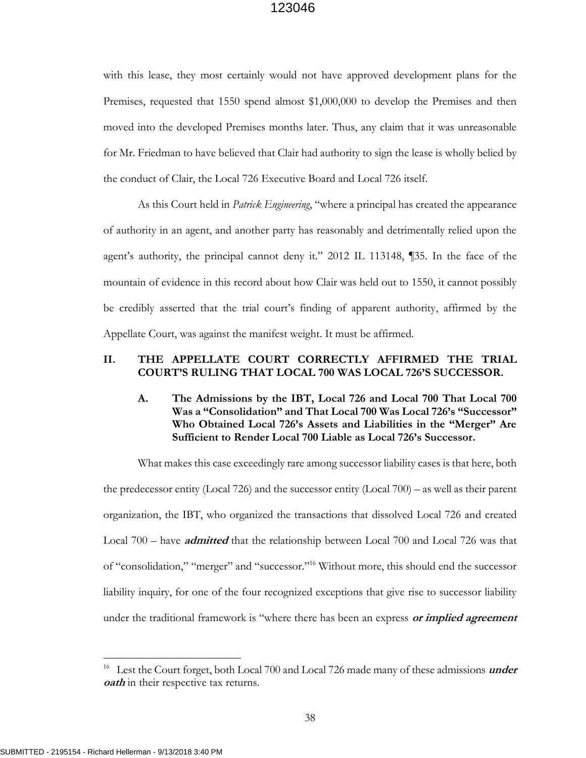with this lease, they most certainly would not have approved development plans for the Premises, requested that 1550 spend almost $1,000,000 to develop the Premises and then moved into the developed Premises months later. Thus, any claim that it was unreasonable for Mr. Friedman to have believed that Clair had authority to sign the lease is wholly belied by the conduct of Clair, the Local 726 Executive Board and Local 726 itself.

As this Court held in *Patrick Engineering*, "where a principal has created the appearance of authority in an agent, and another party has reasonably and detrimentally relied upon the agent's authority, the principal cannot deny it." 2012 IL 113148, ¶35. In the face of the mountain of evidence in this record about how Clair was held out to 1550, it cannot possibly be credibly asserted that the trial court's finding of apparent authority, affirmed by the Appellate Court, was against the manifest weight. It must be affirmed.

## II. THE APPELLATE COURT CORRECTLY AFFIRMED THE TRIAL COURT'S RULING THAT LOCAL 700 WAS LOCAL 726'S SUCCESSOR.

### A. The Admissions by the IBT, Local 726 and Local 700 That Local 700 Was a "Consolidation" and That Local 700 Was Local 726's "Successor" Who Obtained Local 726's Assets and Liabilities in the "Merger" Are Sufficient to Render Local 700 Liable as Local 726's Successor.

What makes this case exceedingly rare among successor liability cases is that here, both the predecessor entity (Local 726) and the successor entity (Local 700) – as well as their parent organization, the IBT, who organized the transactions that dissolved Local 726 and created Local 700 – have ***admitted*** that the relationship between Local 700 and Local 726 was that of "consolidation," "merger" and "successor."[16] Without more, this should end the successor liability inquiry, for one of the four recognized exceptions that give rise to successor liability under the traditional framework is "where there has been an express ***or implied agreement***

---

[16] Lest the Court forget, both Local 700 and Local 726 made many of these admissions ***under oath*** in their respective tax returns.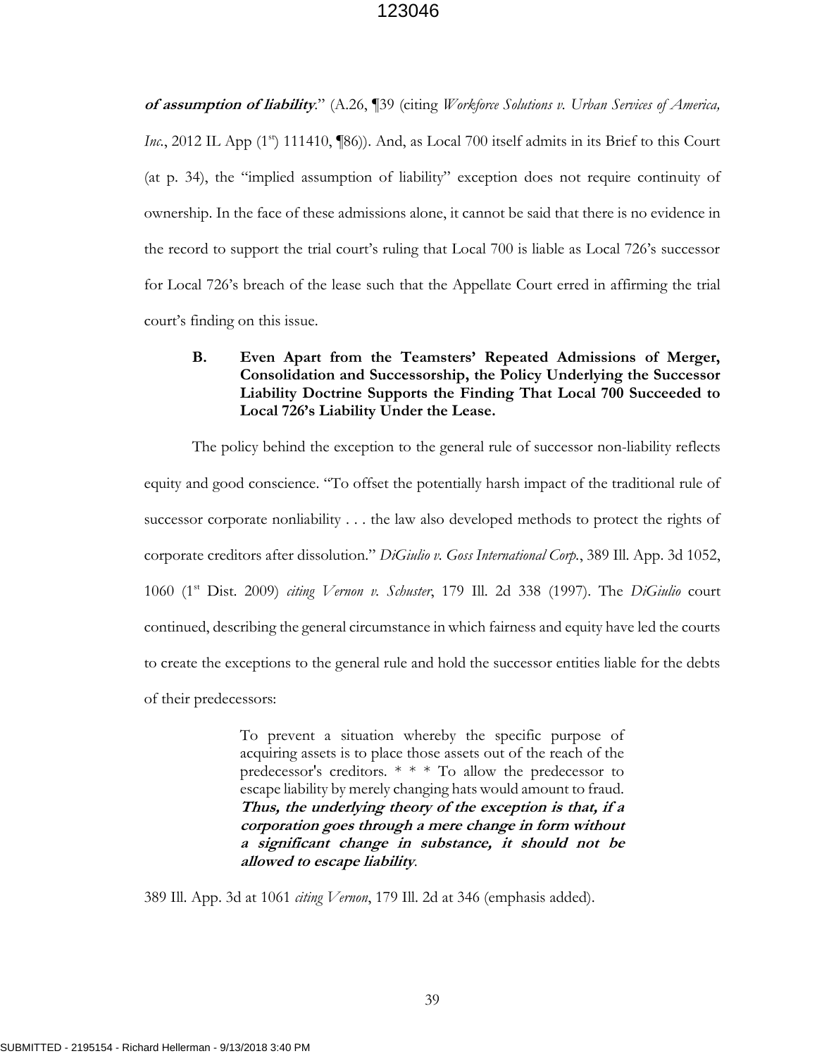***of assumption of liability***." (A.26, ¶39 (citing *Workforce Solutions v. Urban Services of America, Inc.*, 2012 IL App (1st) 111410, ¶86)). And, as Local 700 itself admits in its Brief to this Court (at p. 34), the "implied assumption of liability" exception does not require continuity of ownership. In the face of these admissions alone, it cannot be said that there is no evidence in the record to support the trial court's ruling that Local 700 is liable as Local 726's successor for Local 726's breach of the lease such that the Appellate Court erred in affirming the trial court's finding on this issue.

### B. Even Apart from the Teamsters' Repeated Admissions of Merger, Consolidation and Successorship, the Policy Underlying the Successor Liability Doctrine Supports the Finding That Local 700 Succeeded to Local 726's Liability Under the Lease.

The policy behind the exception to the general rule of successor non-liability reflects equity and good conscience. "To offset the potentially harsh impact of the traditional rule of successor corporate nonliability . . . the law also developed methods to protect the rights of corporate creditors after dissolution." *DiGiulio v. Goss International Corp.*, 389 Ill. App. 3d 1052, 1060 (1st Dist. 2009) *citing Vernon v. Schuster*, 179 Ill. 2d 338 (1997). The *DiGiulio* court continued, describing the general circumstance in which fairness and equity have led the courts to create the exceptions to the general rule and hold the successor entities liable for the debts of their predecessors:

> To prevent a situation whereby the specific purpose of acquiring assets is to place those assets out of the reach of the predecessor's creditors. * * * To allow the predecessor to escape liability by merely changing hats would amount to fraud. ***Thus, the underlying theory of the exception is that, if a corporation goes through a mere change in form without a significant change in substance, it should not be allowed to escape liability***.

389 Ill. App. 3d at 1061 *citing Vernon*, 179 Ill. 2d at 346 (emphasis added).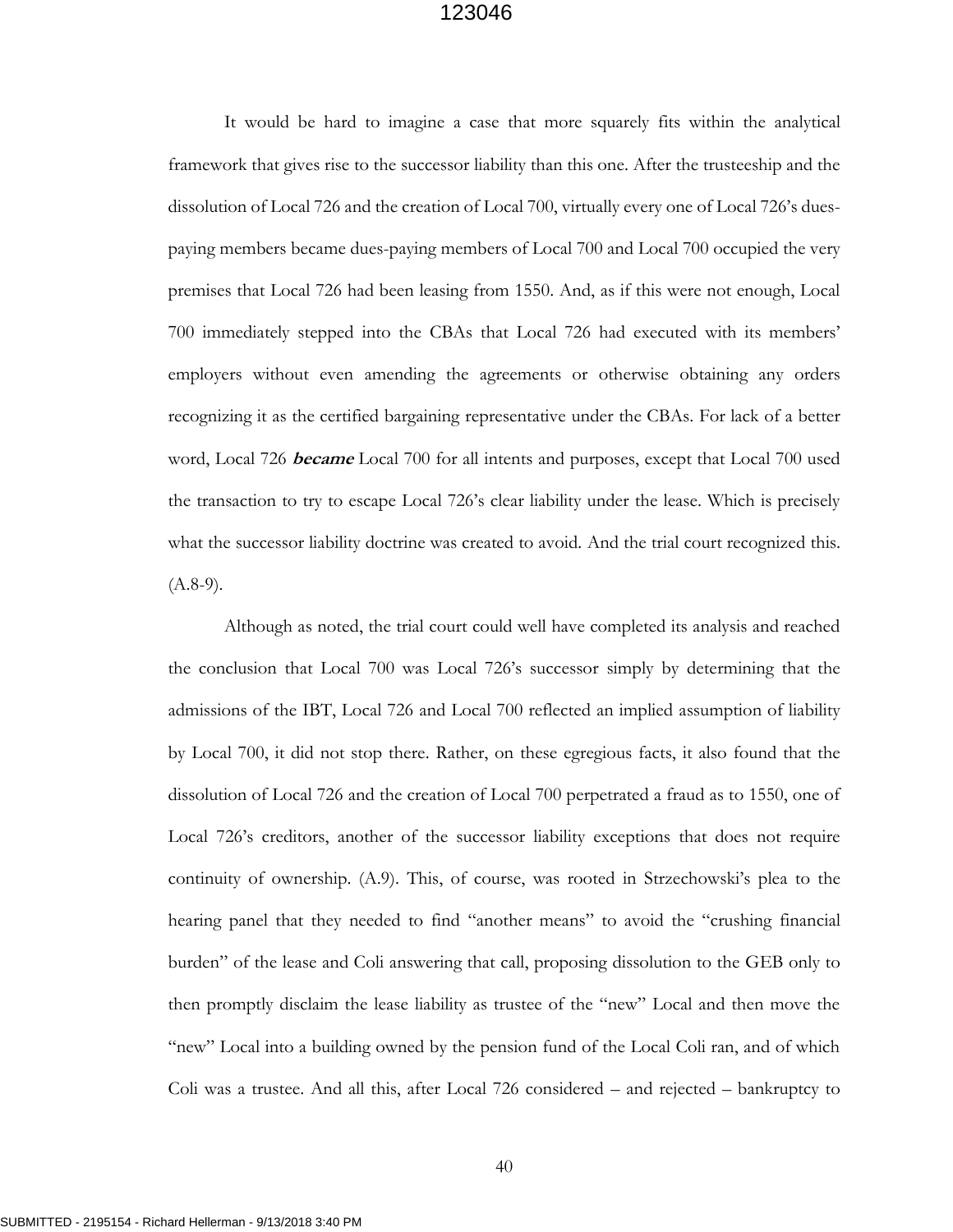It would be hard to imagine a case that more squarely fits within the analytical framework that gives rise to the successor liability than this one. After the trusteeship and the dissolution of Local 726 and the creation of Local 700, virtually every one of Local 726's dues-paying members became dues-paying members of Local 700 and Local 700 occupied the very premises that Local 726 had been leasing from 1550. And, as if this were not enough, Local 700 immediately stepped into the CBAs that Local 726 had executed with its members' employers without even amending the agreements or otherwise obtaining any orders recognizing it as the certified bargaining representative under the CBAs. For lack of a better word, Local 726 ***became*** Local 700 for all intents and purposes, except that Local 700 used the transaction to try to escape Local 726's clear liability under the lease. Which is precisely what the successor liability doctrine was created to avoid. And the trial court recognized this. (A.8-9).

Although as noted, the trial court could well have completed its analysis and reached the conclusion that Local 700 was Local 726's successor simply by determining that the admissions of the IBT, Local 726 and Local 700 reflected an implied assumption of liability by Local 700, it did not stop there. Rather, on these egregious facts, it also found that the dissolution of Local 726 and the creation of Local 700 perpetrated a fraud as to 1550, one of Local 726's creditors, another of the successor liability exceptions that does not require continuity of ownership. (A.9). This, of course, was rooted in Strzechowski's plea to the hearing panel that they needed to find "another means" to avoid the "crushing financial burden" of the lease and Coli answering that call, proposing dissolution to the GEB only to then promptly disclaim the lease liability as trustee of the "new" Local and then move the "new" Local into a building owned by the pension fund of the Local Coli ran, and of which Coli was a trustee. And all this, after Local 726 considered – and rejected – bankruptcy to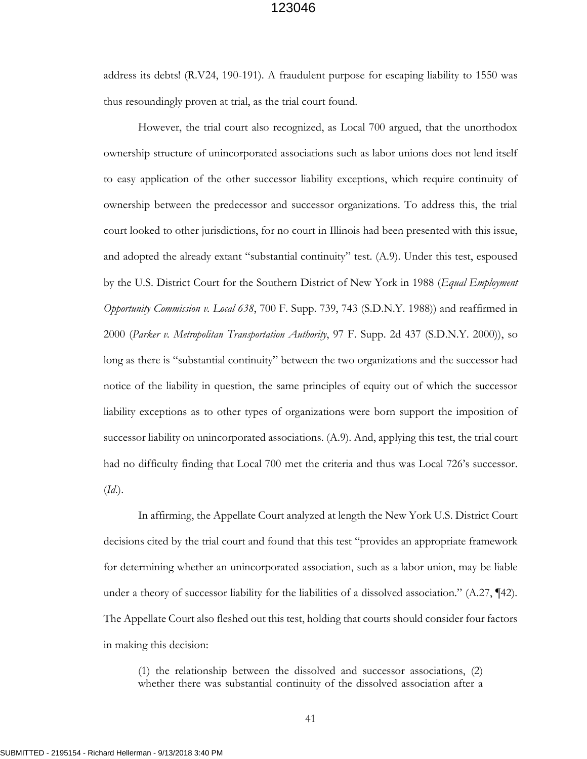address its debts! (R.V24, 190-191). A fraudulent purpose for escaping liability to 1550 was thus resoundingly proven at trial, as the trial court found.

However, the trial court also recognized, as Local 700 argued, that the unorthodox ownership structure of unincorporated associations such as labor unions does not lend itself to easy application of the other successor liability exceptions, which require continuity of ownership between the predecessor and successor organizations. To address this, the trial court looked to other jurisdictions, for no court in Illinois had been presented with this issue, and adopted the already extant "substantial continuity" test. (A.9). Under this test, espoused by the U.S. District Court for the Southern District of New York in 1988 (*Equal Employment Opportunity Commission v. Local 638*, 700 F. Supp. 739, 743 (S.D.N.Y. 1988)) and reaffirmed in 2000 (*Parker v. Metropolitan Transportation Authority*, 97 F. Supp. 2d 437 (S.D.N.Y. 2000)), so long as there is "substantial continuity" between the two organizations and the successor had notice of the liability in question, the same principles of equity out of which the successor liability exceptions as to other types of organizations were born support the imposition of successor liability on unincorporated associations. (A.9). And, applying this test, the trial court had no difficulty finding that Local 700 met the criteria and thus was Local 726's successor. (*Id*.).

In affirming, the Appellate Court analyzed at length the New York U.S. District Court decisions cited by the trial court and found that this test "provides an appropriate framework for determining whether an unincorporated association, such as a labor union, may be liable under a theory of successor liability for the liabilities of a dissolved association." (A.27, ¶42). The Appellate Court also fleshed out this test, holding that courts should consider four factors in making this decision:

> (1) the relationship between the dissolved and successor associations, (2) whether there was substantial continuity of the dissolved association after a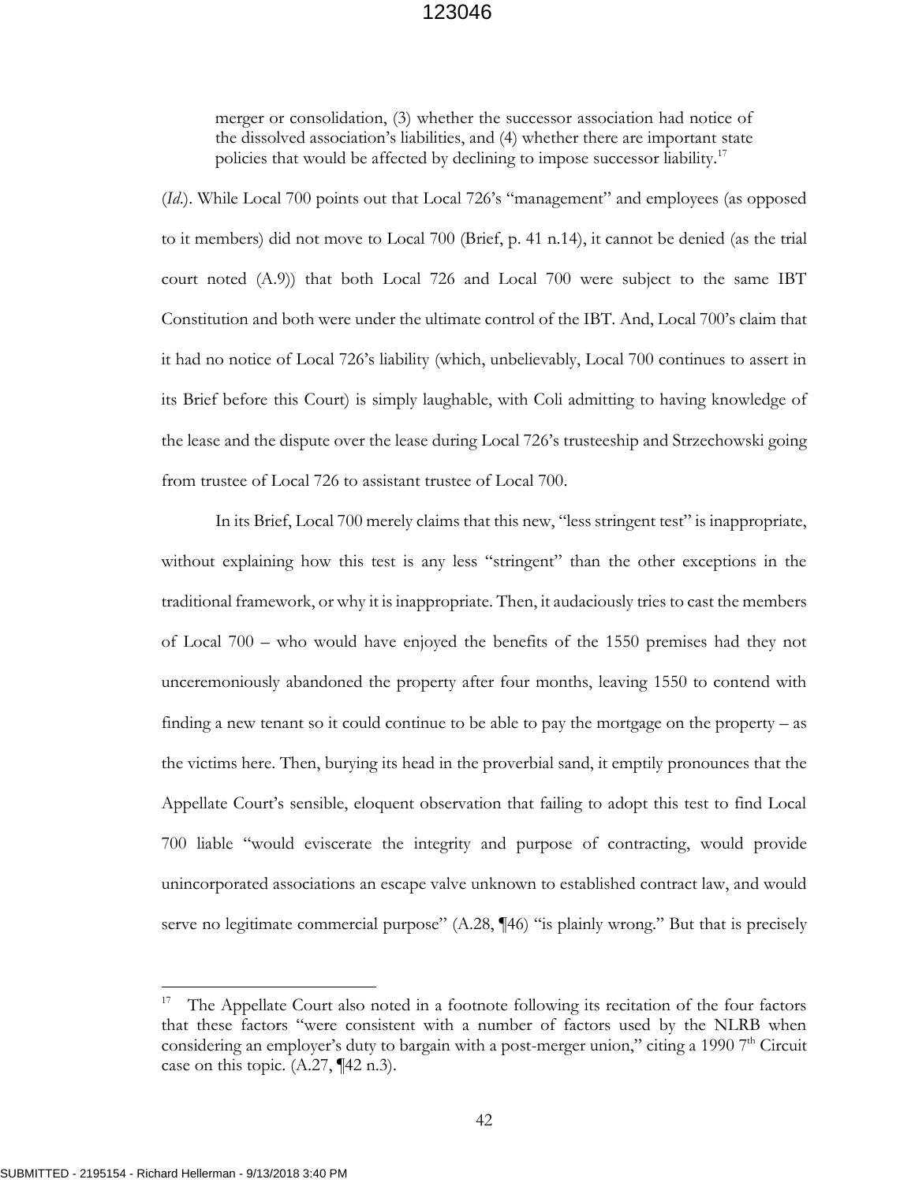> merger or consolidation, (3) whether the successor association had notice of the dissolved association's liabilities, and (4) whether there are important state policies that would be affected by declining to impose successor liability.[17]

(*Id*.). While Local 700 points out that Local 726's "management" and employees (as opposed to it members) did not move to Local 700 (Brief, p. 41 n.14), it cannot be denied (as the trial court noted (A.9)) that both Local 726 and Local 700 were subject to the same IBT Constitution and both were under the ultimate control of the IBT. And, Local 700's claim that it had no notice of Local 726's liability (which, unbelievably, Local 700 continues to assert in its Brief before this Court) is simply laughable, with Coli admitting to having knowledge of the lease and the dispute over the lease during Local 726's trusteeship and Strzechowski going from trustee of Local 726 to assistant trustee of Local 700.

In its Brief, Local 700 merely claims that this new, "less stringent test" is inappropriate, without explaining how this test is any less "stringent" than the other exceptions in the traditional framework, or why it is inappropriate. Then, it audaciously tries to cast the members of Local 700 – who would have enjoyed the benefits of the 1550 premises had they not unceremoniously abandoned the property after four months, leaving 1550 to contend with finding a new tenant so it could continue to be able to pay the mortgage on the property – as the victims here. Then, burying its head in the proverbial sand, it emptily pronounces that the Appellate Court's sensible, eloquent observation that failing to adopt this test to find Local 700 liable "would eviscerate the integrity and purpose of contracting, would provide unincorporated associations an escape valve unknown to established contract law, and would serve no legitimate commercial purpose" (A.28, ¶46) "is plainly wrong." But that is precisely

---

[17] The Appellate Court also noted in a footnote following its recitation of the four factors that these factors "were consistent with a number of factors used by the NLRB when considering an employer's duty to bargain with a post-merger union," citing a 1990 7th Circuit case on this topic. (A.27, ¶42 n.3).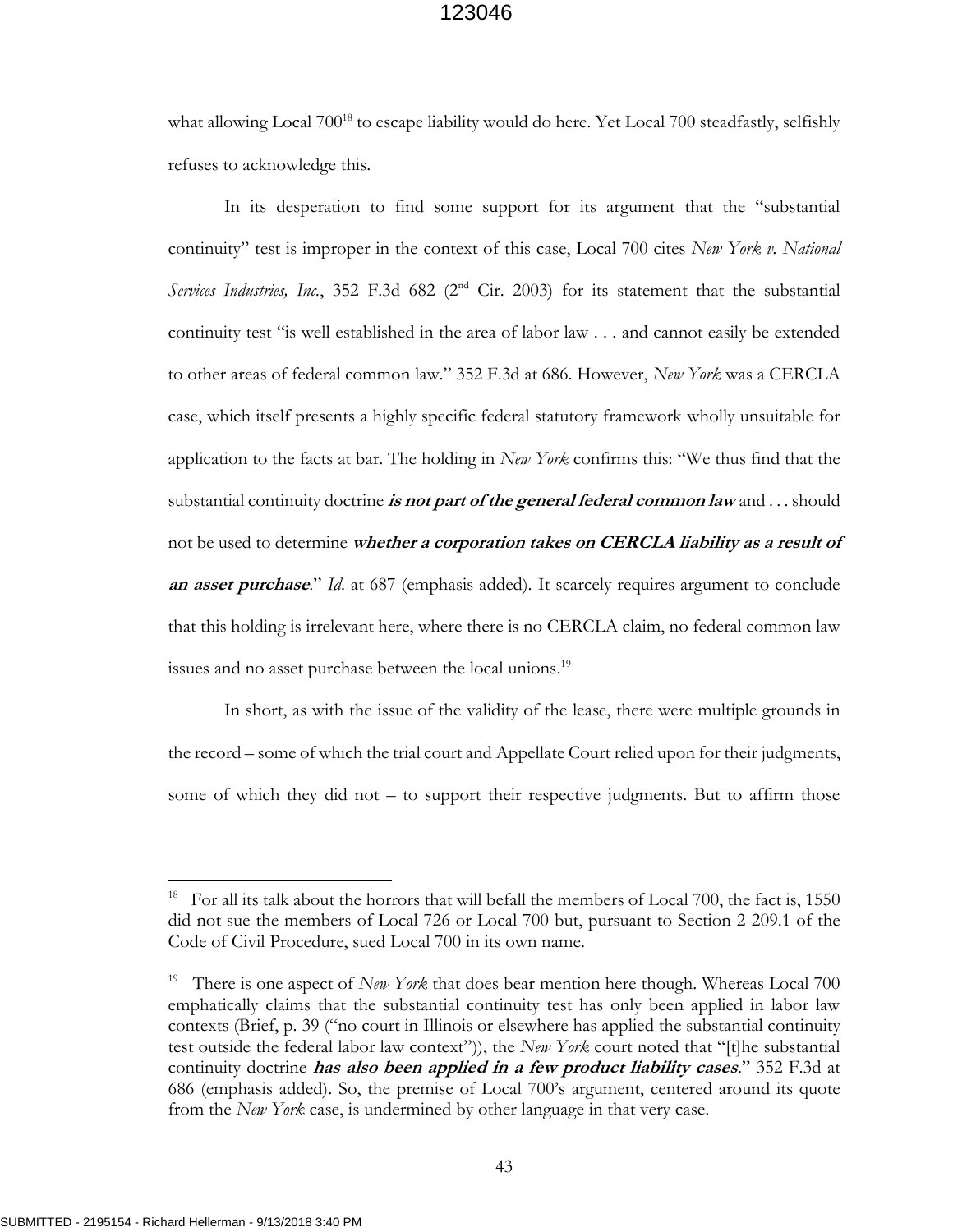what allowing Local 700[18] to escape liability would do here. Yet Local 700 steadfastly, selfishly refuses to acknowledge this.

In its desperation to find some support for its argument that the "substantial continuity" test is improper in the context of this case, Local 700 cites *New York v. National Services Industries, Inc.*, 352 F.3d 682 (2nd Cir. 2003) for its statement that the substantial continuity test "is well established in the area of labor law . . . and cannot easily be extended to other areas of federal common law." 352 F.3d at 686. However, *New York* was a CERCLA case, which itself presents a highly specific federal statutory framework wholly unsuitable for application to the facts at bar. The holding in *New York* confirms this: "We thus find that the substantial continuity doctrine ***is not part of the general federal common law*** and . . . should not be used to determine ***whether a corporation takes on CERCLA liability as a result of an asset purchase***." *Id.* at 687 (emphasis added). It scarcely requires argument to conclude that this holding is irrelevant here, where there is no CERCLA claim, no federal common law issues and no asset purchase between the local unions.[19]

In short, as with the issue of the validity of the lease, there were multiple grounds in the record – some of which the trial court and Appellate Court relied upon for their judgments, some of which they did not – to support their respective judgments. But to affirm those

---

[18] For all its talk about the horrors that will befall the members of Local 700, the fact is, 1550 did not sue the members of Local 726 or Local 700 but, pursuant to Section 2-209.1 of the Code of Civil Procedure, sued Local 700 in its own name.

[19] There is one aspect of *New York* that does bear mention here though. Whereas Local 700 emphatically claims that the substantial continuity test has only been applied in labor law contexts (Brief, p. 39 ("no court in Illinois or elsewhere has applied the substantial continuity test outside the federal labor law context")), the *New York* court noted that "[t]he substantial continuity doctrine ***has also been applied in a few product liability cases***." 352 F.3d at 686 (emphasis added). So, the premise of Local 700's argument, centered around its quote from the *New York* case, is undermined by other language in that very case.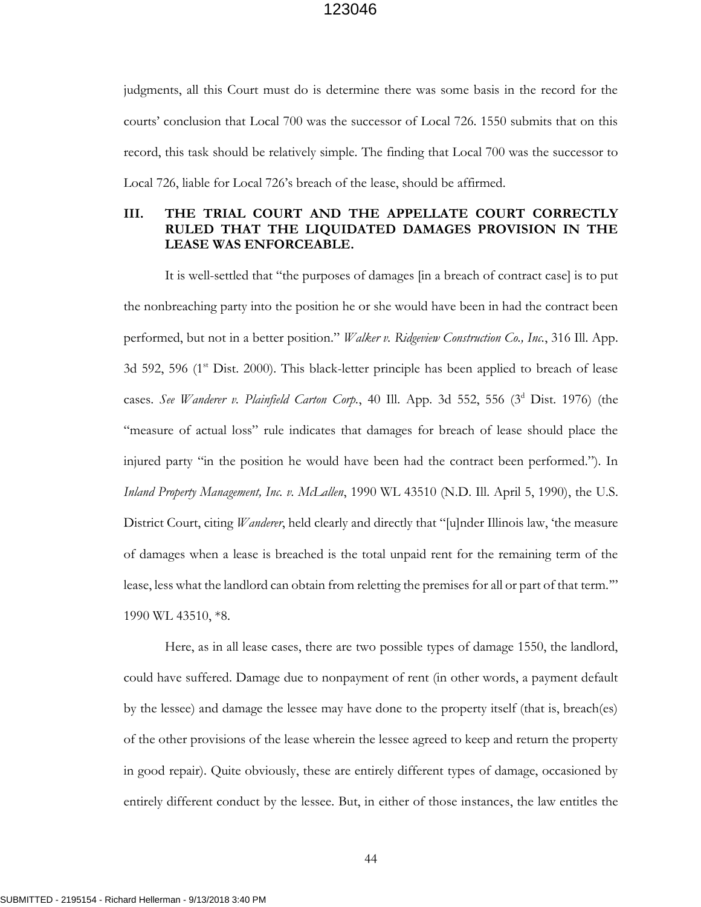judgments, all this Court must do is determine there was some basis in the record for the courts' conclusion that Local 700 was the successor of Local 726. 1550 submits that on this record, this task should be relatively simple. The finding that Local 700 was the successor to Local 726, liable for Local 726's breach of the lease, should be affirmed.

## III. THE TRIAL COURT AND THE APPELLATE COURT CORRECTLY RULED THAT THE LIQUIDATED DAMAGES PROVISION IN THE LEASE WAS ENFORCEABLE.

It is well-settled that "the purposes of damages [in a breach of contract case] is to put the nonbreaching party into the position he or she would have been in had the contract been performed, but not in a better position." *Walker v. Ridgeview Construction Co., Inc.*, 316 Ill. App. 3d 592, 596 (1st Dist. 2000). This black-letter principle has been applied to breach of lease cases. *See Wanderer v. Plainfield Carton Corp.*, 40 Ill. App. 3d 552, 556 (3d Dist. 1976) (the "measure of actual loss" rule indicates that damages for breach of lease should place the injured party "in the position he would have been had the contract been performed."). In *Inland Property Management, Inc. v. McLallen*, 1990 WL 43510 (N.D. Ill. April 5, 1990), the U.S. District Court, citing *Wanderer*, held clearly and directly that "[u]nder Illinois law, 'the measure of damages when a lease is breached is the total unpaid rent for the remaining term of the lease, less what the landlord can obtain from reletting the premises for all or part of that term.'" 1990 WL 43510, *8.

Here, as in all lease cases, there are two possible types of damage 1550, the landlord, could have suffered. Damage due to nonpayment of rent (in other words, a payment default by the lessee) and damage the lessee may have done to the property itself (that is, breach(es) of the other provisions of the lease wherein the lessee agreed to keep and return the property in good repair). Quite obviously, these are entirely different types of damage, occasioned by entirely different conduct by the lessee. But, in either of those instances, the law entitles the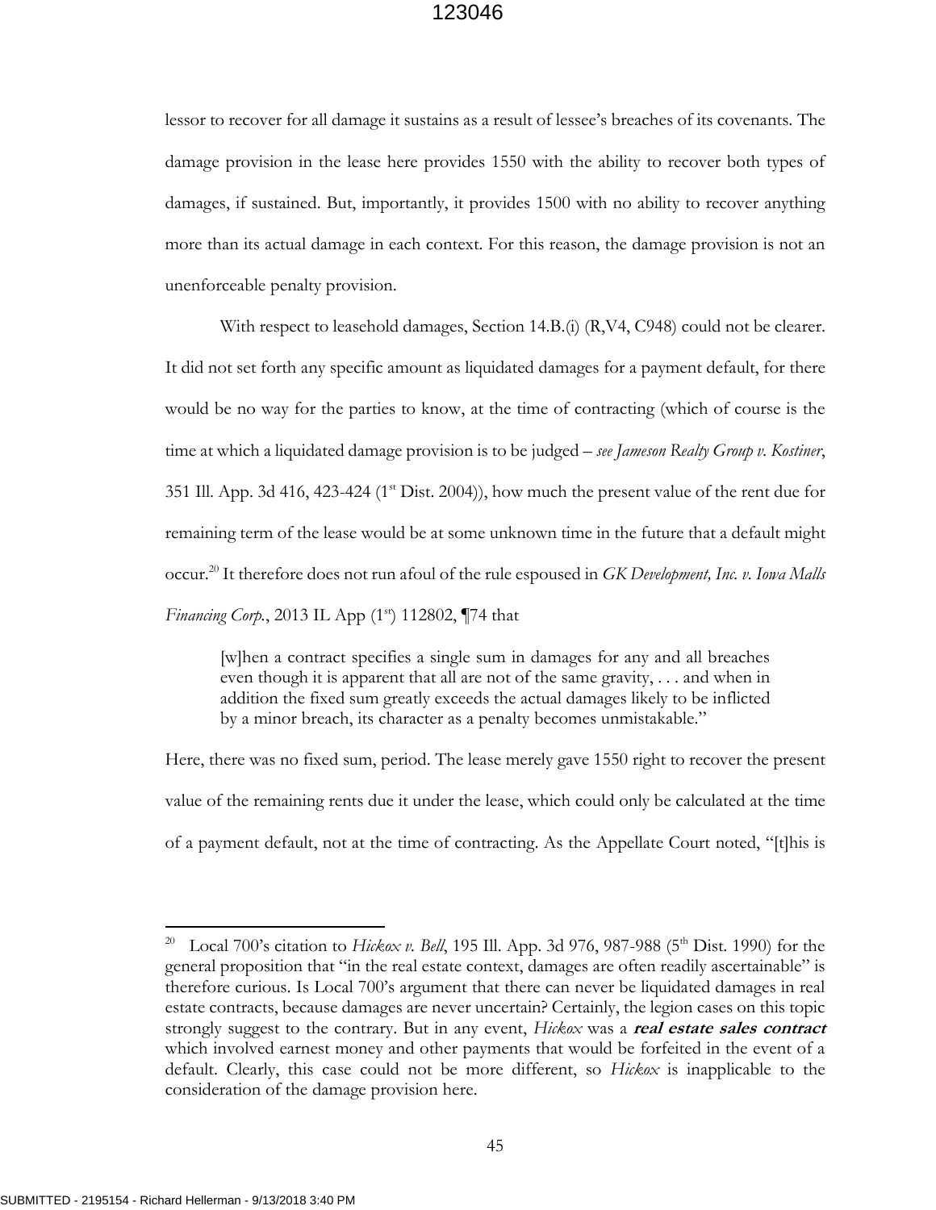lessor to recover for all damage it sustains as a result of lessee's breaches of its covenants. The damage provision in the lease here provides 1550 with the ability to recover both types of damages, if sustained. But, importantly, it provides 1500 with no ability to recover anything more than its actual damage in each context. For this reason, the damage provision is not an unenforceable penalty provision.

With respect to leasehold damages, Section 14.B.(i) (R,V4, C948) could not be clearer. It did not set forth any specific amount as liquidated damages for a payment default, for there would be no way for the parties to know, at the time of contracting (which of course is the time at which a liquidated damage provision is to be judged – *see Jameson Realty Group v. Kostiner*, 351 Ill. App. 3d 416, 423-424 (1st Dist. 2004)), how much the present value of the rent due for remaining term of the lease would be at some unknown time in the future that a default might occur.[20] It therefore does not run afoul of the rule espoused in *GK Development, Inc. v. Iowa Malls Financing Corp.*, 2013 IL App (1st) 112802, ¶74 that

> [w]hen a contract specifies a single sum in damages for any and all breaches even though it is apparent that all are not of the same gravity, . . . and when in addition the fixed sum greatly exceeds the actual damages likely to be inflicted by a minor breach, its character as a penalty becomes unmistakable."

Here, there was no fixed sum, period. The lease merely gave 1550 right to recover the present value of the remaining rents due it under the lease, which could only be calculated at the time of a payment default, not at the time of contracting. As the Appellate Court noted, "[t]his is

---

[20] Local 700's citation to *Hickox v. Bell*, 195 Ill. App. 3d 976, 987-988 (5th Dist. 1990) for the general proposition that "in the real estate context, damages are often readily ascertainable" is therefore curious. Is Local 700's argument that there can never be liquidated damages in real estate contracts, because damages are never uncertain? Certainly, the legion cases on this topic strongly suggest to the contrary. But in any event, *Hickox* was a ***real estate sales contract*** which involved earnest money and other payments that would be forfeited in the event of a default. Clearly, this case could not be more different, so *Hickox* is inapplicable to the consideration of the damage provision here.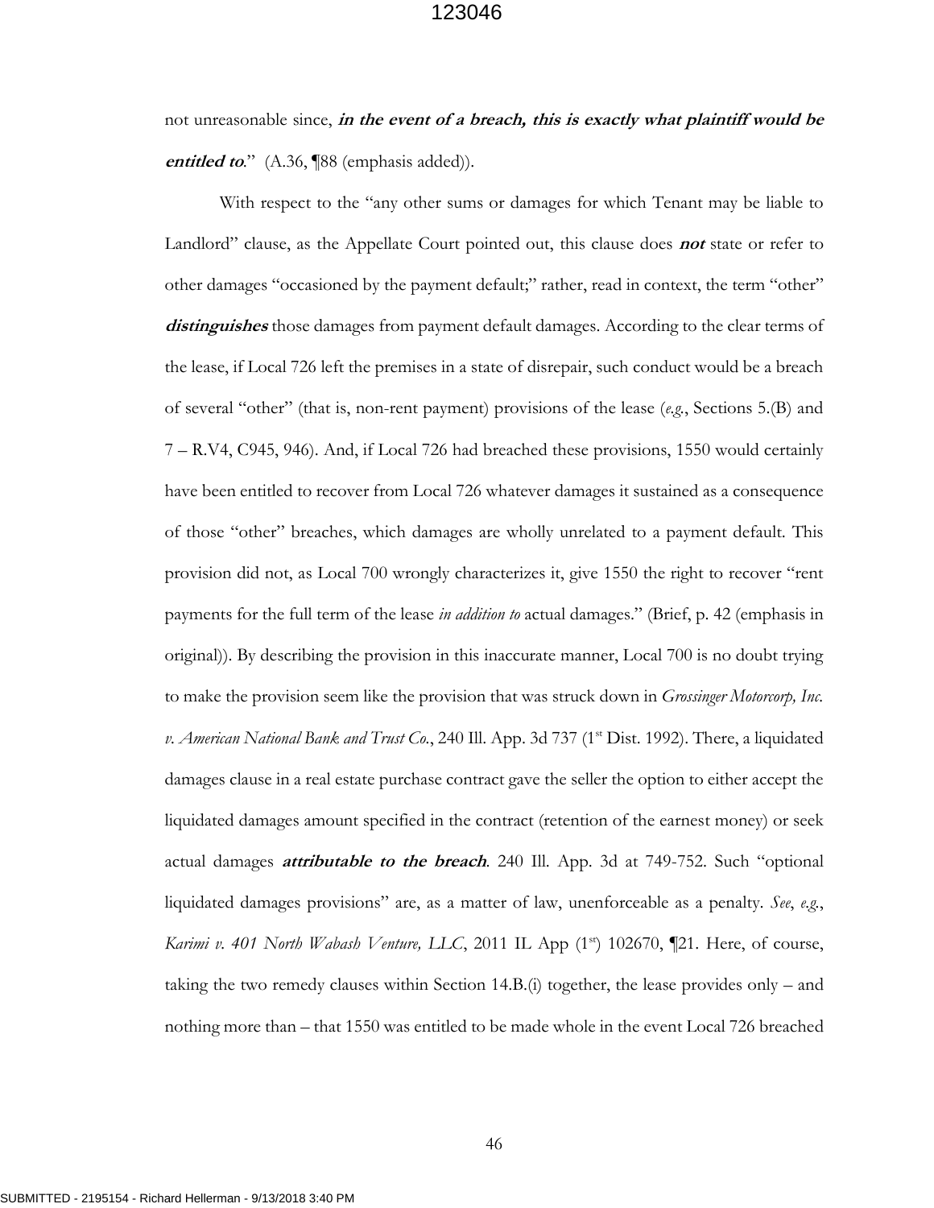not unreasonable since, ***in the event of a breach, this is exactly what plaintiff would be entitled to***." (A.36, ¶88 (emphasis added)).

With respect to the "any other sums or damages for which Tenant may be liable to Landlord" clause, as the Appellate Court pointed out, this clause does ***not*** state or refer to other damages "occasioned by the payment default;" rather, read in context, the term "other" ***distinguishes*** those damages from payment default damages. According to the clear terms of the lease, if Local 726 left the premises in a state of disrepair, such conduct would be a breach of several "other" (that is, non-rent payment) provisions of the lease (*e.g.*, Sections 5.(B) and 7 – R.V4, C945, 946). And, if Local 726 had breached these provisions, 1550 would certainly have been entitled to recover from Local 726 whatever damages it sustained as a consequence of those "other" breaches, which damages are wholly unrelated to a payment default. This provision did not, as Local 700 wrongly characterizes it, give 1550 the right to recover "rent payments for the full term of the lease *in addition to* actual damages." (Brief, p. 42 (emphasis in original)). By describing the provision in this inaccurate manner, Local 700 is no doubt trying to make the provision seem like the provision that was struck down in *Grossinger Motorcorp, Inc. v. American National Bank and Trust Co.*, 240 Ill. App. 3d 737 (1st Dist. 1992). There, a liquidated damages clause in a real estate purchase contract gave the seller the option to either accept the liquidated damages amount specified in the contract (retention of the earnest money) or seek actual damages ***attributable to the breach***. 240 Ill. App. 3d at 749-752. Such "optional liquidated damages provisions" are, as a matter of law, unenforceable as a penalty. *See*, *e.g.*, *Karimi v. 401 North Wabash Venture, LLC*, 2011 IL App (1st) 102670, ¶21. Here, of course, taking the two remedy clauses within Section 14.B.(i) together, the lease provides only – and nothing more than – that 1550 was entitled to be made whole in the event Local 726 breached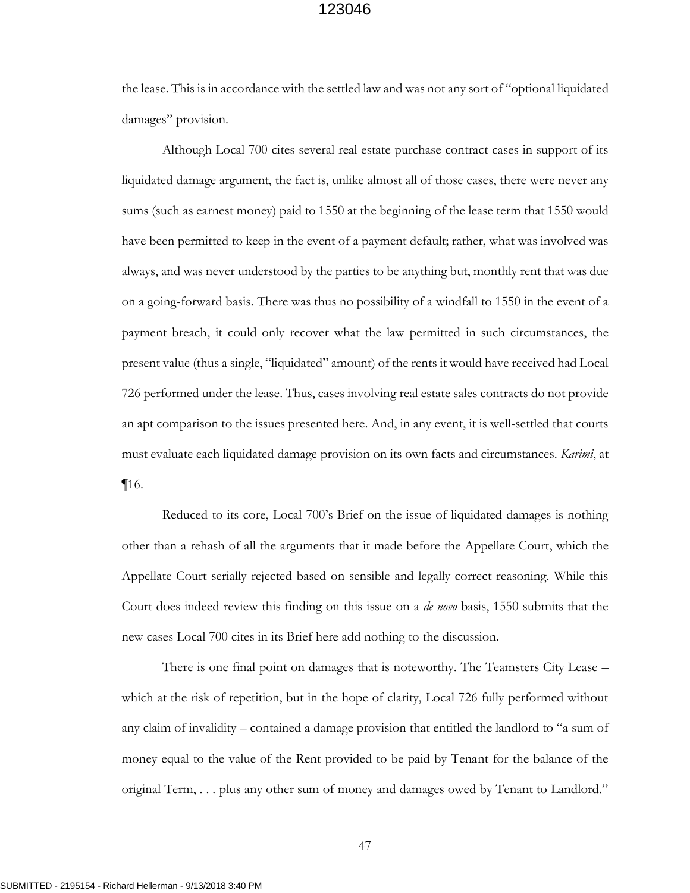the lease. This is in accordance with the settled law and was not any sort of "optional liquidated damages" provision.

Although Local 700 cites several real estate purchase contract cases in support of its liquidated damage argument, the fact is, unlike almost all of those cases, there were never any sums (such as earnest money) paid to 1550 at the beginning of the lease term that 1550 would have been permitted to keep in the event of a payment default; rather, what was involved was always, and was never understood by the parties to be anything but, monthly rent that was due on a going-forward basis. There was thus no possibility of a windfall to 1550 in the event of a payment breach, it could only recover what the law permitted in such circumstances, the present value (thus a single, "liquidated" amount) of the rents it would have received had Local 726 performed under the lease. Thus, cases involving real estate sales contracts do not provide an apt comparison to the issues presented here. And, in any event, it is well-settled that courts must evaluate each liquidated damage provision on its own facts and circumstances. *Karimi*, at ¶16.

Reduced to its core, Local 700's Brief on the issue of liquidated damages is nothing other than a rehash of all the arguments that it made before the Appellate Court, which the Appellate Court serially rejected based on sensible and legally correct reasoning. While this Court does indeed review this finding on this issue on a *de novo* basis, 1550 submits that the new cases Local 700 cites in its Brief here add nothing to the discussion.

There is one final point on damages that is noteworthy. The Teamsters City Lease – which at the risk of repetition, but in the hope of clarity, Local 726 fully performed without any claim of invalidity – contained a damage provision that entitled the landlord to "a sum of money equal to the value of the Rent provided to be paid by Tenant for the balance of the original Term, . . . plus any other sum of money and damages owed by Tenant to Landlord."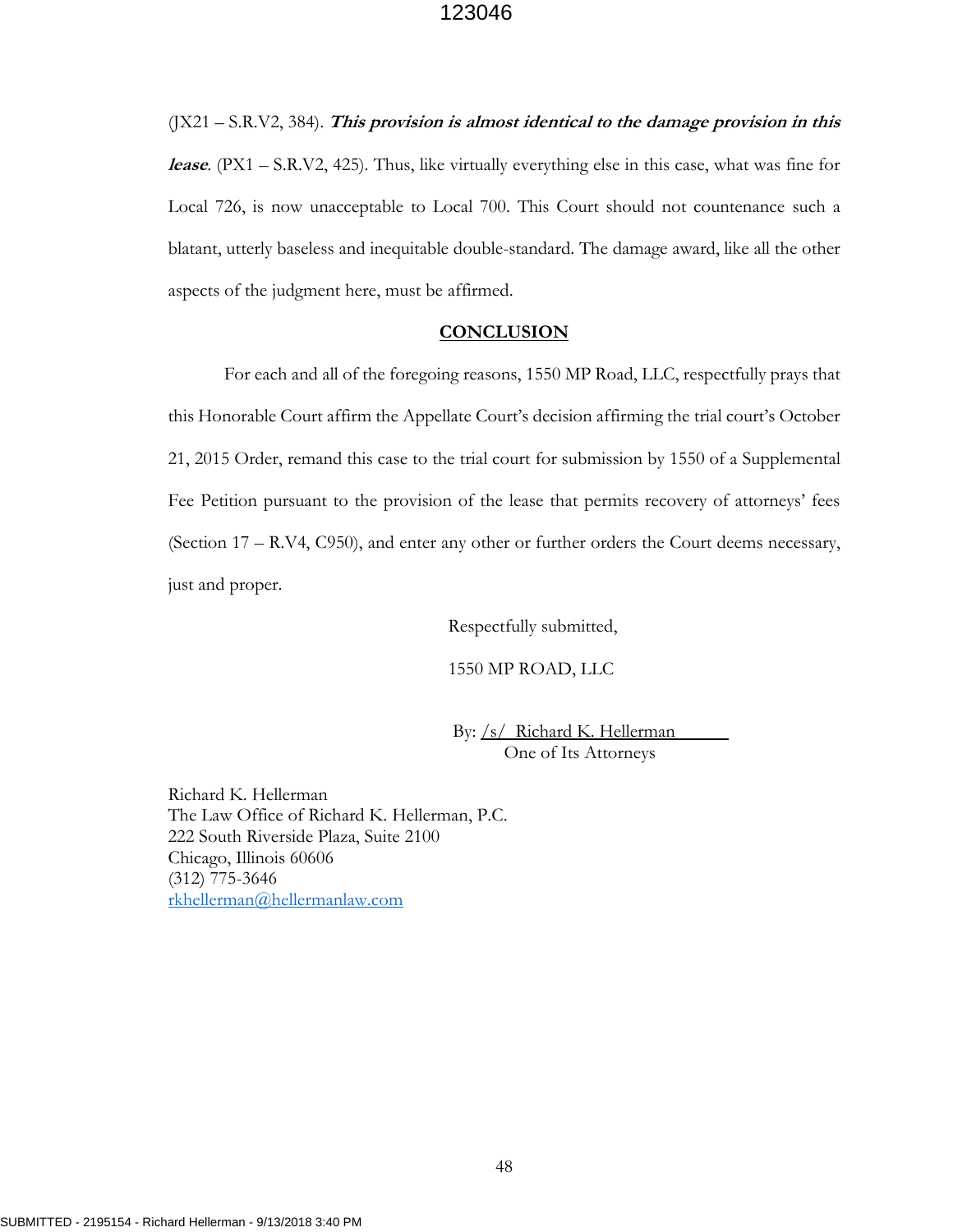(JX21 – S.R.V2, 384). ***This provision is almost identical to the damage provision in this lease***. (PX1 – S.R.V2, 425). Thus, like virtually everything else in this case, what was fine for Local 726, is now unacceptable to Local 700. This Court should not countenance such a blatant, utterly baseless and inequitable double-standard. The damage award, like all the other aspects of the judgment here, must be affirmed.

## CONCLUSION

For each and all of the foregoing reasons, 1550 MP Road, LLC, respectfully prays that this Honorable Court affirm the Appellate Court's decision affirming the trial court's October 21, 2015 Order, remand this case to the trial court for submission by 1550 of a Supplemental Fee Petition pursuant to the provision of the lease that permits recovery of attorneys' fees (Section 17 – R.V4, C950), and enter any other or further orders the Court deems necessary, just and proper.

Respectfully submitted,

1550 MP ROAD, LLC

By: /s/ Richard K. Hellerman
One of Its Attorneys

Richard K. Hellerman
The Law Office of Richard K. Hellerman, P.C.
222 South Riverside Plaza, Suite 2100
Chicago, Illinois 60606
(312) 775-3646
rkhellerman@hellermanlaw.com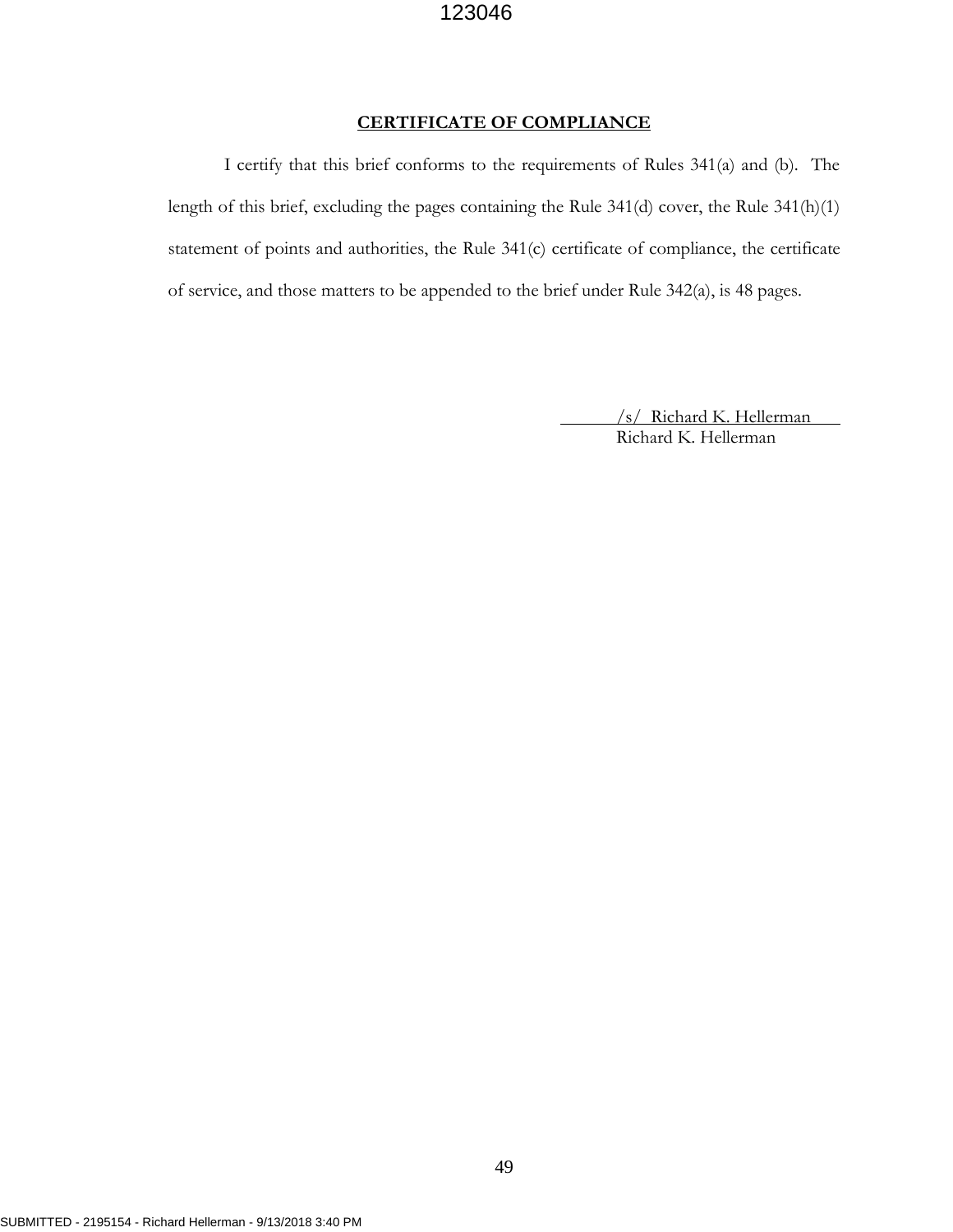## CERTIFICATE OF COMPLIANCE

I certify that this brief conforms to the requirements of Rules 341(a) and (b). The length of this brief, excluding the pages containing the Rule 341(d) cover, the Rule 341(h)(1) statement of points and authorities, the Rule 341(c) certificate of compliance, the certificate of service, and those matters to be appended to the brief under Rule 342(a), is 48 pages.

/s/ Richard K. Hellerman
Richard K. Hellerman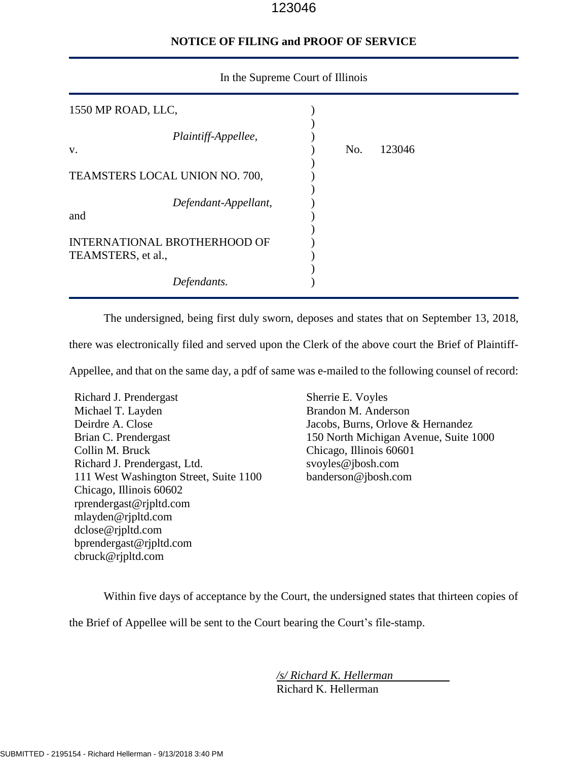**NOTICE OF FILING and PROOF OF SERVICE**

In the Supreme Court of Illinois

| | | |
|---|---|---|
| 1550 MP ROAD, LLC,<br><br>*Plaintiff-Appellee,*<br>v.<br><br>TEAMSTERS LOCAL UNION NO. 700,<br><br>*Defendant-Appellant,*<br>and<br><br>INTERNATIONAL BROTHERHOOD OF TEAMSTERS, et al.,<br><br>*Defendants.* | ) | No. 123046 |

The undersigned, being first duly sworn, deposes and states that on September 13, 2018, there was electronically filed and served upon the Clerk of the above court the Brief of Plaintiff-Appellee, and that on the same day, a pdf of same was e-mailed to the following counsel of record:

Richard J. Prendergast
Michael T. Layden
Deirdre A. Close
Brian C. Prendergast
Collin M. Bruck
Richard J. Prendergast, Ltd.
111 West Washington Street, Suite 1100
Chicago, Illinois 60602
rprendergast@rjpltd.com
mlayden@rjpltd.com
dclose@rjpltd.com
bprendergast@rjpltd.com
cbruck@rjpltd.com

Sherrie E. Voyles
Brandon M. Anderson
Jacobs, Burns, Orlove & Hernandez
150 North Michigan Avenue, Suite 1000
Chicago, Illinois 60601
svoyles@jbosh.com
banderson@jbosh.com

Within five days of acceptance by the Court, the undersigned states that thirteen copies of the Brief of Appellee will be sent to the Court bearing the Court's file-stamp.

*/s/ Richard K. Hellerman*
Richard K. Hellerman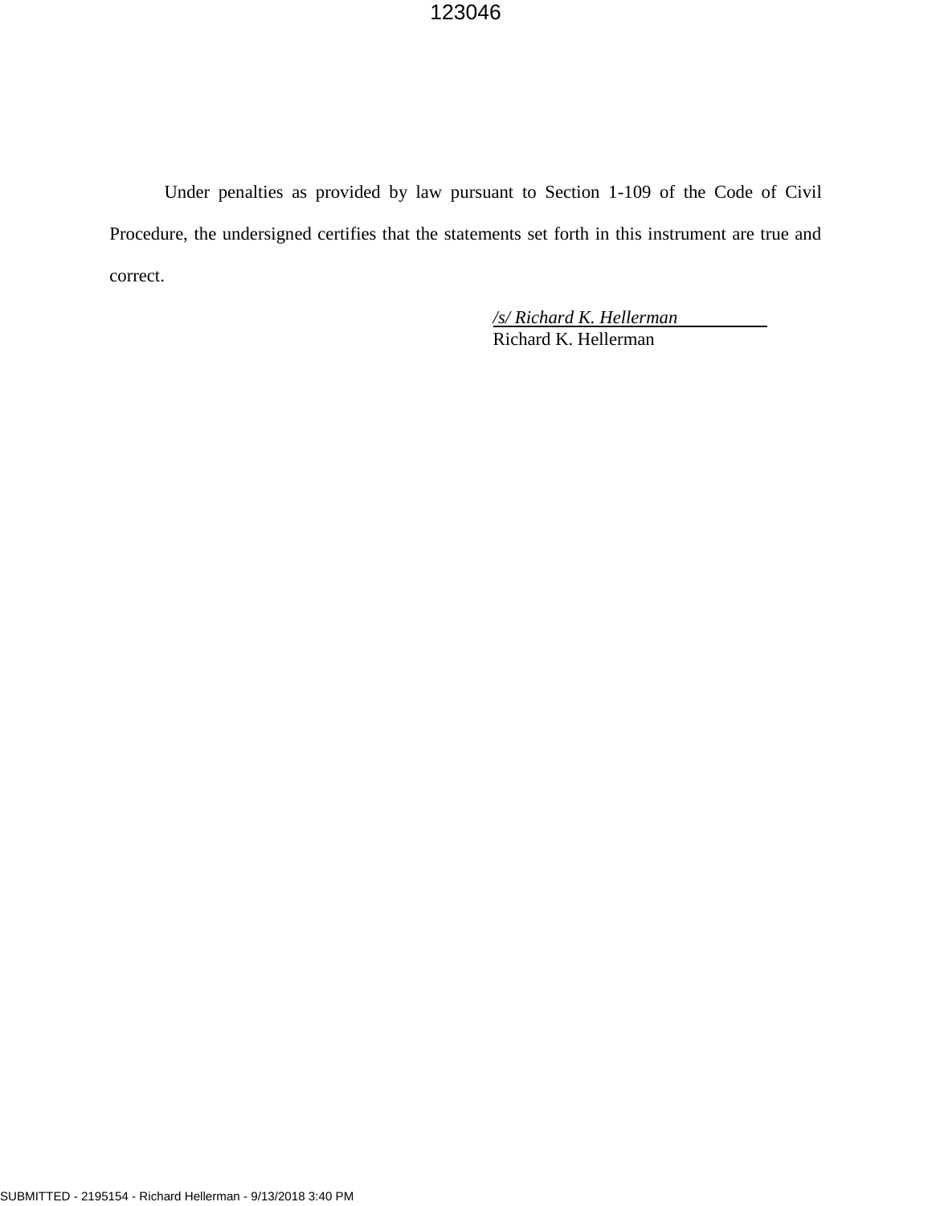Under penalties as provided by law pursuant to Section 1-109 of the Code of Civil Procedure, the undersigned certifies that the statements set forth in this instrument are true and correct.

*/s/ Richard K. Hellerman*
Richard K. Hellerman